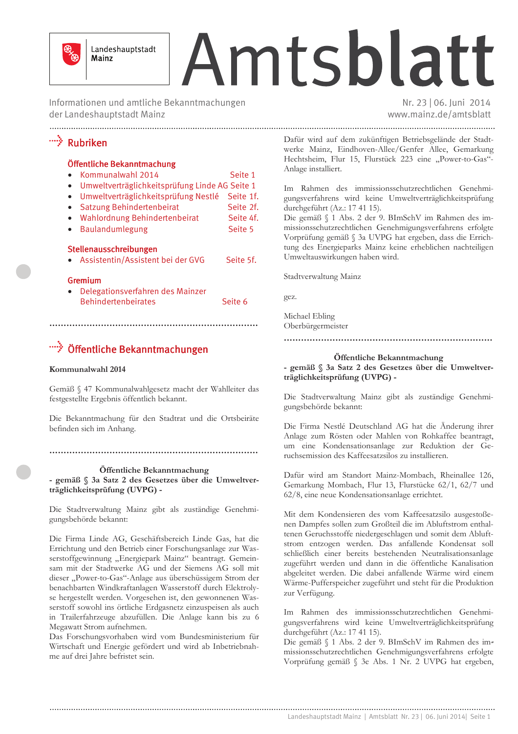# Amtsblatt

Landeshauptstadt Mainz

Informationen und amtliche Bekanntmachungen der Landeshauptstadt Mainz

Nr. 23 | 06. Juni 2014
www.mainz.de/amtsblatt

## Rubriken

### Öffentliche Bekanntmachung

- Kommunalwahl 2014 Seite 1
- Umweltverträglichkeitsprüfung Linde AG Seite 1
- Umweltverträglichkeitsprüfung Nestlé Seite 1f.
- Satzung Behindertenbeirat Seite 2f.
- Wahlordnung Behindertenbeirat Seite 4f.
- Baulandumlegung Seite 5

### Stellenausschreibungen

- Assistentin/Assistent bei der GVG Seite 5f.

### Gremium

- Delegationsverfahren des Mainzer Behindertenbeirates Seite 6

## Öffentliche Bekanntmachungen

**Kommunalwahl 2014**

Gemäß § 47 Kommunalwahlgesetz macht der Wahlleiter das festgestellte Ergebnis öffentlich bekannt.

Die Bekanntmachung für den Stadtrat und die Ortsbeiräte befinden sich im Anhang.

**Öffentliche Bekanntmachung**
**- gemäß § 3a Satz 2 des Gesetzes über die Umweltverträglichkeitsprüfung (UVPG) -**

Die Stadtverwaltung Mainz gibt als zuständige Genehmigungsbehörde bekannt:

Die Firma Linde AG, Geschäftsbereich Linde Gas, hat die Errichtung und den Betrieb einer Forschungsanlage zur Wasserstoffgewinnung „Energiepark Mainz" beantragt. Gemeinsam mit der Stadtwerke AG und der Siemens AG soll mit dieser „Power-to-Gas"-Anlage aus überschüssigem Strom der benachbarten Windkraftanlagen Wasserstoff durch Elektrolyse hergestellt werden. Vorgesehen ist, den gewonnenen Wasserstoff sowohl ins örtliche Erdgasnetz einzuspeisen als auch in Trailerfahrzeuge abzufüllen. Die Anlage kann bis zu 6 Megawatt Strom aufnehmen.
Das Forschungsvorhaben wird vom Bundesministerium für Wirtschaft und Energie gefördert und wird ab Inbetriebnahme auf drei Jahre befristet sein.

Dafür wird auf dem zukünftigen Betriebsgelände der Stadtwerke Mainz, Eindhoven-Allee/Genfer Allee, Gemarkung Hechtsheim, Flur 15, Flurstück 223 eine „Power-to-Gas"-Anlage installiert.

Im Rahmen des immissionsschutzrechtlichen Genehmigungsverfahrens wird keine Umweltverträglichkeitsprüfung durchgeführt (Az.: 17 41 15).
Die gemäß § 1 Abs. 2 der 9. BImSchV im Rahmen des immissionsschutzrechtlichen Genehmigungsverfahrens erfolgte Vorprüfung gemäß § 3a UVPG hat ergeben, dass die Errichtung des Energieparks Mainz keine erheblichen nachteiligen Umweltauswirkungen haben wird.

Stadtverwaltung Mainz

gez.

Michael Ebling
Oberbürgermeister

**Öffentliche Bekanntmachung**
**- gemäß § 3a Satz 2 des Gesetzes über die Umweltverträglichkeitsprüfung (UVPG) -**

Die Stadtverwaltung Mainz gibt als zuständige Genehmigungsbehörde bekannt:

Die Firma Nestlé Deutschland AG hat die Änderung ihrer Anlage zum Rösten oder Mahlen von Rohkaffee beantragt, um eine Kondensationsanlage zur Reduktion der Geruchsemission des Kaffeesatzsilos zu installieren.

Dafür wird am Standort Mainz-Mombach, Rheinallee 126, Gemarkung Mombach, Flur 13, Flurstücke 62/1, 62/7 und 62/8, eine neue Kondensationsanlage errichtet.

Mit dem Kondensieren des vom Kaffeesatzsilo ausgestoßenen Dampfes sollen zum Großteil die im Abluftstrom enthaltenen Geruchsstoffe niedergeschlagen und somit dem Abluftstrom entzogen werden. Das anfallende Kondensat soll schließlich einer bereits bestehenden Neutralisationsanlage zugeführt werden und dann in die öffentliche Kanalisation abgeleitet werden. Die dabei anfallende Wärme wird einem Wärme-Pufferspeicher zugeführt und steht für die Produktion zur Verfügung.

Im Rahmen des immissionsschutzrechtlichen Genehmigungsverfahrens wird keine Umweltverträglichkeitsprüfung durchgeführt (Az.: 17 41 15).
Die gemäß § 1 Abs. 2 der 9. BImSchV im Rahmen des immissionsschutzrechtlichen Genehmigungsverfahrens erfolgte Vorprüfung gemäß § 3c Abs. 1 Nr. 2 UVPG hat ergeben,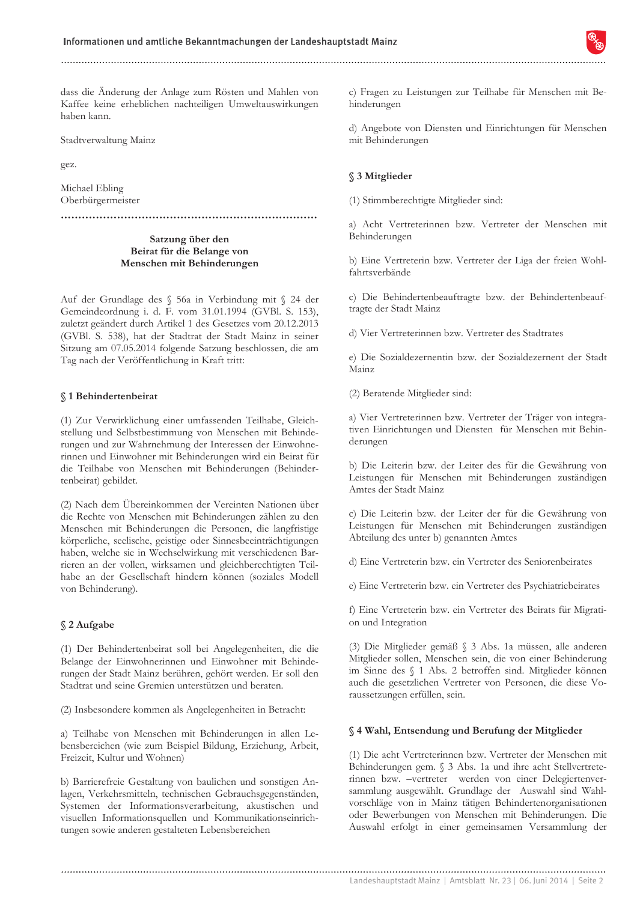dass die Änderung der Anlage zum Rösten und Mahlen von Kaffee keine erheblichen nachteiligen Umweltauswirkungen haben kann.

Stadtverwaltung Mainz

gez.

Michael Ebling
Oberbürgermeister

---

**Satzung über den Beirat für die Belange von Menschen mit Behinderungen**

Auf der Grundlage des § 56a in Verbindung mit § 24 der Gemeindeordnung i. d. F. vom 31.01.1994 (GVBl. S. 153), zuletzt geändert durch Artikel 1 des Gesetzes vom 20.12.2013 (GVBl. S. 538), hat der Stadtrat der Stadt Mainz in seiner Sitzung am 07.05.2014 folgende Satzung beschlossen, die am Tag nach der Veröffentlichung in Kraft tritt:

**§ 1 Behindertenbeirat**

(1) Zur Verwirklichung einer umfassenden Teilhabe, Gleichstellung und Selbstbestimmung von Menschen mit Behinderungen und zur Wahrnehmung der Interessen der Einwohnerinnen und Einwohner mit Behinderungen wird ein Beirat für die Teilhabe von Menschen mit Behinderungen (Behindertenbeirat) gebildet.

(2) Nach dem Übereinkommen der Vereinten Nationen über die Rechte von Menschen mit Behinderungen zählen zu den Menschen mit Behinderungen die Personen, die langfristige körperliche, seelische, geistige oder Sinnesbeeinträchtigungen haben, welche sie in Wechselwirkung mit verschiedenen Barrieren an der vollen, wirksamen und gleichberechtigten Teilhabe an der Gesellschaft hindern können (soziales Modell von Behinderung).

**§ 2 Aufgabe**

(1) Der Behindertenbeirat soll bei Angelegenheiten, die die Belange der Einwohnerinnen und Einwohner mit Behinderungen der Stadt Mainz berühren, gehört werden. Er soll den Stadtrat und seine Gremien unterstützen und beraten.

(2) Insbesondere kommen als Angelegenheiten in Betracht:

a) Teilhabe von Menschen mit Behinderungen in allen Lebensbereichen (wie zum Beispiel Bildung, Erziehung, Arbeit, Freizeit, Kultur und Wohnen)

b) Barrierefreie Gestaltung von baulichen und sonstigen Anlagen, Verkehrsmitteln, technischen Gebrauchsgegenständen, Systemen der Informationsverarbeitung, akustischen und visuellen Informationsquellen und Kommunikationseinrichtungen sowie anderen gestalteten Lebensbereichen

c) Fragen zu Leistungen zur Teilhabe für Menschen mit Behinderungen

d) Angebote von Diensten und Einrichtungen für Menschen mit Behinderungen

**§ 3 Mitglieder**

(1) Stimmberechtigte Mitglieder sind:

a) Acht Vertreterinnen bzw. Vertreter der Menschen mit Behinderungen

b) Eine Vertreterin bzw. Vertreter der Liga der freien Wohlfahrtsverbände

c) Die Behindertenbeauftragte bzw. der Behindertenbeauftragte der Stadt Mainz

d) Vier Vertreterinnen bzw. Vertreter des Stadtrates

e) Die Sozialdezernentin bzw. der Sozialdezernent der Stadt Mainz

(2) Beratende Mitglieder sind:

a) Vier Vertreterinnen bzw. Vertreter der Träger von integrativen Einrichtungen und Diensten für Menschen mit Behinderungen

b) Die Leiterin bzw. der Leiter des für die Gewährung von Leistungen für Menschen mit Behinderungen zuständigen Amtes der Stadt Mainz

c) Die Leiterin bzw. der Leiter der für die Gewährung von Leistungen für Menschen mit Behinderungen zuständigen Abteilung des unter b) genannten Amtes

d) Eine Vertreterin bzw. ein Vertreter des Seniorenbeirates

e) Eine Vertreterin bzw. ein Vertreter des Psychiatriebeirates

f) Eine Vertreterin bzw. ein Vertreter des Beirats für Migration und Integration

(3) Die Mitglieder gemäß § 3 Abs. 1a müssen, alle anderen Mitglieder sollen, Menschen sein, die von einer Behinderung im Sinne des § 1 Abs. 2 betroffen sind. Mitglieder können auch die gesetzlichen Vertreter von Personen, die diese Voraussetzungen erfüllen, sein.

**§ 4 Wahl, Entsendung und Berufung der Mitglieder**

(1) Die acht Vertreterinnen bzw. Vertreter der Menschen mit Behinderungen gem. § 3 Abs. 1a und ihre acht Stellvertreterinnen bzw. –vertreter werden von einer Delegiertenversammlung ausgewählt. Grundlage der Auswahl sind Wahlvorschläge von in Mainz tätigen Behindertenorganisationen oder Bewerbungen von Menschen mit Behinderungen. Die Auswahl erfolgt in einer gemeinsamen Versammlung der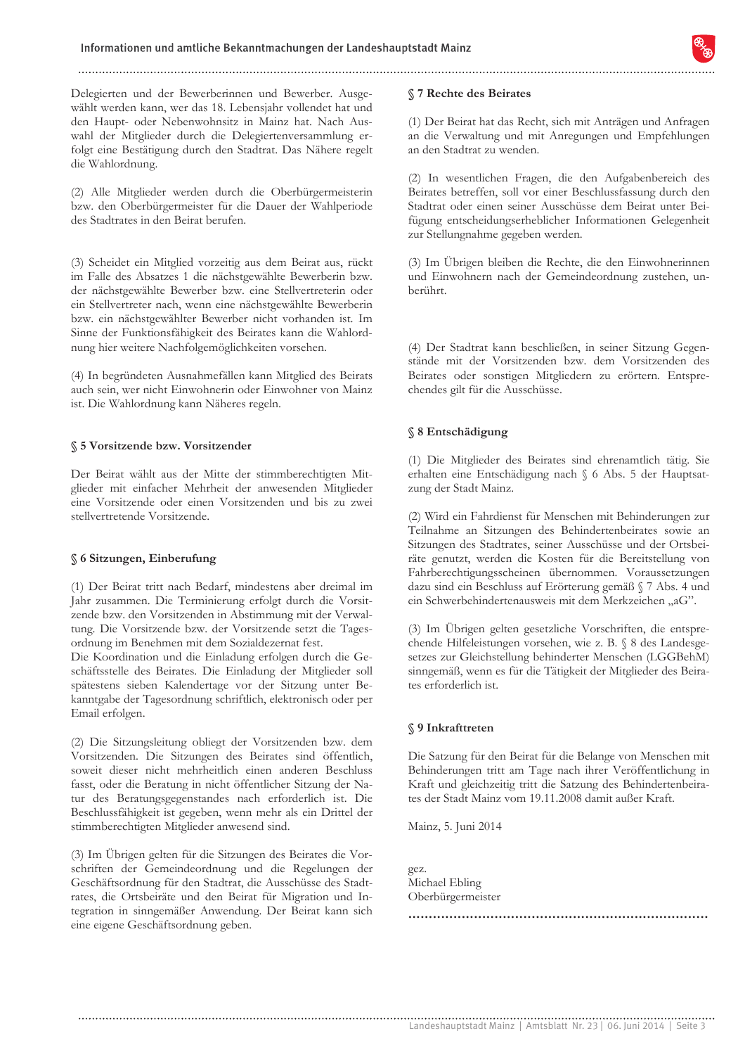Delegierten und der Bewerberinnen und Bewerber. Ausgewählt werden kann, wer das 18. Lebensjahr vollendet hat und den Haupt- oder Nebenwohnsitz in Mainz hat. Nach Auswahl der Mitglieder durch die Delegiertenversammlung erfolgt eine Bestätigung durch den Stadtrat. Das Nähere regelt die Wahlordnung.

(2) Alle Mitglieder werden durch die Oberbürgermeisterin bzw. den Oberbürgermeister für die Dauer der Wahlperiode des Stadtrates in den Beirat berufen.

(3) Scheidet ein Mitglied vorzeitig aus dem Beirat aus, rückt im Falle des Absatzes 1 die nächstgewählte Bewerberin bzw. der nächstgewählte Bewerber bzw. eine Stellvertreterin oder ein Stellvertreter nach, wenn eine nächstgewählte Bewerberin bzw. ein nächstgewählter Bewerber nicht vorhanden ist. Im Sinne der Funktionsfähigkeit des Beirates kann die Wahlordnung hier weitere Nachfolgemöglichkeiten vorsehen.

(4) In begründeten Ausnahmefällen kann Mitglied des Beirats auch sein, wer nicht Einwohnerin oder Einwohner von Mainz ist. Die Wahlordnung kann Näheres regeln.

### § 5 Vorsitzende bzw. Vorsitzender

Der Beirat wählt aus der Mitte der stimmberechtigten Mitglieder mit einfacher Mehrheit der anwesenden Mitglieder eine Vorsitzende oder einen Vorsitzenden und bis zu zwei stellvertretende Vorsitzende.

### § 6 Sitzungen, Einberufung

(1) Der Beirat tritt nach Bedarf, mindestens aber dreimal im Jahr zusammen. Die Terminierung erfolgt durch die Vorsitzende bzw. den Vorsitzenden in Abstimmung mit der Verwaltung. Die Vorsitzende bzw. der Vorsitzende setzt die Tagesordnung im Benehmen mit dem Sozialdezernat fest.
Die Koordination und die Einladung erfolgen durch die Geschäftsstelle des Beirates. Die Einladung der Mitglieder soll spätestens sieben Kalendertage vor der Sitzung unter Bekanntgabe der Tagesordnung schriftlich, elektronisch oder per Email erfolgen.

(2) Die Sitzungsleitung obliegt der Vorsitzenden bzw. dem Vorsitzenden. Die Sitzungen des Beirates sind öffentlich, soweit dieser nicht mehrheitlich einen anderen Beschluss fasst, oder die Beratung in nicht öffentlicher Sitzung der Natur des Beratungsgegenstandes nach erforderlich ist. Die Beschlussfähigkeit ist gegeben, wenn mehr als ein Drittel der stimmberechtigten Mitglieder anwesend sind.

(3) Im Übrigen gelten für die Sitzungen des Beirates die Vorschriften der Gemeindeordnung und die Regelungen der Geschäftsordnung für den Stadtrat, die Ausschüsse des Stadtrates, die Ortsbeiräte und den Beirat für Migration und Integration in sinngemäßer Anwendung. Der Beirat kann sich eine eigene Geschäftsordnung geben.

### § 7 Rechte des Beirates

(1) Der Beirat hat das Recht, sich mit Anträgen und Anfragen an die Verwaltung und mit Anregungen und Empfehlungen an den Stadtrat zu wenden.

(2) In wesentlichen Fragen, die den Aufgabenbereich des Beirates betreffen, soll vor einer Beschlussfassung durch den Stadtrat oder einen seiner Ausschüsse dem Beirat unter Beifügung entscheidungserheblicher Informationen Gelegenheit zur Stellungnahme gegeben werden.

(3) Im Übrigen bleiben die Rechte, die den Einwohnerinnen und Einwohnern nach der Gemeindeordnung zustehen, unberührt.

(4) Der Stadtrat kann beschließen, in seiner Sitzung Gegenstände mit der Vorsitzenden bzw. dem Vorsitzenden des Beirates oder sonstigen Mitgliedern zu erörtern. Entsprechendes gilt für die Ausschüsse.

### § 8 Entschädigung

(1) Die Mitglieder des Beirates sind ehrenamtlich tätig. Sie erhalten eine Entschädigung nach § 6 Abs. 5 der Hauptsatzung der Stadt Mainz.

(2) Wird ein Fahrdienst für Menschen mit Behinderungen zur Teilnahme an Sitzungen des Behindertenbeirates sowie an Sitzungen des Stadtrates, seiner Ausschüsse und der Ortsbeiräte genutzt, werden die Kosten für die Bereitstellung von Fahrberechtigungsscheinen übernommen. Voraussetzungen dazu sind ein Beschluss auf Erörterung gemäß § 7 Abs. 4 und ein Schwerbehindertenausweis mit dem Merkzeichen „aG".

(3) Im Übrigen gelten gesetzliche Vorschriften, die entsprechende Hilfeleistungen vorsehen, wie z. B. § 8 des Landesgesetzes zur Gleichstellung behinderter Menschen (LGGBehM) sinngemäß, wenn es für die Tätigkeit der Mitglieder des Beirates erforderlich ist.

### § 9 Inkrafttreten

Die Satzung für den Beirat für die Belange von Menschen mit Behinderungen tritt am Tage nach ihrer Veröffentlichung in Kraft und gleichzeitig tritt die Satzung des Behindertenbeirates der Stadt Mainz vom 19.11.2008 damit außer Kraft.

Mainz, 5. Juni 2014

gez.
Michael Ebling
Oberbürgermeister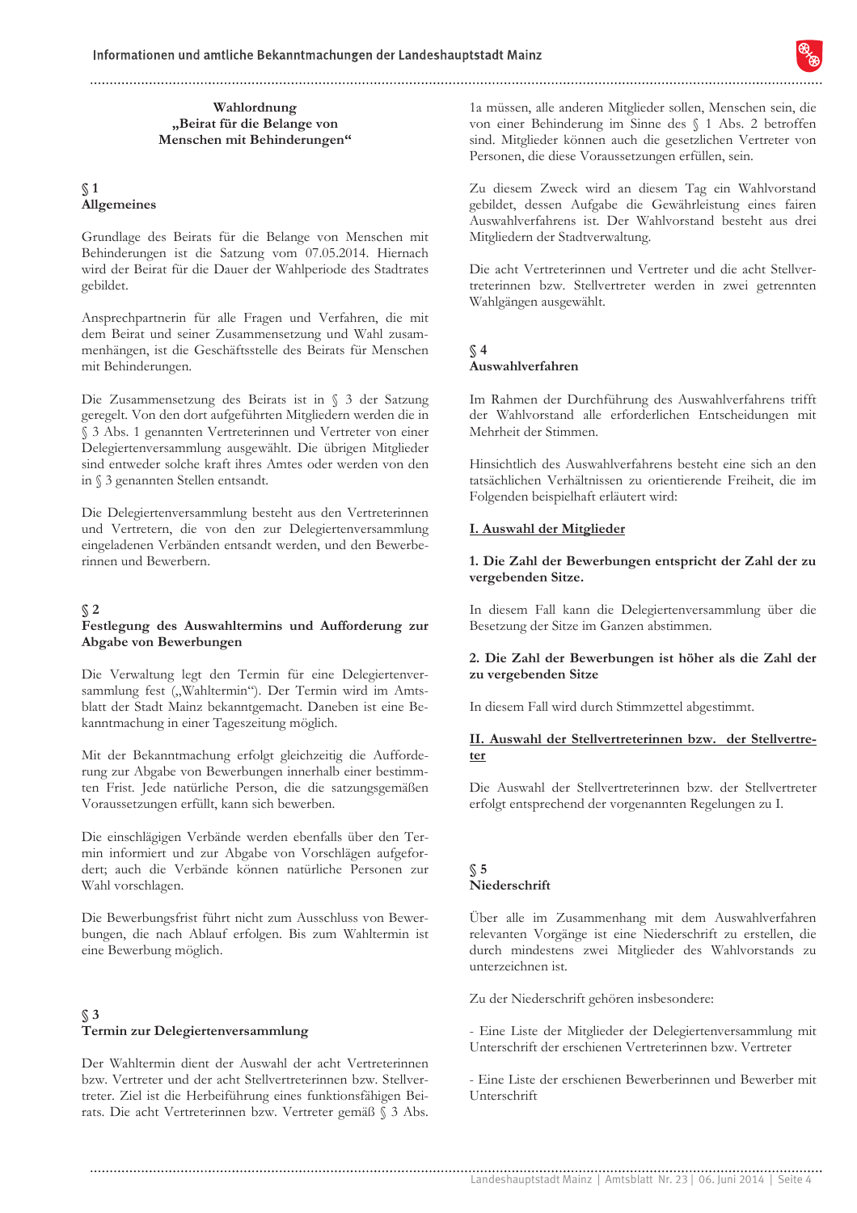# Wahlordnung „Beirat für die Belange von Menschen mit Behinderungen“

## § 1 Allgemeines

Grundlage des Beirats für die Belange von Menschen mit Behinderungen ist die Satzung vom 07.05.2014. Hiernach wird der Beirat für die Dauer der Wahlperiode des Stadtrates gebildet.

Ansprechpartnerin für alle Fragen und Verfahren, die mit dem Beirat und seiner Zusammensetzung und Wahl zusammenhängen, ist die Geschäftsstelle des Beirats für Menschen mit Behinderungen.

Die Zusammensetzung des Beirats ist in § 3 der Satzung geregelt. Von den dort aufgeführten Mitgliedern werden die in § 3 Abs. 1 genannten Vertreterinnen und Vertreter von einer Delegiertenversammlung ausgewählt. Die übrigen Mitglieder sind entweder solche kraft ihres Amtes oder werden von den in § 3 genannten Stellen entsandt.

Die Delegiertenversammlung besteht aus den Vertreterinnen und Vertretern, die von den zur Delegiertenversammlung eingeladenen Verbänden entsandt werden, und den Bewerberinnen und Bewerbern.

## § 2 Festlegung des Auswahltermins und Aufforderung zur Abgabe von Bewerbungen

Die Verwaltung legt den Termin für eine Delegiertenversammlung fest („Wahltermin“). Der Termin wird im Amtsblatt der Stadt Mainz bekanntgemacht. Daneben ist eine Bekanntmachung in einer Tageszeitung möglich.

Mit der Bekanntmachung erfolgt gleichzeitig die Aufforderung zur Abgabe von Bewerbungen innerhalb einer bestimmten Frist. Jede natürliche Person, die die satzungsgemäßen Voraussetzungen erfüllt, kann sich bewerben.

Die einschlägigen Verbände werden ebenfalls über den Termin informiert und zur Abgabe von Vorschlägen aufgefordert; auch die Verbände können natürliche Personen zur Wahl vorschlagen.

Die Bewerbungsfrist führt nicht zum Ausschluss von Bewerbungen, die nach Ablauf erfolgen. Bis zum Wahltermin ist eine Bewerbung möglich.

## § 3 Termin zur Delegiertenversammlung

Der Wahltermin dient der Auswahl der acht Vertreterinnen bzw. Vertreter und der acht Stellvertreterinnen bzw. Stellvertreter. Ziel ist die Herbeiführung eines funktionsfähigen Beirats. Die acht Vertreterinnen bzw. Vertreter gemäß § 3 Abs. 1a müssen, alle anderen Mitglieder sollen, Menschen sein, die von einer Behinderung im Sinne des § 1 Abs. 2 betroffen sind. Mitglieder können auch die gesetzlichen Vertreter von Personen, die diese Voraussetzungen erfüllen, sein.

Zu diesem Zweck wird an diesem Tag ein Wahlvorstand gebildet, dessen Aufgabe die Gewährleistung eines fairen Auswahlverfahrens ist. Der Wahlvorstand besteht aus drei Mitgliedern der Stadtverwaltung.

Die acht Vertreterinnen und Vertreter und die acht Stellvertreterinnen bzw. Stellvertreter werden in zwei getrennten Wahlgängen ausgewählt.

## § 4 Auswahlverfahren

Im Rahmen der Durchführung des Auswahlverfahrens trifft der Wahlvorstand alle erforderlichen Entscheidungen mit Mehrheit der Stimmen.

Hinsichtlich des Auswahlverfahrens besteht eine sich an den tatsächlichen Verhältnissen zu orientierende Freiheit, die im Folgenden beispielhaft erläutert wird:

**I. Auswahl der Mitglieder**

**1. Die Zahl der Bewerbungen entspricht der Zahl der zu vergebenden Sitze.**

In diesem Fall kann die Delegiertenversammlung über die Besetzung der Sitze im Ganzen abstimmen.

**2. Die Zahl der Bewerbungen ist höher als die Zahl der zu vergebenden Sitze**

In diesem Fall wird durch Stimmzettel abgestimmt.

**II. Auswahl der Stellvertreterinnen bzw. der Stellvertreter**

Die Auswahl der Stellvertreterinnen bzw. der Stellvertreter erfolgt entsprechend der vorgenannten Regelungen zu I.

## § 5 Niederschrift

Über alle im Zusammenhang mit dem Auswahlverfahren relevanten Vorgänge ist eine Niederschrift zu erstellen, die durch mindestens zwei Mitglieder des Wahlvorstands zu unterzeichnen ist.

Zu der Niederschrift gehören insbesondere:

- Eine Liste der Mitglieder der Delegiertenversammlung mit Unterschrift der erschienen Vertreterinnen bzw. Vertreter

- Eine Liste der erschienen Bewerberinnen und Bewerber mit Unterschrift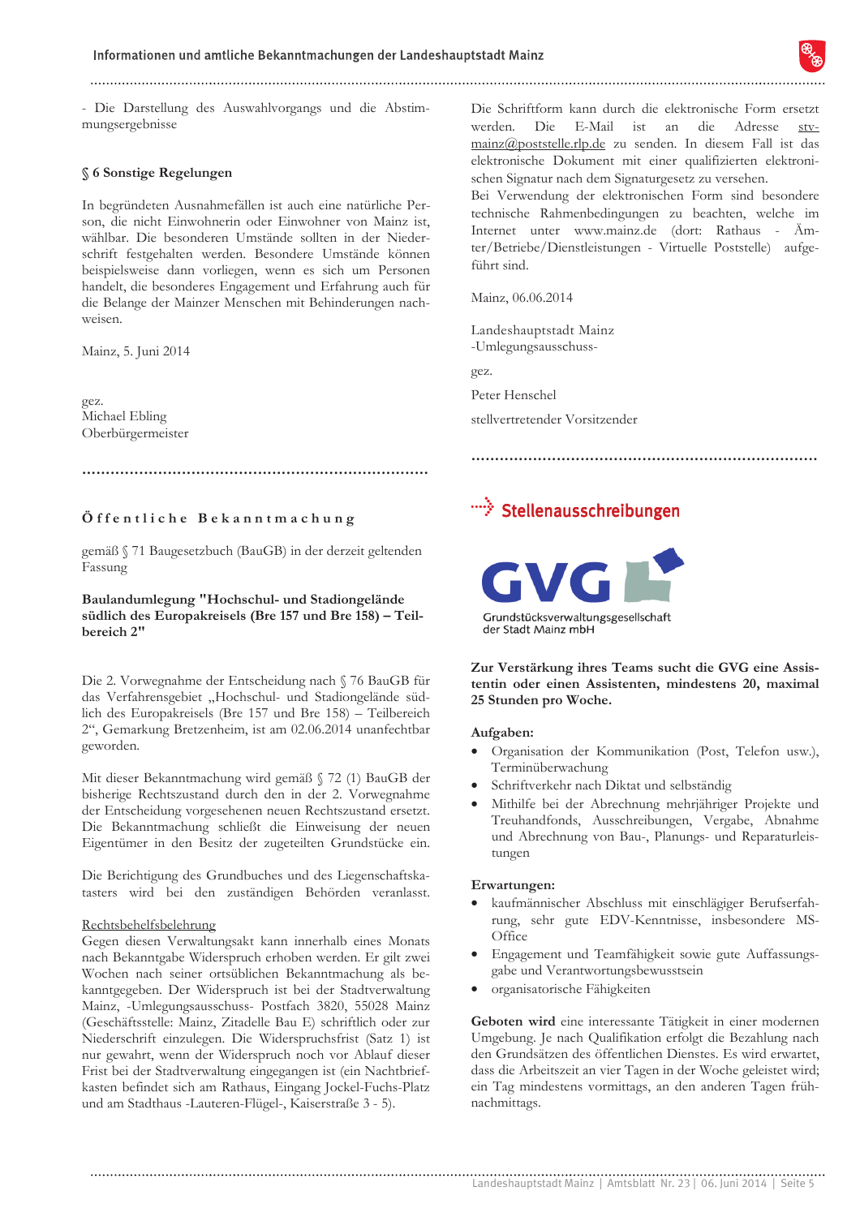- Die Darstellung des Auswahlvorgangs und die Abstimmungsergebnisse

### § 6 Sonstige Regelungen

In begründeten Ausnahmefällen ist auch eine natürliche Person, die nicht Einwohnerin oder Einwohner von Mainz ist, wählbar. Die besonderen Umstände sollten in der Niederschrift festgehalten werden. Besondere Umstände können beispielsweise dann vorliegen, wenn es sich um Personen handelt, die besonderes Engagement und Erfahrung auch für die Belange der Mainzer Menschen mit Behinderungen nachweisen.

Mainz, 5. Juni 2014

gez.
Michael Ebling
Oberbürgermeister

---

## Öffentliche Bekanntmachung

gemäß § 71 Baugesetzbuch (BauGB) in der derzeit geltenden Fassung

**Baulandumlegung "Hochschul- und Stadiongelände südlich des Europakreisels (Bre 157 und Bre 158) – Teilbereich 2"**

Die 2. Vorwegnahme der Entscheidung nach § 76 BauGB für das Verfahrensgebiet „Hochschul- und Stadiongelände südlich des Europakreisels (Bre 157 und Bre 158) – Teilbereich 2“, Gemarkung Bretzenheim, ist am 02.06.2014 unanfechtbar geworden.

Mit dieser Bekanntmachung wird gemäß § 72 (1) BauGB der bisherige Rechtszustand durch den in der 2. Vorwegnahme der Entscheidung vorgesehenen neuen Rechtszustand ersetzt. Die Bekanntmachung schließt die Einweisung der neuen Eigentümer in den Besitz der zugeteilten Grundstücke ein.

Die Berichtigung des Grundbuches und des Liegenschaftskatasters wird bei den zuständigen Behörden veranlasst.

Rechtsbehelfsbelehrung
Gegen diesen Verwaltungsakt kann innerhalb eines Monats nach Bekanntgabe Widerspruch erhoben werden. Er gilt zwei Wochen nach seiner ortsüblichen Bekanntmachung als bekanntgegeben. Der Widerspruch ist bei der Stadtverwaltung Mainz, -Umlegungsausschuss- Postfach 3820, 55028 Mainz (Geschäftsstelle: Mainz, Zitadelle Bau E) schriftlich oder zur Niederschrift einzulegen. Die Widerspruchsfrist (Satz 1) ist nur gewahrt, wenn der Widerspruch noch vor Ablauf dieser Frist bei der Stadtverwaltung eingegangen ist (ein Nachtbriefkasten befindet sich am Rathaus, Eingang Jockel-Fuchs-Platz und am Stadthaus -Lauteren-Flügel-, Kaiserstraße 3 - 5).

Die Schriftform kann durch die elektronische Form ersetzt werden. Die E-Mail ist an die Adresse stv-mainz@poststelle.rlp.de zu senden. In diesem Fall ist das elektronische Dokument mit einer qualifizierten elektronischen Signatur nach dem Signaturgesetz zu versehen.
Bei Verwendung der elektronischen Form sind besondere technische Rahmenbedingungen zu beachten, welche im Internet unter www.mainz.de (dort: Rathaus - Ämter/Betriebe/Dienstleistungen - Virtuelle Poststelle) aufgeführt sind.

Mainz, 06.06.2014

Landeshauptstadt Mainz
-Umlegungsausschuss-

gez.

Peter Henschel

stellvertretender Vorsitzender

---

## Stellenausschreibungen

GVG Grundstücksverwaltungsgesellschaft der Stadt Mainz mbH

**Zur Verstärkung ihres Teams sucht die GVG eine Assistentin oder einen Assistenten, mindestens 20, maximal 25 Stunden pro Woche.**

**Aufgaben:**

- Organisation der Kommunikation (Post, Telefon usw.), Terminüberwachung
- Schriftverkehr nach Diktat und selbständig
- Mithilfe bei der Abrechnung mehrjähriger Projekte und Treuhandfonds, Ausschreibungen, Vergabe, Abnahme und Abrechnung von Bau-, Planungs- und Reparaturleistungen

**Erwartungen:**

- kaufmännischer Abschluss mit einschlägiger Berufserfahrung, sehr gute EDV-Kenntnisse, insbesondere MS-Office
- Engagement und Teamfähigkeit sowie gute Auffassungsgabe und Verantwortungsbewusstsein
- organisatorische Fähigkeiten

**Geboten wird** eine interessante Tätigkeit in einer modernen Umgebung. Je nach Qualifikation erfolgt die Bezahlung nach den Grundsätzen des öffentlichen Dienstes. Es wird erwartet, dass die Arbeitszeit an vier Tagen in der Woche geleistet wird; ein Tag mindestens vormittags, an den anderen Tagen frühnachmittags.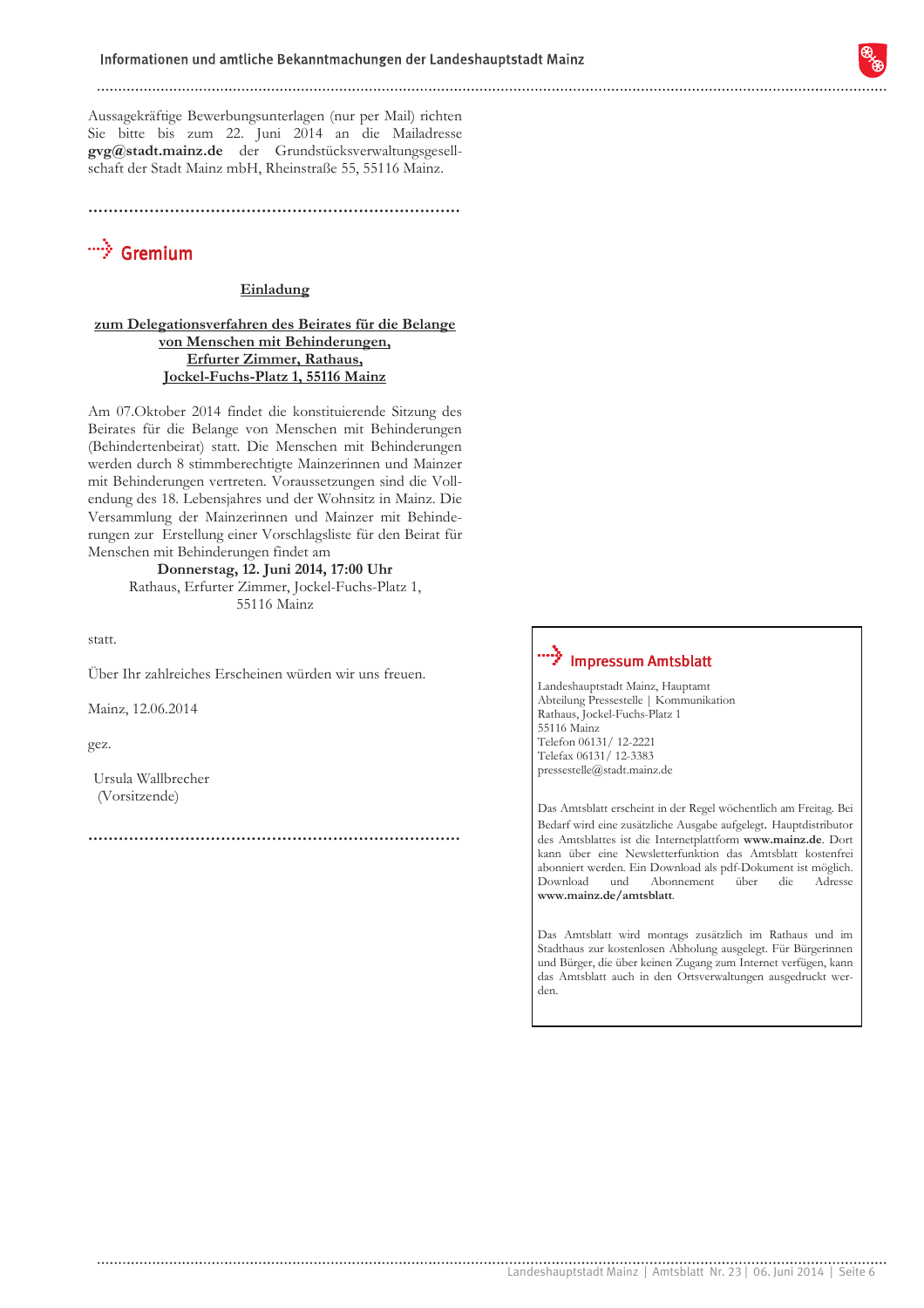Aussagekräftige Bewerbungsunterlagen (nur per Mail) richten Sie bitte bis zum 22. Juni 2014 an die Mailadresse **gvg@stadt.mainz.de** der Grundstücksverwaltungsgesellschaft der Stadt Mainz mbH, Rheinstraße 55, 55116 Mainz.

## Gremium

**Einladung**

**zum Delegationsverfahren des Beirates für die Belange von Menschen mit Behinderungen, Erfurter Zimmer, Rathaus, Jockel-Fuchs-Platz 1, 55116 Mainz**

Am 07.Oktober 2014 findet die konstituierende Sitzung des Beirates für die Belange von Menschen mit Behinderungen (Behindertenbeirat) statt. Die Menschen mit Behinderungen werden durch 8 stimmberechtigte Mainzerinnen und Mainzer mit Behinderungen vertreten. Voraussetzungen sind die Vollendung des 18. Lebensjahres und der Wohnsitz in Mainz. Die Versammlung der Mainzerinnen und Mainzer mit Behinderungen zur Erstellung einer Vorschlagsliste für den Beirat für Menschen mit Behinderungen findet am

**Donnerstag, 12. Juni 2014, 17:00 Uhr**
Rathaus, Erfurter Zimmer, Jockel-Fuchs-Platz 1,
55116 Mainz

statt.

Über Ihr zahlreiches Erscheinen würden wir uns freuen.

Mainz, 12.06.2014

gez.

Ursula Wallbrecher
(Vorsitzende)

## Impressum Amtsblatt

Landeshauptstadt Mainz, Hauptamt
Abteilung Pressestelle | Kommunikation
Rathaus, Jockel-Fuchs-Platz 1
55116 Mainz
Telefon 06131/ 12-2221
Telefax 06131/ 12-3383
pressestelle@stadt.mainz.de

Das Amtsblatt erscheint in der Regel wöchentlich am Freitag. Bei Bedarf wird eine zusätzliche Ausgabe aufgelegt. Hauptdistributor des Amtsblattes ist die Internetplattform **www.mainz.de**. Dort kann über eine Newsletterfunktion das Amtsblatt kostenfrei abonniert werden. Ein Download als pdf-Dokument ist möglich. Download und Abonnement über die Adresse **www.mainz.de/amtsblatt**.

Das Amtsblatt wird montags zusätzlich im Rathaus und im Stadthaus zur kostenlosen Abholung ausgelegt. Für Bürgerinnen und Bürger, die über keinen Zugang zum Internet verfügen, kann das Amtsblatt auch in den Ortsverwaltungen ausgedruckt werden.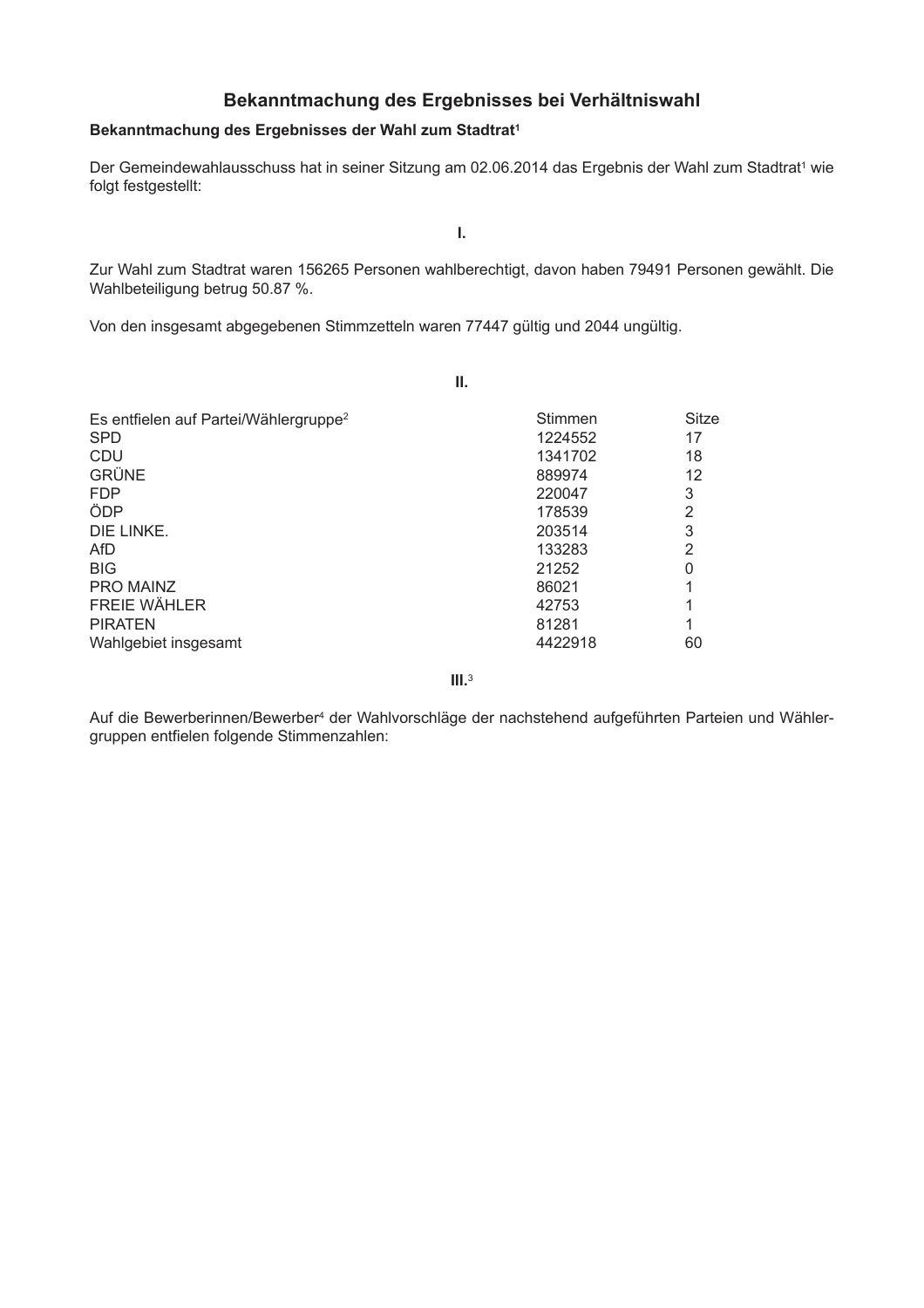# Bekanntmachung des Ergebnisses bei Verhältniswahl

**Bekanntmachung des Ergebnisses der Wahl zum Stadtrat[1]**

Der Gemeindewahlausschuss hat in seiner Sitzung am 02.06.2014 das Ergebnis der Wahl zum Stadtrat[1] wie folgt festgestellt:

**I.**

Zur Wahl zum Stadtrat waren 156265 Personen wahlberechtigt, davon haben 79491 Personen gewählt. Die Wahlbeteiligung betrug 50.87 %.

Von den insgesamt abgegebenen Stimmzetteln waren 77447 gültig und 2044 ungültig.

**II.**

| Es entfielen auf Partei/Wählergruppe[2] | Stimmen | Sitze |
| --- | --- | --- |
| SPD | 1224552 | 17 |
| CDU | 1341702 | 18 |
| GRÜNE | 889974 | 12 |
| FDP | 220047 | 3 |
| ÖDP | 178539 | 2 |
| DIE LINKE. | 203514 | 3 |
| AfD | 133283 | 2 |
| BIG | 21252 | 0 |
| PRO MAINZ | 86021 | 1 |
| FREIE WÄHLER | 42753 | 1 |
| PIRATEN | 81281 | 1 |
| Wahlgebiet insgesamt | 4422918 | 60 |

**III.**[3]

Auf die Bewerberinnen/Bewerber[4] der Wahlvorschläge der nachstehend aufgeführten Parteien und Wählergruppen entfielen folgende Stimmenzahlen: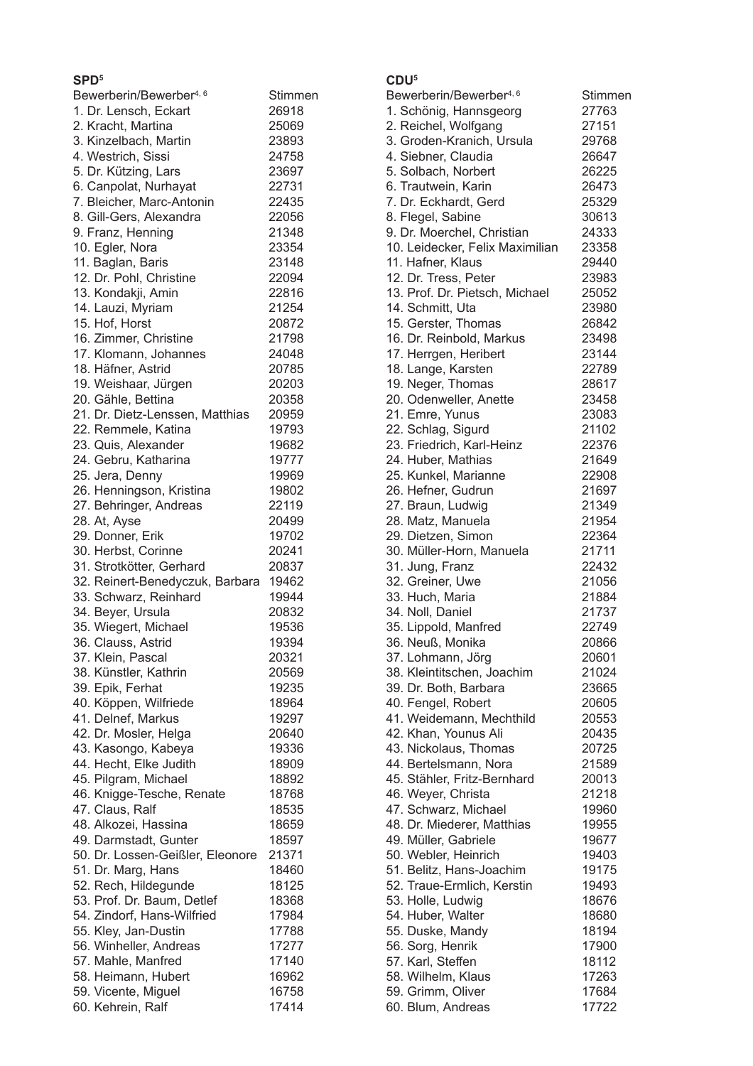## SPD[5]

| Bewerberin/Bewerber[4, 6] | Stimmen |
|---|---|
| 1. Dr. Lensch, Eckart | 26918 |
| 2. Kracht, Martina | 25069 |
| 3. Kinzelbach, Martin | 23893 |
| 4. Westrich, Sissi | 24758 |
| 5. Dr. Kützing, Lars | 23697 |
| 6. Canpolat, Nurhayat | 22731 |
| 7. Bleicher, Marc-Antonin | 22435 |
| 8. Gill-Gers, Alexandra | 22056 |
| 9. Franz, Henning | 21348 |
| 10. Egler, Nora | 23354 |
| 11. Baglan, Baris | 23148 |
| 12. Dr. Pohl, Christine | 22094 |
| 13. Kondakji, Amin | 22816 |
| 14. Lauzi, Myriam | 21254 |
| 15. Hof, Horst | 20872 |
| 16. Zimmer, Christine | 21798 |
| 17. Klomann, Johannes | 24048 |
| 18. Häfner, Astrid | 20785 |
| 19. Weishaar, Jürgen | 20203 |
| 20. Gähle, Bettina | 20358 |
| 21. Dr. Dietz-Lenssen, Matthias | 20959 |
| 22. Remmele, Katina | 19793 |
| 23. Quis, Alexander | 19682 |
| 24. Gebru, Katharina | 19777 |
| 25. Jera, Denny | 19969 |
| 26. Henningson, Kristina | 19802 |
| 27. Behringer, Andreas | 22119 |
| 28. At, Ayse | 20499 |
| 29. Donner, Erik | 19702 |
| 30. Herbst, Corinne | 20241 |
| 31. Strotkötter, Gerhard | 20837 |
| 32. Reinert-Benedyczuk, Barbara | 19462 |
| 33. Schwarz, Reinhard | 19944 |
| 34. Beyer, Ursula | 20832 |
| 35. Wiegert, Michael | 19536 |
| 36. Clauss, Astrid | 19394 |
| 37. Klein, Pascal | 20321 |
| 38. Künstler, Kathrin | 20569 |
| 39. Epik, Ferhat | 19235 |
| 40. Köppen, Wilfriede | 18964 |
| 41. Delnef, Markus | 19297 |
| 42. Dr. Mosler, Helga | 20640 |
| 43. Kasongo, Kabeya | 19336 |
| 44. Hecht, Elke Judith | 18909 |
| 45. Pilgram, Michael | 18892 |
| 46. Knigge-Tesche, Renate | 18768 |
| 47. Claus, Ralf | 18535 |
| 48. Alkozei, Hassina | 18659 |
| 49. Darmstadt, Gunter | 18597 |
| 50. Dr. Lossen-Geißler, Eleonore | 21371 |
| 51. Dr. Marg, Hans | 18460 |
| 52. Rech, Hildegunde | 18125 |
| 53. Prof. Dr. Baum, Detlef | 18368 |
| 54. Zindorf, Hans-Wilfried | 17984 |
| 55. Kley, Jan-Dustin | 17788 |
| 56. Winheller, Andreas | 17277 |
| 57. Mahle, Manfred | 17140 |
| 58. Heimann, Hubert | 16962 |
| 59. Vicente, Miguel | 16758 |
| 60. Kehrein, Ralf | 17414 |

## CDU[5]

| Bewerberin/Bewerber[4, 6] | Stimmen |
|---|---|
| 1. Schönig, Hannsgeorg | 27763 |
| 2. Reichel, Wolfgang | 27151 |
| 3. Groden-Kranich, Ursula | 29768 |
| 4. Siebner, Claudia | 26647 |
| 5. Solbach, Norbert | 26225 |
| 6. Trautwein, Karin | 26473 |
| 7. Dr. Eckhardt, Gerd | 25329 |
| 8. Flegel, Sabine | 30613 |
| 9. Dr. Moerchel, Christian | 24333 |
| 10. Leidecker, Felix Maximilian | 23358 |
| 11. Hafner, Klaus | 29440 |
| 12. Dr. Tress, Peter | 23983 |
| 13. Prof. Dr. Pietsch, Michael | 25052 |
| 14. Schmitt, Uta | 23980 |
| 15. Gerster, Thomas | 26842 |
| 16. Dr. Reinbold, Markus | 23498 |
| 17. Herrgen, Heribert | 23144 |
| 18. Lange, Karsten | 22789 |
| 19. Neger, Thomas | 28617 |
| 20. Odenweller, Anette | 23458 |
| 21. Emre, Yunus | 23083 |
| 22. Schlag, Sigurd | 21102 |
| 23. Friedrich, Karl-Heinz | 22376 |
| 24. Huber, Mathias | 21649 |
| 25. Kunkel, Marianne | 22908 |
| 26. Hefner, Gudrun | 21697 |
| 27. Braun, Ludwig | 21349 |
| 28. Matz, Manuela | 21954 |
| 29. Dietzen, Simon | 22364 |
| 30. Müller-Horn, Manuela | 21711 |
| 31. Jung, Franz | 22432 |
| 32. Greiner, Uwe | 21056 |
| 33. Huch, Maria | 21884 |
| 34. Noll, Daniel | 21737 |
| 35. Lippold, Manfred | 22749 |
| 36. Neuß, Monika | 20866 |
| 37. Lohmann, Jörg | 20601 |
| 38. Kleintitschen, Joachim | 21024 |
| 39. Dr. Both, Barbara | 23665 |
| 40. Fengel, Robert | 20605 |
| 41. Weidemann, Mechthild | 20553 |
| 42. Khan, Younus Ali | 20435 |
| 43. Nickolaus, Thomas | 20725 |
| 44. Bertelsmann, Nora | 21589 |
| 45. Stähler, Fritz-Bernhard | 20013 |
| 46. Weyer, Christa | 21218 |
| 47. Schwarz, Michael | 19960 |
| 48. Dr. Miederer, Matthias | 19955 |
| 49. Müller, Gabriele | 19677 |
| 50. Webler, Heinrich | 19403 |
| 51. Belitz, Hans-Joachim | 19175 |
| 52. Traue-Ermlich, Kerstin | 19493 |
| 53. Holle, Ludwig | 18676 |
| 54. Huber, Walter | 18680 |
| 55. Duske, Mandy | 18194 |
| 56. Sorg, Henrik | 17900 |
| 57. Karl, Steffen | 18112 |
| 58. Wilhelm, Klaus | 17263 |
| 59. Grimm, Oliver | 17684 |
| 60. Blum, Andreas | 17722 |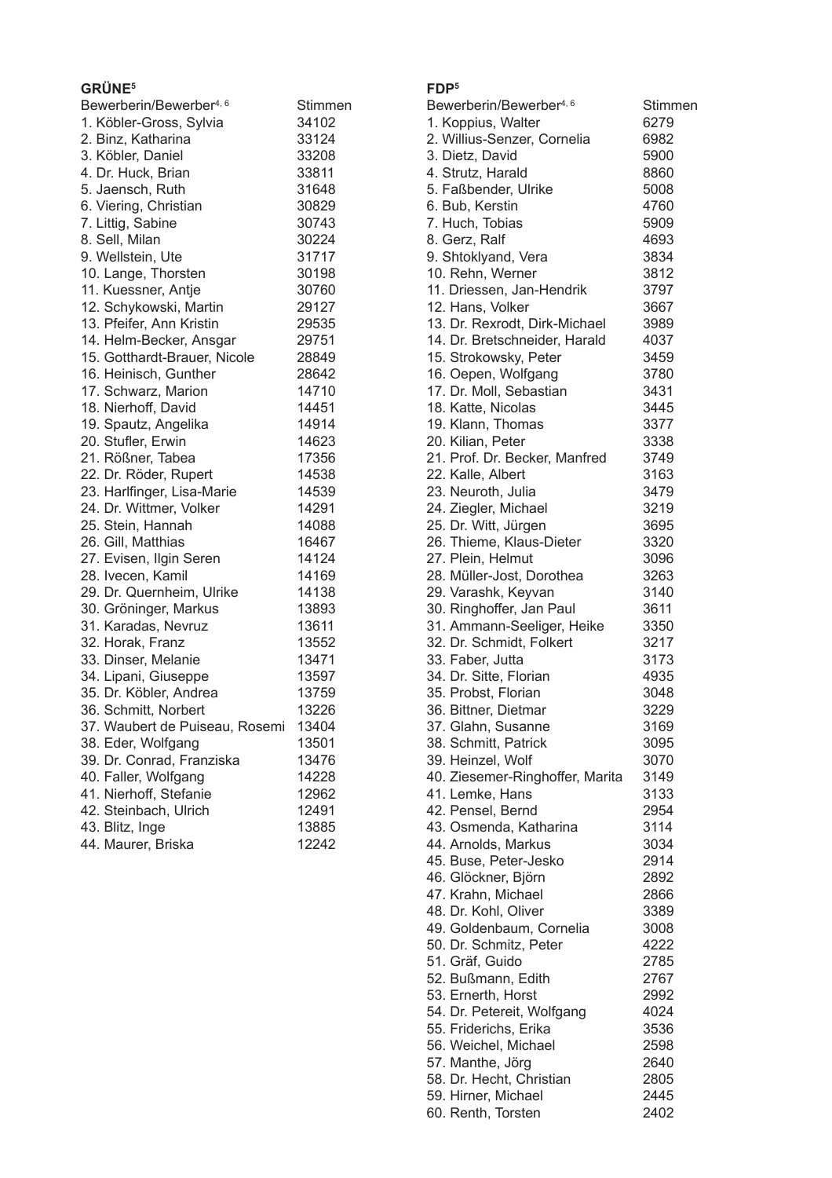**GRÜNE**[5]

| Bewerberin/Bewerber[4, 6] | Stimmen |
|---|---|
| 1. Köbler-Gross, Sylvia | 34102 |
| 2. Binz, Katharina | 33124 |
| 3. Köbler, Daniel | 33208 |
| 4. Dr. Huck, Brian | 33811 |
| 5. Jaensch, Ruth | 31648 |
| 6. Viering, Christian | 30829 |
| 7. Littig, Sabine | 30743 |
| 8. Sell, Milan | 30224 |
| 9. Wellstein, Ute | 31717 |
| 10. Lange, Thorsten | 30198 |
| 11. Kuessner, Antje | 30760 |
| 12. Schykowski, Martin | 29127 |
| 13. Pfeifer, Ann Kristin | 29535 |
| 14. Helm-Becker, Ansgar | 29751 |
| 15. Gotthardt-Brauer, Nicole | 28849 |
| 16. Heinisch, Gunther | 28642 |
| 17. Schwarz, Marion | 14710 |
| 18. Nierhoff, David | 14451 |
| 19. Spautz, Angelika | 14914 |
| 20. Stufler, Erwin | 14623 |
| 21. Rößner, Tabea | 17356 |
| 22. Dr. Röder, Rupert | 14538 |
| 23. Harlfinger, Lisa-Marie | 14539 |
| 24. Dr. Wittmer, Volker | 14291 |
| 25. Stein, Hannah | 14088 |
| 26. Gill, Matthias | 16467 |
| 27. Evisen, Ilgin Seren | 14124 |
| 28. Ivecen, Kamil | 14169 |
| 29. Dr. Quernheim, Ulrike | 14138 |
| 30. Gröninger, Markus | 13893 |
| 31. Karadas, Nevruz | 13611 |
| 32. Horak, Franz | 13552 |
| 33. Dinser, Melanie | 13471 |
| 34. Lipani, Giuseppe | 13597 |
| 35. Dr. Köbler, Andrea | 13759 |
| 36. Schmitt, Norbert | 13226 |
| 37. Waubert de Puiseau, Rosemi | 13404 |
| 38. Eder, Wolfgang | 13501 |
| 39. Dr. Conrad, Franziska | 13476 |
| 40. Faller, Wolfgang | 14228 |
| 41. Nierhoff, Stefanie | 12962 |
| 42. Steinbach, Ulrich | 12491 |
| 43. Blitz, Inge | 13885 |
| 44. Maurer, Briska | 12242 |

**FDP**[5]

| Bewerberin/Bewerber[4, 6] | Stimmen |
|---|---|
| 1. Koppius, Walter | 6279 |
| 2. Willius-Senzer, Cornelia | 6982 |
| 3. Dietz, David | 5900 |
| 4. Strutz, Harald | 8860 |
| 5. Faßbender, Ulrike | 5008 |
| 6. Bub, Kerstin | 4760 |
| 7. Huch, Tobias | 5909 |
| 8. Gerz, Ralf | 4693 |
| 9. Shtoklyand, Vera | 3834 |
| 10. Rehn, Werner | 3812 |
| 11. Driessen, Jan-Hendrik | 3797 |
| 12. Hans, Volker | 3667 |
| 13. Dr. Rexrodt, Dirk-Michael | 3989 |
| 14. Dr. Bretschneider, Harald | 4037 |
| 15. Strokowsky, Peter | 3459 |
| 16. Oepen, Wolfgang | 3780 |
| 17. Dr. Moll, Sebastian | 3431 |
| 18. Katte, Nicolas | 3445 |
| 19. Klann, Thomas | 3377 |
| 20. Kilian, Peter | 3338 |
| 21. Prof. Dr. Becker, Manfred | 3749 |
| 22. Kalle, Albert | 3163 |
| 23. Neuroth, Julia | 3479 |
| 24. Ziegler, Michael | 3219 |
| 25. Dr. Witt, Jürgen | 3695 |
| 26. Thieme, Klaus-Dieter | 3320 |
| 27. Plein, Helmut | 3096 |
| 28. Müller-Jost, Dorothea | 3263 |
| 29. Varashk, Keyvan | 3140 |
| 30. Ringhoffer, Jan Paul | 3611 |
| 31. Ammann-Seeliger, Heike | 3350 |
| 32. Dr. Schmidt, Folkert | 3217 |
| 33. Faber, Jutta | 3173 |
| 34. Dr. Sitte, Florian | 4935 |
| 35. Probst, Florian | 3048 |
| 36. Bittner, Dietmar | 3229 |
| 37. Glahn, Susanne | 3169 |
| 38. Schmitt, Patrick | 3095 |
| 39. Heinzel, Wolf | 3070 |
| 40. Ziesemer-Ringhoffer, Marita | 3149 |
| 41. Lemke, Hans | 3133 |
| 42. Pensel, Bernd | 2954 |
| 43. Osmenda, Katharina | 3114 |
| 44. Arnolds, Markus | 3034 |
| 45. Buse, Peter-Jesko | 2914 |
| 46. Glöckner, Björn | 2892 |
| 47. Krahn, Michael | 2866 |
| 48. Dr. Kohl, Oliver | 3389 |
| 49. Goldenbaum, Cornelia | 3008 |
| 50. Dr. Schmitz, Peter | 4222 |
| 51. Gräf, Guido | 2785 |
| 52. Bußmann, Edith | 2767 |
| 53. Ernerth, Horst | 2992 |
| 54. Dr. Petereit, Wolfgang | 4024 |
| 55. Friderichs, Erika | 3536 |
| 56. Weichel, Michael | 2598 |
| 57. Manthe, Jörg | 2640 |
| 58. Dr. Hecht, Christian | 2805 |
| 59. Hirner, Michael | 2445 |
| 60. Renth, Torsten | 2402 |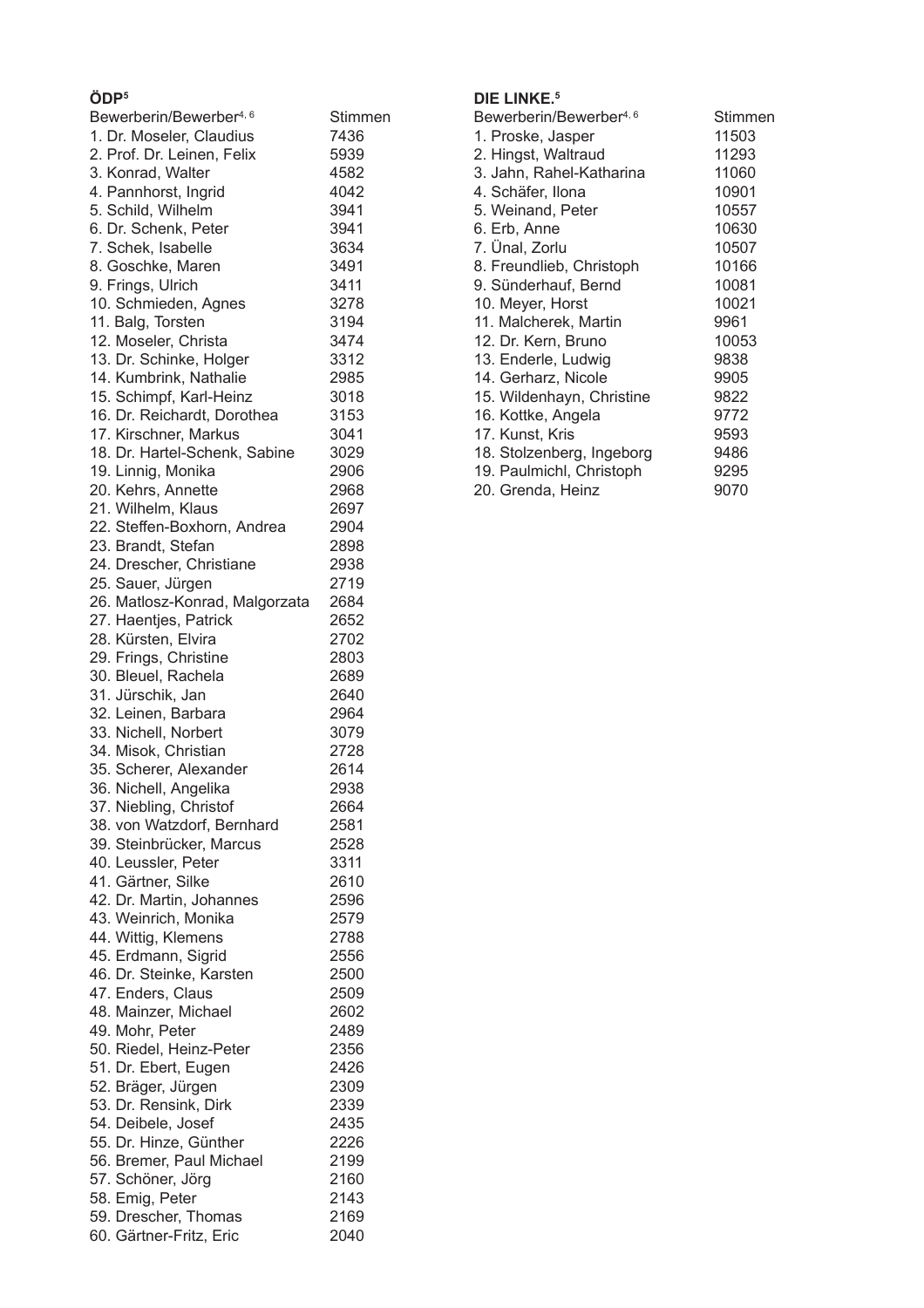## ÖDP[5]

| Bewerberin/Bewerber[4, 6] | Stimmen |
|---|---|
| 1. Dr. Moseler, Claudius | 7436 |
| 2. Prof. Dr. Leinen, Felix | 5939 |
| 3. Konrad, Walter | 4582 |
| 4. Pannhorst, Ingrid | 4042 |
| 5. Schild, Wilhelm | 3941 |
| 6. Dr. Schenk, Peter | 3941 |
| 7. Schek, Isabelle | 3634 |
| 8. Goschke, Maren | 3491 |
| 9. Frings, Ulrich | 3411 |
| 10. Schmieden, Agnes | 3278 |
| 11. Balg, Torsten | 3194 |
| 12. Moseler, Christa | 3474 |
| 13. Dr. Schinke, Holger | 3312 |
| 14. Kumbrink, Nathalie | 2985 |
| 15. Schimpf, Karl-Heinz | 3018 |
| 16. Dr. Reichardt, Dorothea | 3153 |
| 17. Kirschner, Markus | 3041 |
| 18. Dr. Hartel-Schenk, Sabine | 3029 |
| 19. Linnig, Monika | 2906 |
| 20. Kehrs, Annette | 2968 |
| 21. Wilhelm, Klaus | 2697 |
| 22. Steffen-Boxhorn, Andrea | 2904 |
| 23. Brandt, Stefan | 2898 |
| 24. Drescher, Christiane | 2938 |
| 25. Sauer, Jürgen | 2719 |
| 26. Matlosz-Konrad, Malgorzata | 2684 |
| 27. Haentjes, Patrick | 2652 |
| 28. Kürsten, Elvira | 2702 |
| 29. Frings, Christine | 2803 |
| 30. Bleuel, Rachela | 2689 |
| 31. Jürschik, Jan | 2640 |
| 32. Leinen, Barbara | 2964 |
| 33. Nichell, Norbert | 3079 |
| 34. Misok, Christian | 2728 |
| 35. Scherer, Alexander | 2614 |
| 36. Nichell, Angelika | 2938 |
| 37. Niebling, Christof | 2664 |
| 38. von Watzdorf, Bernhard | 2581 |
| 39. Steinbrücker, Marcus | 2528 |
| 40. Leussler, Peter | 3311 |
| 41. Gärtner, Silke | 2610 |
| 42. Dr. Martin, Johannes | 2596 |
| 43. Weinrich, Monika | 2579 |
| 44. Wittig, Klemens | 2788 |
| 45. Erdmann, Sigrid | 2556 |
| 46. Dr. Steinke, Karsten | 2500 |
| 47. Enders, Claus | 2509 |
| 48. Mainzer, Michael | 2602 |
| 49. Mohr, Peter | 2489 |
| 50. Riedel, Heinz-Peter | 2356 |
| 51. Dr. Ebert, Eugen | 2426 |
| 52. Bräger, Jürgen | 2309 |
| 53. Dr. Rensink, Dirk | 2339 |
| 54. Deibele, Josef | 2435 |
| 55. Dr. Hinze, Günther | 2226 |
| 56. Bremer, Paul Michael | 2199 |
| 57. Schöner, Jörg | 2160 |
| 58. Emig, Peter | 2143 |
| 59. Drescher, Thomas | 2169 |
| 60. Gärtner-Fritz, Eric | 2040 |

## DIE LINKE.[5]

| Bewerberin/Bewerber[4, 6] | Stimmen |
|---|---|
| 1. Proske, Jasper | 11503 |
| 2. Hingst, Waltraud | 11293 |
| 3. Jahn, Rahel-Katharina | 11060 |
| 4. Schäfer, Ilona | 10901 |
| 5. Weinand, Peter | 10557 |
| 6. Erb, Anne | 10630 |
| 7. Ünal, Zorlu | 10507 |
| 8. Freundlieb, Christoph | 10166 |
| 9. Sünderhauf, Bernd | 10081 |
| 10. Meyer, Horst | 10021 |
| 11. Malcherek, Martin | 9961 |
| 12. Dr. Kern, Bruno | 10053 |
| 13. Enderle, Ludwig | 9838 |
| 14. Gerharz, Nicole | 9905 |
| 15. Wildenhayn, Christine | 9822 |
| 16. Kottke, Angela | 9772 |
| 17. Kunst, Kris | 9593 |
| 18. Stolzenberg, Ingeborg | 9486 |
| 19. Paulmichl, Christoph | 9295 |
| 20. Grenda, Heinz | 9070 |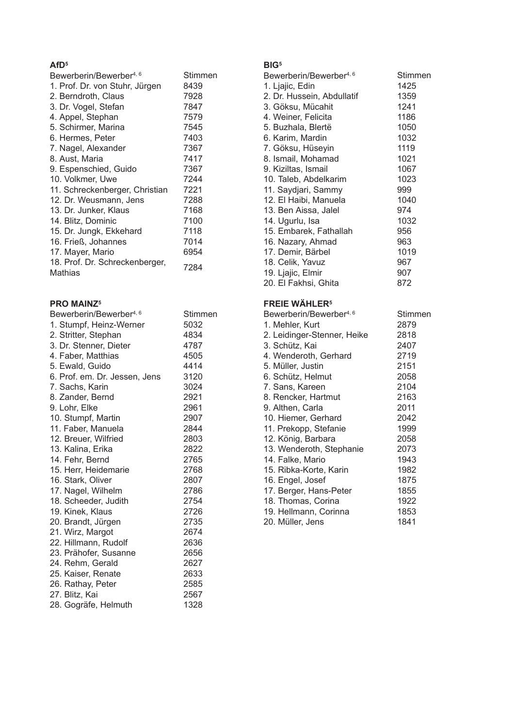### AfD[5]

| Bewerberin/Bewerber[4, 6] | Stimmen |
|---|---|
| 1. Prof. Dr. von Stuhr, Jürgen | 8439 |
| 2. Berndroth, Claus | 7928 |
| 3. Dr. Vogel, Stefan | 7847 |
| 4. Appel, Stephan | 7579 |
| 5. Schirmer, Marina | 7545 |
| 6. Hermes, Peter | 7403 |
| 7. Nagel, Alexander | 7367 |
| 8. Aust, Maria | 7417 |
| 9. Espenschied, Guido | 7367 |
| 10. Volkmer, Uwe | 7244 |
| 11. Schreckenberger, Christian | 7221 |
| 12. Dr. Weusmann, Jens | 7288 |
| 13. Dr. Junker, Klaus | 7168 |
| 14. Blitz, Dominic | 7100 |
| 15. Dr. Jungk, Ekkehard | 7118 |
| 16. Frieß, Johannes | 7014 |
| 17. Mayer, Mario | 6954 |
| 18. Prof. Dr. Schreckenberger, Mathias | 7284 |

### PRO MAINZ[5]

| Bewerberin/Bewerber[4, 6] | Stimmen |
|---|---|
| 1. Stumpf, Heinz-Werner | 5032 |
| 2. Stritter, Stephan | 4834 |
| 3. Dr. Stenner, Dieter | 4787 |
| 4. Faber, Matthias | 4505 |
| 5. Ewald, Guido | 4414 |
| 6. Prof. em. Dr. Jessen, Jens | 3120 |
| 7. Sachs, Karin | 3024 |
| 8. Zander, Bernd | 2921 |
| 9. Lohr, Elke | 2961 |
| 10. Stumpf, Martin | 2907 |
| 11. Faber, Manuela | 2844 |
| 12. Breuer, Wilfried | 2803 |
| 13. Kalina, Erika | 2822 |
| 14. Fehr, Bernd | 2765 |
| 15. Herr, Heidemarie | 2768 |
| 16. Stark, Oliver | 2807 |
| 17. Nagel, Wilhelm | 2786 |
| 18. Scheeder, Judith | 2754 |
| 19. Kinek, Klaus | 2726 |
| 20. Brandt, Jürgen | 2735 |
| 21. Wirz, Margot | 2674 |
| 22. Hillmann, Rudolf | 2636 |
| 23. Prähofer, Susanne | 2656 |
| 24. Rehm, Gerald | 2627 |
| 25. Kaiser, Renate | 2633 |
| 26. Rathay, Peter | 2585 |
| 27. Blitz, Kai | 2567 |
| 28. Gogräfe, Helmuth | 1328 |

### BIG[5]

| Bewerberin/Bewerber[4, 6] | Stimmen |
|---|---|
| 1. Ljajic, Edin | 1425 |
| 2. Dr. Hussein, Abdullatif | 1359 |
| 3. Göksu, Mücahit | 1241 |
| 4. Weiner, Felicita | 1186 |
| 5. Buzhala, Blertë | 1050 |
| 6. Karim, Mardin | 1032 |
| 7. Göksu, Hüseyin | 1119 |
| 8. Ismail, Mohamad | 1021 |
| 9. Kiziltas, Ismail | 1067 |
| 10. Taleb, Abdelkarim | 1023 |
| 11. Saydjari, Sammy | 999 |
| 12. El Haibi, Manuela | 1040 |
| 13. Ben Aissa, Jalel | 974 |
| 14. Ugurlu, Isa | 1032 |
| 15. Embarek, Fathallah | 956 |
| 16. Nazary, Ahmad | 963 |
| 17. Demir, Bärbel | 1019 |
| 18. Celik, Yavuz | 967 |
| 19. Ljajic, Elmir | 907 |
| 20. El Fakhsi, Ghita | 872 |

### FREIE WÄHLER[5]

| Bewerberin/Bewerber[4, 6] | Stimmen |
|---|---|
| 1. Mehler, Kurt | 2879 |
| 2. Leidinger-Stenner, Heike | 2818 |
| 3. Schütz, Kai | 2407 |
| 4. Wenderoth, Gerhard | 2719 |
| 5. Müller, Justin | 2151 |
| 6. Schütz, Helmut | 2058 |
| 7. Sans, Kareen | 2104 |
| 8. Rencker, Hartmut | 2163 |
| 9. Althen, Carla | 2011 |
| 10. Hiemer, Gerhard | 2042 |
| 11. Prekopp, Stefanie | 1999 |
| 12. König, Barbara | 2058 |
| 13. Wenderoth, Stephanie | 2073 |
| 14. Falke, Mario | 1943 |
| 15. Ribka-Korte, Karin | 1982 |
| 16. Engel, Josef | 1875 |
| 17. Berger, Hans-Peter | 1855 |
| 18. Thomas, Corina | 1922 |
| 19. Hellmann, Corinna | 1853 |
| 20. Müller, Jens | 1841 |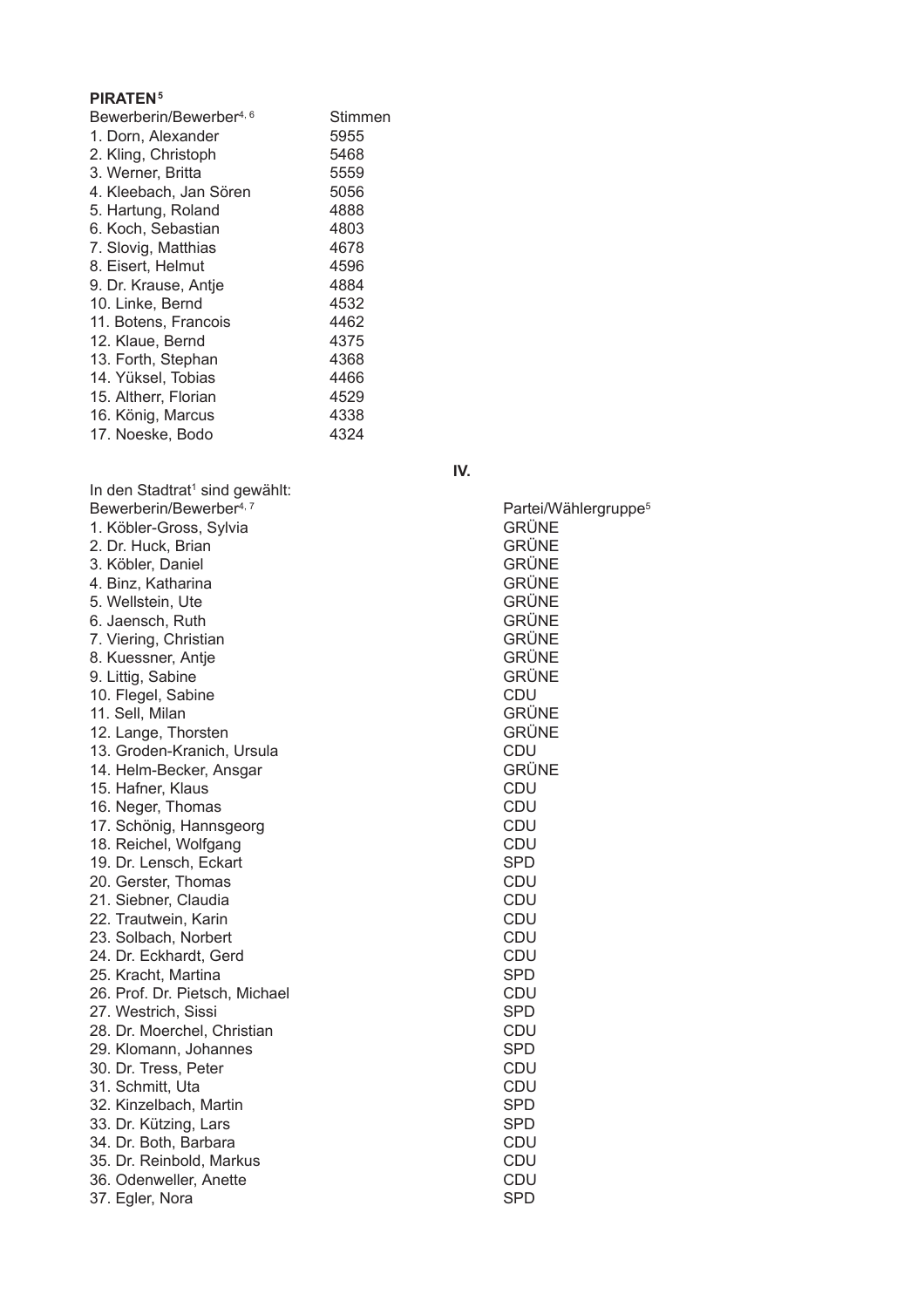**PIRATEN[5]**

| Bewerberin/Bewerber[4, 6] | Stimmen |
|---|---|
| 1. Dorn, Alexander | 5955 |
| 2. Kling, Christoph | 5468 |
| 3. Werner, Britta | 5559 |
| 4. Kleebach, Jan Sören | 5056 |
| 5. Hartung, Roland | 4888 |
| 6. Koch, Sebastian | 4803 |
| 7. Slovig, Matthias | 4678 |
| 8. Eisert, Helmut | 4596 |
| 9. Dr. Krause, Antje | 4884 |
| 10. Linke, Bernd | 4532 |
| 11. Botens, Francois | 4462 |
| 12. Klaue, Bernd | 4375 |
| 13. Forth, Stephan | 4368 |
| 14. Yüksel, Tobias | 4466 |
| 15. Altherr, Florian | 4529 |
| 16. König, Marcus | 4338 |
| 17. Noeske, Bodo | 4324 |

## IV.

In den Stadtrat[1] sind gewählt:

| Bewerberin/Bewerber[4, 7] | Partei/Wählergruppe[5] |
|---|---|
| 1. Köbler-Gross, Sylvia | GRÜNE |
| 2. Dr. Huck, Brian | GRÜNE |
| 3. Köbler, Daniel | GRÜNE |
| 4. Binz, Katharina | GRÜNE |
| 5. Wellstein, Ute | GRÜNE |
| 6. Jaensch, Ruth | GRÜNE |
| 7. Viering, Christian | GRÜNE |
| 8. Kuessner, Antje | GRÜNE |
| 9. Littig, Sabine | GRÜNE |
| 10. Flegel, Sabine | CDU |
| 11. Sell, Milan | GRÜNE |
| 12. Lange, Thorsten | GRÜNE |
| 13. Groden-Kranich, Ursula | CDU |
| 14. Helm-Becker, Ansgar | GRÜNE |
| 15. Hafner, Klaus | CDU |
| 16. Neger, Thomas | CDU |
| 17. Schönig, Hannsgeorg | CDU |
| 18. Reichel, Wolfgang | CDU |
| 19. Dr. Lensch, Eckart | SPD |
| 20. Gerster, Thomas | CDU |
| 21. Siebner, Claudia | CDU |
| 22. Trautwein, Karin | CDU |
| 23. Solbach, Norbert | CDU |
| 24. Dr. Eckhardt, Gerd | CDU |
| 25. Kracht, Martina | SPD |
| 26. Prof. Dr. Pietsch, Michael | CDU |
| 27. Westrich, Sissi | SPD |
| 28. Dr. Moerchel, Christian | CDU |
| 29. Klomann, Johannes | SPD |
| 30. Dr. Tress, Peter | CDU |
| 31. Schmitt, Uta | CDU |
| 32. Kinzelbach, Martin | SPD |
| 33. Dr. Kützing, Lars | SPD |
| 34. Dr. Both, Barbara | CDU |
| 35. Dr. Reinbold, Markus | CDU |
| 36. Odenweller, Anette | CDU |
| 37. Egler, Nora | SPD |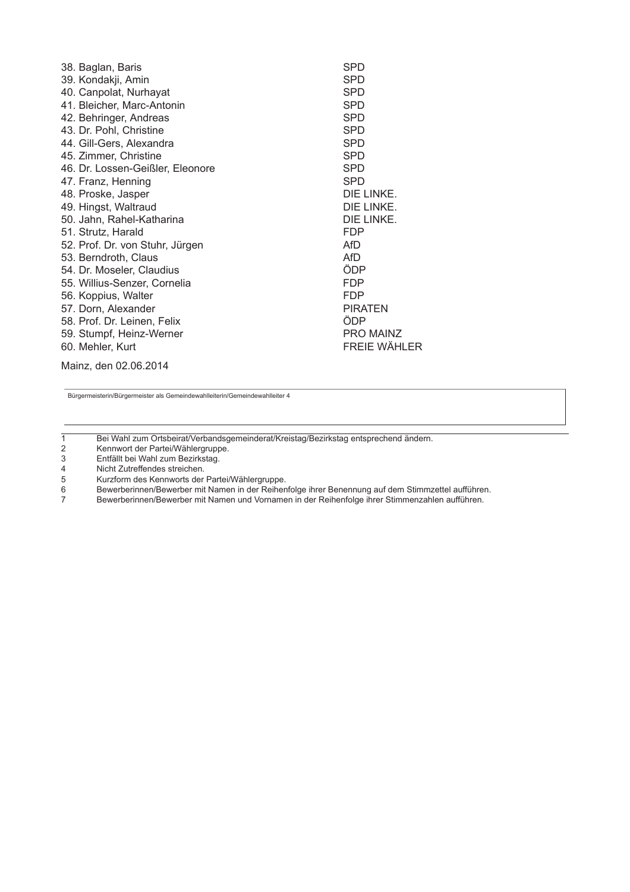| | |
|---|---|
| 38. Baglan, Baris | SPD |
| 39. Kondakji, Amin | SPD |
| 40. Canpolat, Nurhayat | SPD |
| 41. Bleicher, Marc-Antonin | SPD |
| 42. Behringer, Andreas | SPD |
| 43. Dr. Pohl, Christine | SPD |
| 44. Gill-Gers, Alexandra | SPD |
| 45. Zimmer, Christine | SPD |
| 46. Dr. Lossen-Geißler, Eleonore | SPD |
| 47. Franz, Henning | SPD |
| 48. Proske, Jasper | DIE LINKE. |
| 49. Hingst, Waltraud | DIE LINKE. |
| 50. Jahn, Rahel-Katharina | DIE LINKE. |
| 51. Strutz, Harald | FDP |
| 52. Prof. Dr. von Stuhr, Jürgen | AfD |
| 53. Berndroth, Claus | AfD |
| 54. Dr. Moseler, Claudius | ÖDP |
| 55. Willius-Senzer, Cornelia | FDP |
| 56. Koppius, Walter | FDP |
| 57. Dorn, Alexander | PIRATEN |
| 58. Prof. Dr. Leinen, Felix | ÖDP |
| 59. Stumpf, Heinz-Werner | PRO MAINZ |
| 60. Mehler, Kurt | FREIE WÄHLER |

Mainz, den 02.06.2014

Bürgermeisterin/Bürgermeister als Gemeindewahlleiterin/Gemeindewahlleiter 4

---

1 Bei Wahl zum Ortsbeirat/Verbandsgemeinderat/Kreistag/Bezirkstag entsprechend ändern.
2 Kennwort der Partei/Wählergruppe.
3 Entfällt bei Wahl zum Bezirkstag.
4 Nicht Zutreffendes streichen.
5 Kurzform des Kennworts der Partei/Wählergruppe.
6 Bewerberinnen/Bewerber mit Namen in der Reihenfolge ihrer Benennung auf dem Stimmzettel aufführen.
7 Bewerberinnen/Bewerber mit Namen und Vornamen in der Reihenfolge ihrer Stimmenzahlen aufführen.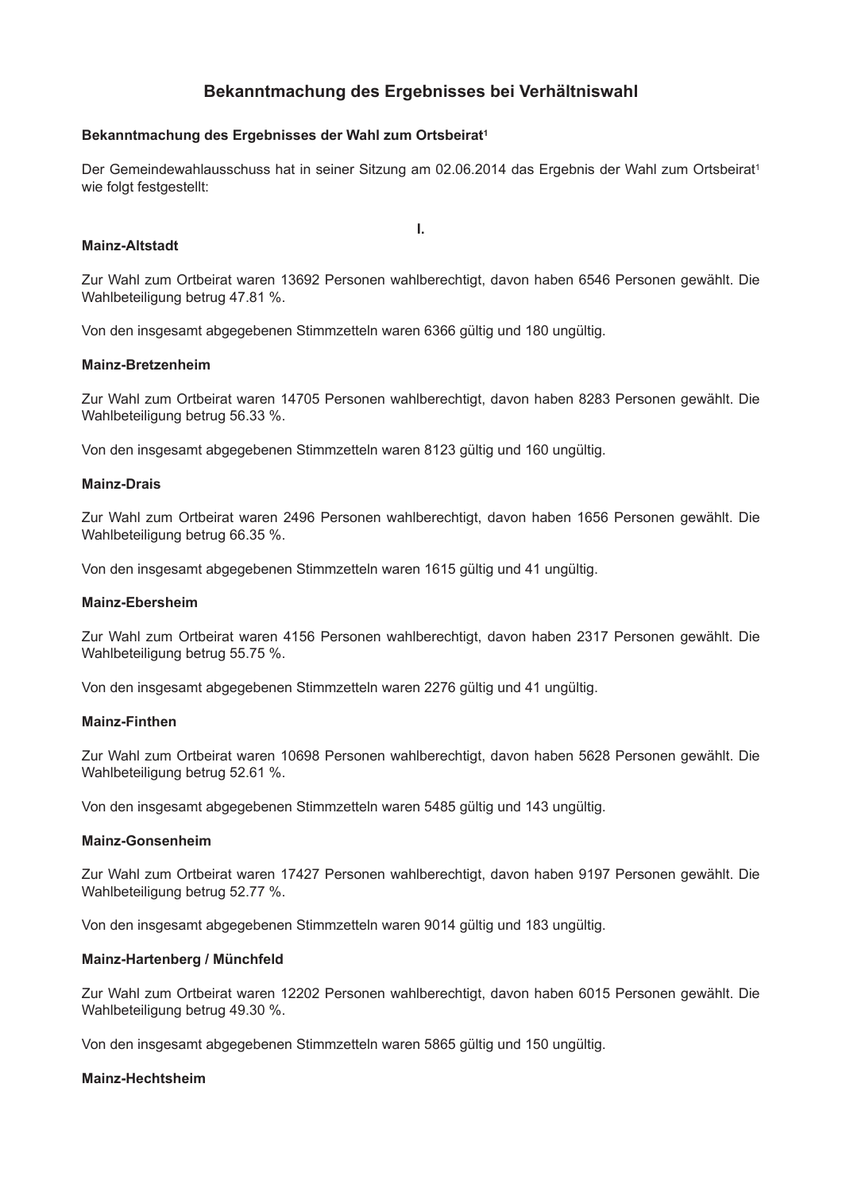# Bekanntmachung des Ergebnisses bei Verhältniswahl

**Bekanntmachung des Ergebnisses der Wahl zum Ortsbeirat[1]**

Der Gemeindewahlausschuss hat in seiner Sitzung am 02.06.2014 das Ergebnis der Wahl zum Ortsbeirat[1] wie folgt festgestellt:

**I.**

**Mainz-Altstadt**

Zur Wahl zum Ortbeirat waren 13692 Personen wahlberechtigt, davon haben 6546 Personen gewählt. Die Wahlbeteiligung betrug 47.81 %.

Von den insgesamt abgegebenen Stimmzetteln waren 6366 gültig und 180 ungültig.

**Mainz-Bretzenheim**

Zur Wahl zum Ortbeirat waren 14705 Personen wahlberechtigt, davon haben 8283 Personen gewählt. Die Wahlbeteiligung betrug 56.33 %.

Von den insgesamt abgegebenen Stimmzetteln waren 8123 gültig und 160 ungültig.

**Mainz-Drais**

Zur Wahl zum Ortbeirat waren 2496 Personen wahlberechtigt, davon haben 1656 Personen gewählt. Die Wahlbeteiligung betrug 66.35 %.

Von den insgesamt abgegebenen Stimmzetteln waren 1615 gültig und 41 ungültig.

**Mainz-Ebersheim**

Zur Wahl zum Ortbeirat waren 4156 Personen wahlberechtigt, davon haben 2317 Personen gewählt. Die Wahlbeteiligung betrug 55.75 %.

Von den insgesamt abgegebenen Stimmzetteln waren 2276 gültig und 41 ungültig.

**Mainz-Finthen**

Zur Wahl zum Ortbeirat waren 10698 Personen wahlberechtigt, davon haben 5628 Personen gewählt. Die Wahlbeteiligung betrug 52.61 %.

Von den insgesamt abgegebenen Stimmzetteln waren 5485 gültig und 143 ungültig.

**Mainz-Gonsenheim**

Zur Wahl zum Ortbeirat waren 17427 Personen wahlberechtigt, davon haben 9197 Personen gewählt. Die Wahlbeteiligung betrug 52.77 %.

Von den insgesamt abgegebenen Stimmzetteln waren 9014 gültig und 183 ungültig.

**Mainz-Hartenberg / Münchfeld**

Zur Wahl zum Ortbeirat waren 12202 Personen wahlberechtigt, davon haben 6015 Personen gewählt. Die Wahlbeteiligung betrug 49.30 %.

Von den insgesamt abgegebenen Stimmzetteln waren 5865 gültig und 150 ungültig.

**Mainz-Hechtsheim**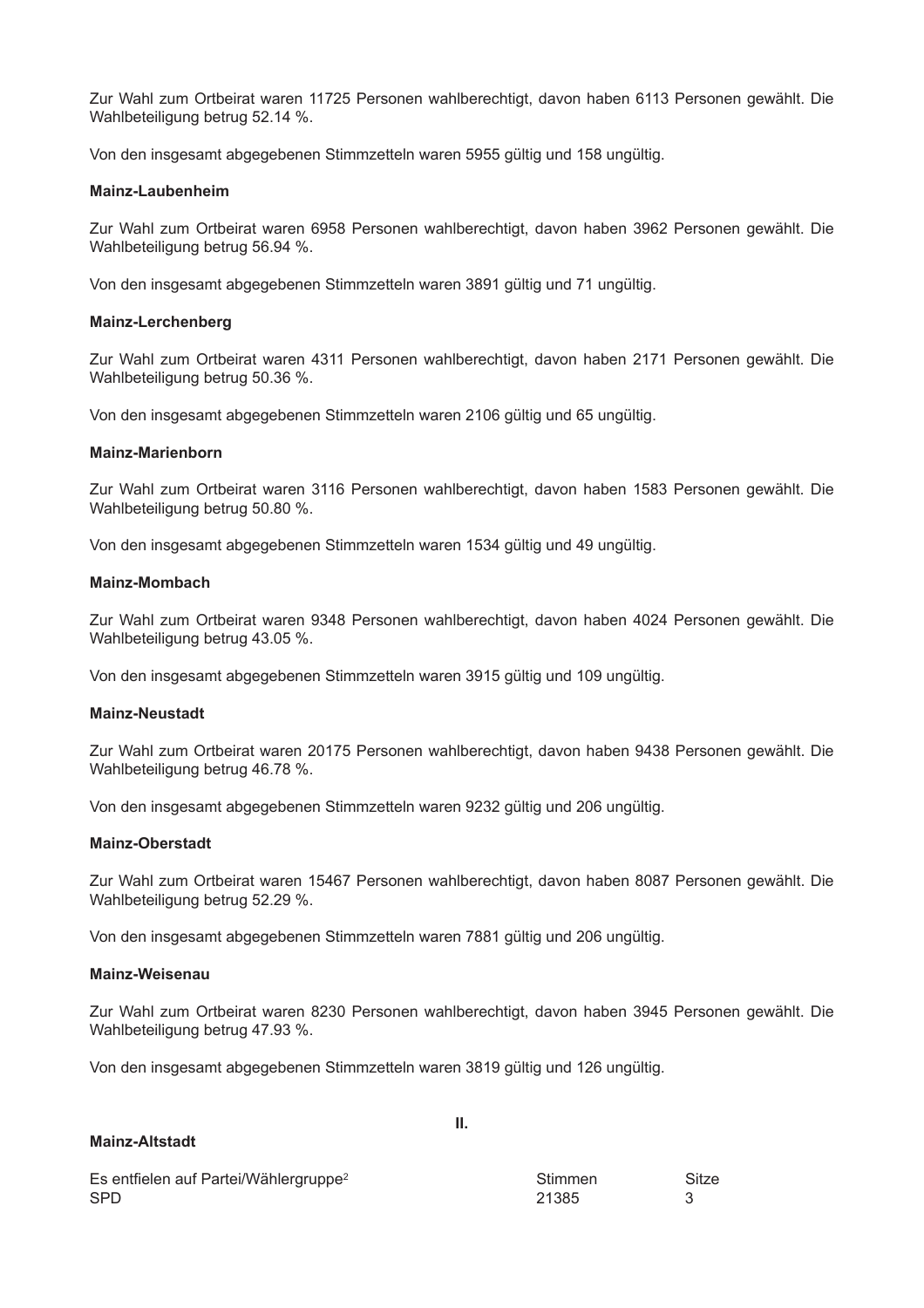Zur Wahl zum Ortbeirat waren 11725 Personen wahlberechtigt, davon haben 6113 Personen gewählt. Die Wahlbeteiligung betrug 52.14 %.

Von den insgesamt abgegebenen Stimmzetteln waren 5955 gültig und 158 ungültig.

**Mainz-Laubenheim**

Zur Wahl zum Ortbeirat waren 6958 Personen wahlberechtigt, davon haben 3962 Personen gewählt. Die Wahlbeteiligung betrug 56.94 %.

Von den insgesamt abgegebenen Stimmzetteln waren 3891 gültig und 71 ungültig.

**Mainz-Lerchenberg**

Zur Wahl zum Ortbeirat waren 4311 Personen wahlberechtigt, davon haben 2171 Personen gewählt. Die Wahlbeteiligung betrug 50.36 %.

Von den insgesamt abgegebenen Stimmzetteln waren 2106 gültig und 65 ungültig.

**Mainz-Marienborn**

Zur Wahl zum Ortbeirat waren 3116 Personen wahlberechtigt, davon haben 1583 Personen gewählt. Die Wahlbeteiligung betrug 50.80 %.

Von den insgesamt abgegebenen Stimmzetteln waren 1534 gültig und 49 ungültig.

**Mainz-Mombach**

Zur Wahl zum Ortbeirat waren 9348 Personen wahlberechtigt, davon haben 4024 Personen gewählt. Die Wahlbeteiligung betrug 43.05 %.

Von den insgesamt abgegebenen Stimmzetteln waren 3915 gültig und 109 ungültig.

**Mainz-Neustadt**

Zur Wahl zum Ortbeirat waren 20175 Personen wahlberechtigt, davon haben 9438 Personen gewählt. Die Wahlbeteiligung betrug 46.78 %.

Von den insgesamt abgegebenen Stimmzetteln waren 9232 gültig und 206 ungültig.

**Mainz-Oberstadt**

Zur Wahl zum Ortbeirat waren 15467 Personen wahlberechtigt, davon haben 8087 Personen gewählt. Die Wahlbeteiligung betrug 52.29 %.

Von den insgesamt abgegebenen Stimmzetteln waren 7881 gültig und 206 ungültig.

**Mainz-Weisenau**

Zur Wahl zum Ortbeirat waren 8230 Personen wahlberechtigt, davon haben 3945 Personen gewählt. Die Wahlbeteiligung betrug 47.93 %.

Von den insgesamt abgegebenen Stimmzetteln waren 3819 gültig und 126 ungültig.

**II.**

**Mainz-Altstadt**

| Es entfielen auf Partei/Wählergruppe[2] | Stimmen | Sitze |
|---|---|---|
| SPD | 21385 | 3 |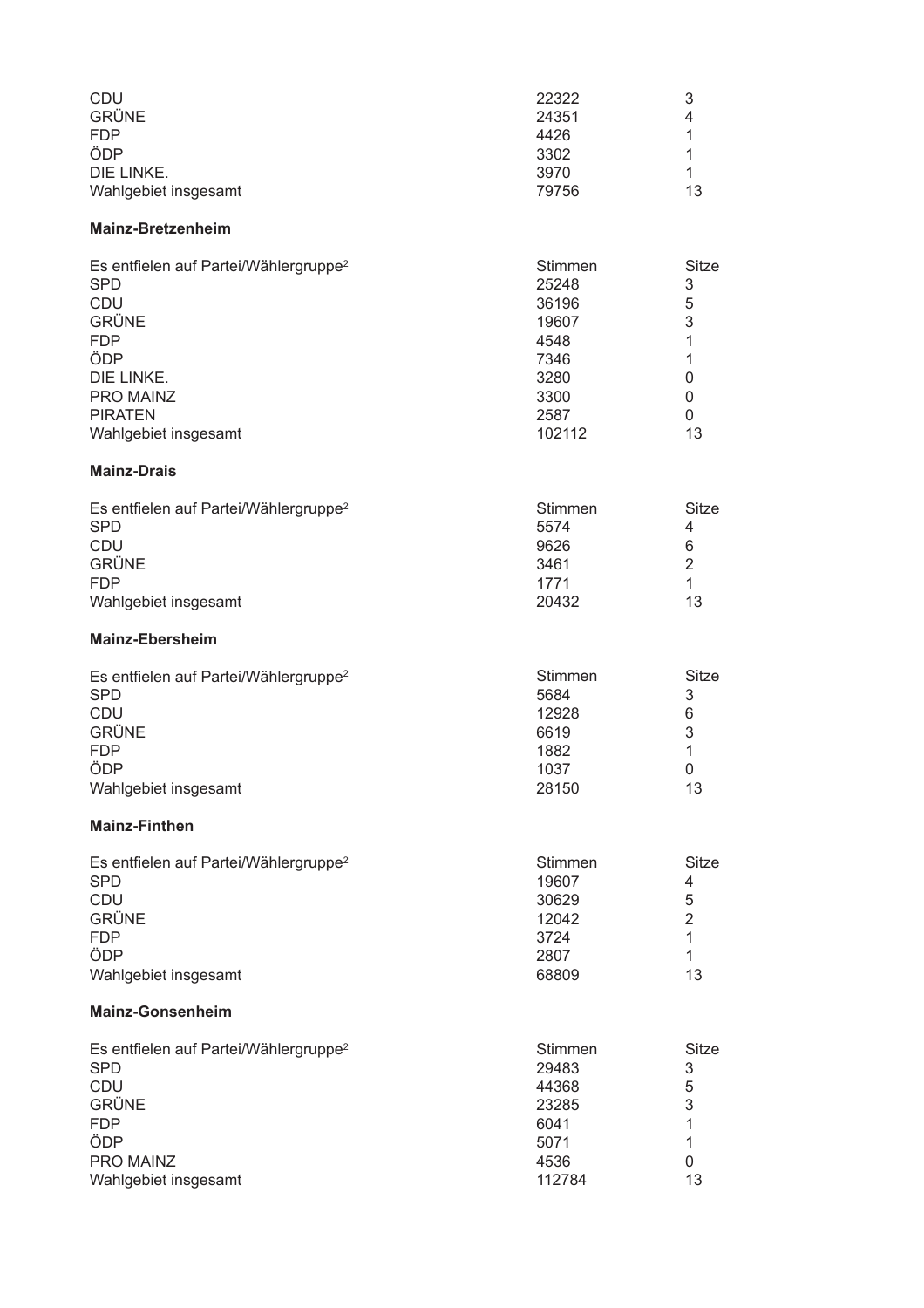| | Stimmen | Sitze |
|---|---|---|
| CDU | 22322 | 3 |
| GRÜNE | 24351 | 4 |
| FDP | 4426 | 1 |
| ÖDP | 3302 | 1 |
| DIE LINKE. | 3970 | 1 |
| Wahlgebiet insgesamt | 79756 | 13 |

**Mainz-Bretzenheim**

| Es entfielen auf Partei/Wählergruppe[2] | Stimmen | Sitze |
|---|---|---|
| SPD | 25248 | 3 |
| CDU | 36196 | 5 |
| GRÜNE | 19607 | 3 |
| FDP | 4548 | 1 |
| ÖDP | 7346 | 1 |
| DIE LINKE. | 3280 | 0 |
| PRO MAINZ | 3300 | 0 |
| PIRATEN | 2587 | 0 |
| Wahlgebiet insgesamt | 102112 | 13 |

**Mainz-Drais**

| Es entfielen auf Partei/Wählergruppe[2] | Stimmen | Sitze |
|---|---|---|
| SPD | 5574 | 4 |
| CDU | 9626 | 6 |
| GRÜNE | 3461 | 2 |
| FDP | 1771 | 1 |
| Wahlgebiet insgesamt | 20432 | 13 |

**Mainz-Ebersheim**

| Es entfielen auf Partei/Wählergruppe[2] | Stimmen | Sitze |
|---|---|---|
| SPD | 5684 | 3 |
| CDU | 12928 | 6 |
| GRÜNE | 6619 | 3 |
| FDP | 1882 | 1 |
| ÖDP | 1037 | 0 |
| Wahlgebiet insgesamt | 28150 | 13 |

**Mainz-Finthen**

| Es entfielen auf Partei/Wählergruppe[2] | Stimmen | Sitze |
|---|---|---|
| SPD | 19607 | 4 |
| CDU | 30629 | 5 |
| GRÜNE | 12042 | 2 |
| FDP | 3724 | 1 |
| ÖDP | 2807 | 1 |
| Wahlgebiet insgesamt | 68809 | 13 |

**Mainz-Gonsenheim**

| Es entfielen auf Partei/Wählergruppe[2] | Stimmen | Sitze |
|---|---|---|
| SPD | 29483 | 3 |
| CDU | 44368 | 5 |
| GRÜNE | 23285 | 3 |
| FDP | 6041 | 1 |
| ÖDP | 5071 | 1 |
| PRO MAINZ | 4536 | 0 |
| Wahlgebiet insgesamt | 112784 | 13 |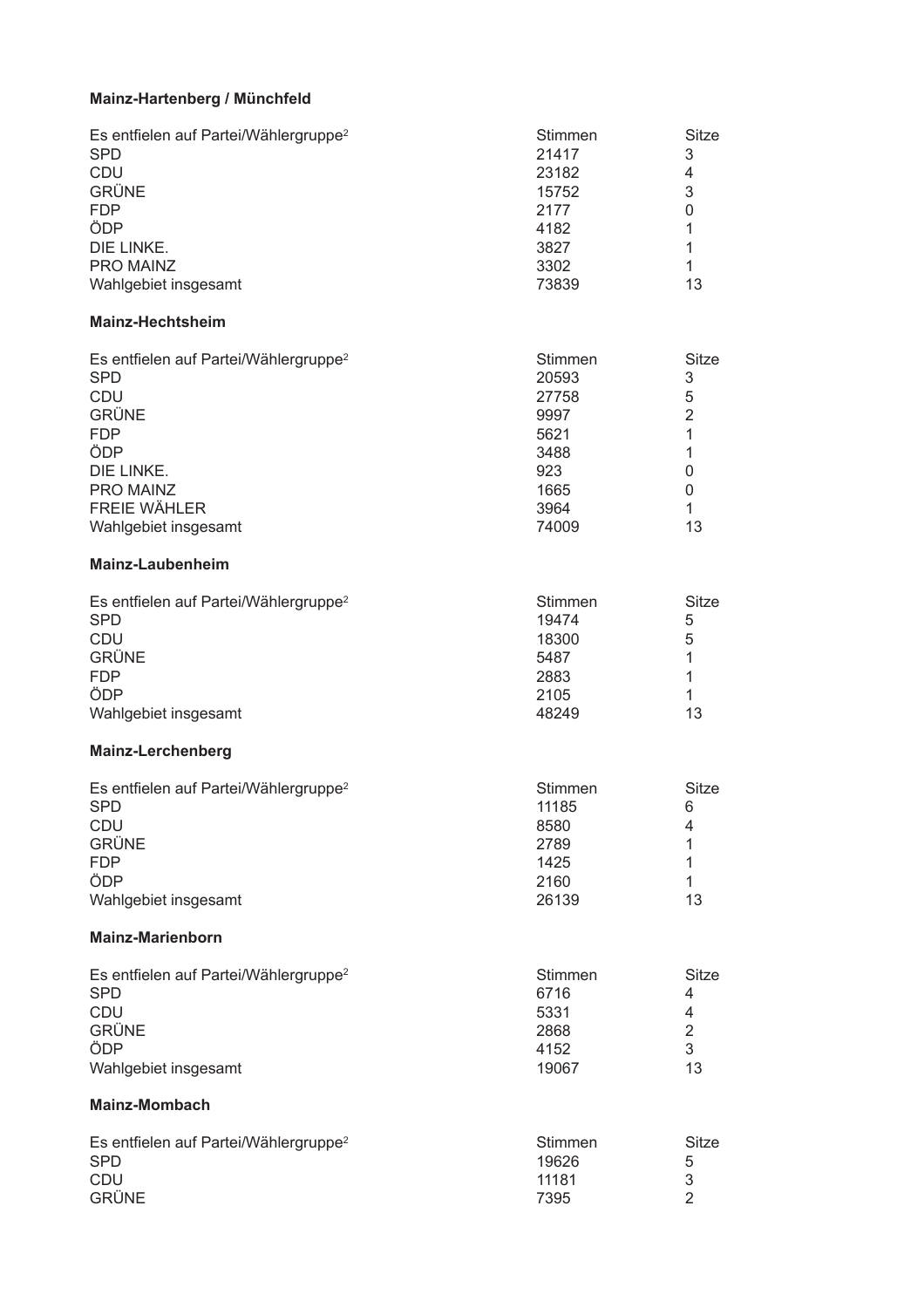**Mainz-Hartenberg / Münchfeld**

| Es entfielen auf Partei/Wählergruppe[2] | Stimmen | Sitze |
|---|---|---|
| SPD | 21417 | 3 |
| CDU | 23182 | 4 |
| GRÜNE | 15752 | 3 |
| FDP | 2177 | 0 |
| ÖDP | 4182 | 1 |
| DIE LINKE. | 3827 | 1 |
| PRO MAINZ | 3302 | 1 |
| Wahlgebiet insgesamt | 73839 | 13 |

**Mainz-Hechtsheim**

| Es entfielen auf Partei/Wählergruppe[2] | Stimmen | Sitze |
|---|---|---|
| SPD | 20593 | 3 |
| CDU | 27758 | 5 |
| GRÜNE | 9997 | 2 |
| FDP | 5621 | 1 |
| ÖDP | 3488 | 1 |
| DIE LINKE. | 923 | 0 |
| PRO MAINZ | 1665 | 0 |
| FREIE WÄHLER | 3964 | 1 |
| Wahlgebiet insgesamt | 74009 | 13 |

**Mainz-Laubenheim**

| Es entfielen auf Partei/Wählergruppe[2] | Stimmen | Sitze |
|---|---|---|
| SPD | 19474 | 5 |
| CDU | 18300 | 5 |
| GRÜNE | 5487 | 1 |
| FDP | 2883 | 1 |
| ÖDP | 2105 | 1 |
| Wahlgebiet insgesamt | 48249 | 13 |

**Mainz-Lerchenberg**

| Es entfielen auf Partei/Wählergruppe[2] | Stimmen | Sitze |
|---|---|---|
| SPD | 11185 | 6 |
| CDU | 8580 | 4 |
| GRÜNE | 2789 | 1 |
| FDP | 1425 | 1 |
| ÖDP | 2160 | 1 |
| Wahlgebiet insgesamt | 26139 | 13 |

**Mainz-Marienborn**

| Es entfielen auf Partei/Wählergruppe[2] | Stimmen | Sitze |
|---|---|---|
| SPD | 6716 | 4 |
| CDU | 5331 | 4 |
| GRÜNE | 2868 | 2 |
| ÖDP | 4152 | 3 |
| Wahlgebiet insgesamt | 19067 | 13 |

**Mainz-Mombach**

| Es entfielen auf Partei/Wählergruppe[2] | Stimmen | Sitze |
|---|---|---|
| SPD | 19626 | 5 |
| CDU | 11181 | 3 |
| GRÜNE | 7395 | 2 |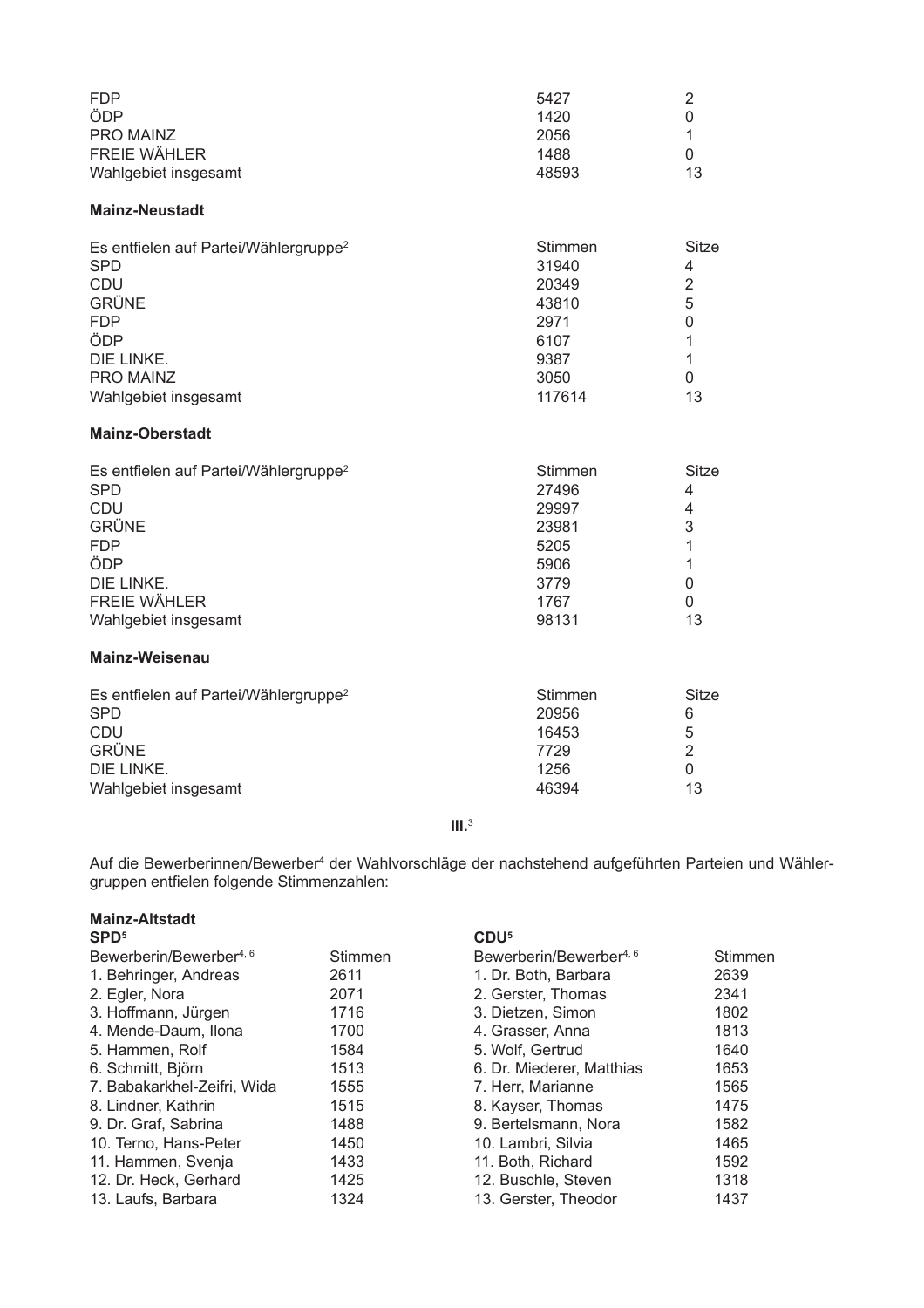| | | |
|---|---|---|
| FDP | 5427 | 2 |
| ÖDP | 1420 | 0 |
| PRO MAINZ | 2056 | 1 |
| FREIE WÄHLER | 1488 | 0 |
| Wahlgebiet insgesamt | 48593 | 13 |

**Mainz-Neustadt**

| Es entfielen auf Partei/Wählergruppe[2] | Stimmen | Sitze |
|---|---|---|
| SPD | 31940 | 4 |
| CDU | 20349 | 2 |
| GRÜNE | 43810 | 5 |
| FDP | 2971 | 0 |
| ÖDP | 6107 | 1 |
| DIE LINKE. | 9387 | 1 |
| PRO MAINZ | 3050 | 0 |
| Wahlgebiet insgesamt | 117614 | 13 |

**Mainz-Oberstadt**

| Es entfielen auf Partei/Wählergruppe[2] | Stimmen | Sitze |
|---|---|---|
| SPD | 27496 | 4 |
| CDU | 29997 | 4 |
| GRÜNE | 23981 | 3 |
| FDP | 5205 | 1 |
| ÖDP | 5906 | 1 |
| DIE LINKE. | 3779 | 0 |
| FREIE WÄHLER | 1767 | 0 |
| Wahlgebiet insgesamt | 98131 | 13 |

**Mainz-Weisenau**

| Es entfielen auf Partei/Wählergruppe[2] | Stimmen | Sitze |
|---|---|---|
| SPD | 20956 | 6 |
| CDU | 16453 | 5 |
| GRÜNE | 7729 | 2 |
| DIE LINKE. | 1256 | 0 |
| Wahlgebiet insgesamt | 46394 | 13 |

**III.**[3]

Auf die Bewerberinnen/Bewerber[4] der Wahlvorschläge der nachstehend aufgeführten Parteien und Wählergruppen entfielen folgende Stimmenzahlen:

**Mainz-Altstadt**

**SPD**[5]

| Bewerberin/Bewerber[4, 6] | Stimmen |
|---|---|
| 1. Behringer, Andreas | 2611 |
| 2. Egler, Nora | 2071 |
| 3. Hoffmann, Jürgen | 1716 |
| 4. Mende-Daum, Ilona | 1700 |
| 5. Hammen, Rolf | 1584 |
| 6. Schmitt, Björn | 1513 |
| 7. Babakarkhel-Zeifri, Wida | 1555 |
| 8. Lindner, Kathrin | 1515 |
| 9. Dr. Graf, Sabrina | 1488 |
| 10. Terno, Hans-Peter | 1450 |
| 11. Hammen, Svenja | 1433 |
| 12. Dr. Heck, Gerhard | 1425 |
| 13. Laufs, Barbara | 1324 |

**CDU**[5]

| Bewerberin/Bewerber[4, 6] | Stimmen |
|---|---|
| 1. Dr. Both, Barbara | 2639 |
| 2. Gerster, Thomas | 2341 |
| 3. Dietzen, Simon | 1802 |
| 4. Grasser, Anna | 1813 |
| 5. Wolf, Gertrud | 1640 |
| 6. Dr. Miederer, Matthias | 1653 |
| 7. Herr, Marianne | 1565 |
| 8. Kayser, Thomas | 1475 |
| 9. Bertelsmann, Nora | 1582 |
| 10. Lambri, Silvia | 1465 |
| 11. Both, Richard | 1592 |
| 12. Buschle, Steven | 1318 |
| 13. Gerster, Theodor | 1437 |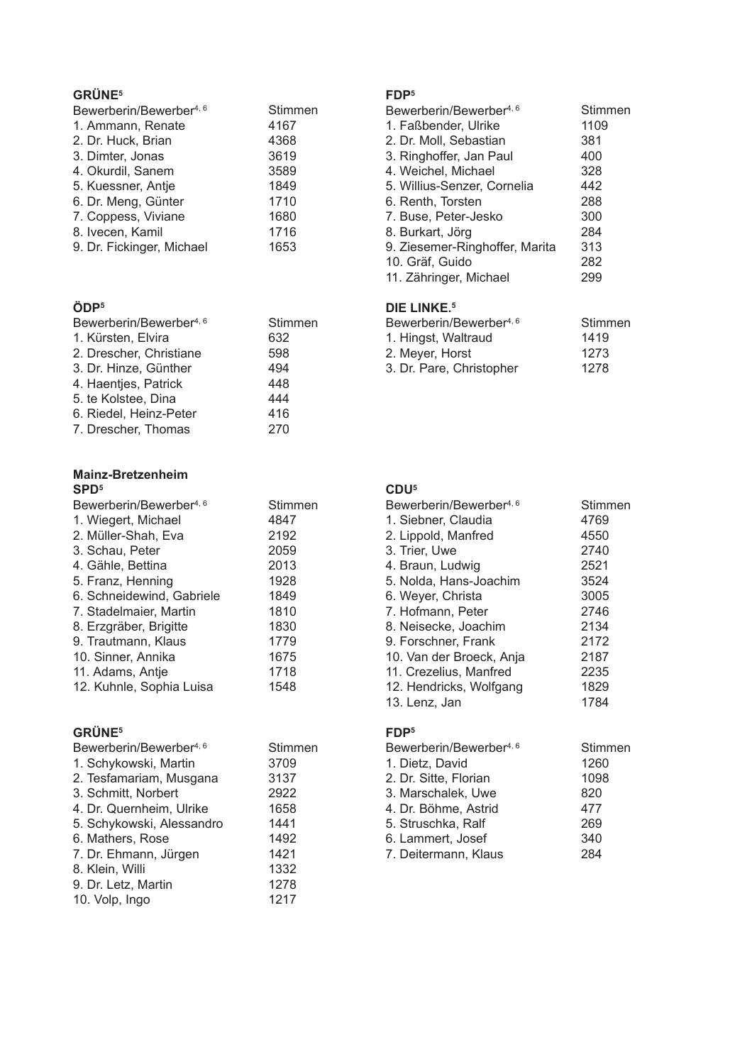### GRÜNE[5]

| Bewerberin/Bewerber[4, 6] | Stimmen |
|---|---|
| 1. Ammann, Renate | 4167 |
| 2. Dr. Huck, Brian | 4368 |
| 3. Dimter, Jonas | 3619 |
| 4. Okurdil, Sanem | 3589 |
| 5. Kuessner, Antje | 1849 |
| 6. Dr. Meng, Günter | 1710 |
| 7. Coppess, Viviane | 1680 |
| 8. Ivecen, Kamil | 1716 |
| 9. Dr. Fickinger, Michael | 1653 |

### FDP[5]

| Bewerberin/Bewerber[4, 6] | Stimmen |
|---|---|
| 1. Faßbender, Ulrike | 1109 |
| 2. Dr. Moll, Sebastian | 381 |
| 3. Ringhoffer, Jan Paul | 400 |
| 4. Weichel, Michael | 328 |
| 5. Willius-Senzer, Cornelia | 442 |
| 6. Renth, Torsten | 288 |
| 7. Buse, Peter-Jesko | 300 |
| 8. Burkart, Jörg | 284 |
| 9. Ziesemer-Ringhoffer, Marita | 313 |
| 10. Gräf, Guido | 282 |
| 11. Zähringer, Michael | 299 |

### ÖDP[5]

| Bewerberin/Bewerber[4, 6] | Stimmen |
|---|---|
| 1. Kürsten, Elvira | 632 |
| 2. Drescher, Christiane | 598 |
| 3. Dr. Hinze, Günther | 494 |
| 4. Haentjes, Patrick | 448 |
| 5. te Kolstee, Dina | 444 |
| 6. Riedel, Heinz-Peter | 416 |
| 7. Drescher, Thomas | 270 |

### DIE LINKE.[5]

| Bewerberin/Bewerber[4, 6] | Stimmen |
|---|---|
| 1. Hingst, Waltraud | 1419 |
| 2. Meyer, Horst | 1273 |
| 3. Dr. Pare, Christopher | 1278 |

## Mainz-Bretzenheim

### SPD[5]

| Bewerberin/Bewerber[4, 6] | Stimmen |
|---|---|
| 1. Wiegert, Michael | 4847 |
| 2. Müller-Shah, Eva | 2192 |
| 3. Schau, Peter | 2059 |
| 4. Gähle, Bettina | 2013 |
| 5. Franz, Henning | 1928 |
| 6. Schneidewind, Gabriele | 1849 |
| 7. Stadelmaier, Martin | 1810 |
| 8. Erzgräber, Brigitte | 1830 |
| 9. Trautmann, Klaus | 1779 |
| 10. Sinner, Annika | 1675 |
| 11. Adams, Antje | 1718 |
| 12. Kuhnle, Sophia Luisa | 1548 |

### CDU[5]

| Bewerberin/Bewerber[4, 6] | Stimmen |
|---|---|
| 1. Siebner, Claudia | 4769 |
| 2. Lippold, Manfred | 4550 |
| 3. Trier, Uwe | 2740 |
| 4. Braun, Ludwig | 2521 |
| 5. Nolda, Hans-Joachim | 3524 |
| 6. Weyer, Christa | 3005 |
| 7. Hofmann, Peter | 2746 |
| 8. Neisecke, Joachim | 2134 |
| 9. Forschner, Frank | 2172 |
| 10. Van der Broeck, Anja | 2187 |
| 11. Crezelius, Manfred | 2235 |
| 12. Hendricks, Wolfgang | 1829 |
| 13. Lenz, Jan | 1784 |

### GRÜNE[5]

| Bewerberin/Bewerber[4, 6] | Stimmen |
|---|---|
| 1. Schykowski, Martin | 3709 |
| 2. Tesfamariam, Musgana | 3137 |
| 3. Schmitt, Norbert | 2922 |
| 4. Dr. Quernheim, Ulrike | 1658 |
| 5. Schykowski, Alessandro | 1441 |
| 6. Mathers, Rose | 1492 |
| 7. Dr. Ehmann, Jürgen | 1421 |
| 8. Klein, Willi | 1332 |
| 9. Dr. Letz, Martin | 1278 |
| 10. Volp, Ingo | 1217 |

### FDP[5]

| Bewerberin/Bewerber[4, 6] | Stimmen |
|---|---|
| 1. Dietz, David | 1260 |
| 2. Dr. Sitte, Florian | 1098 |
| 3. Marschalek, Uwe | 820 |
| 4. Dr. Böhme, Astrid | 477 |
| 5. Struschka, Ralf | 269 |
| 6. Lammert, Josef | 340 |
| 7. Deitermann, Klaus | 284 |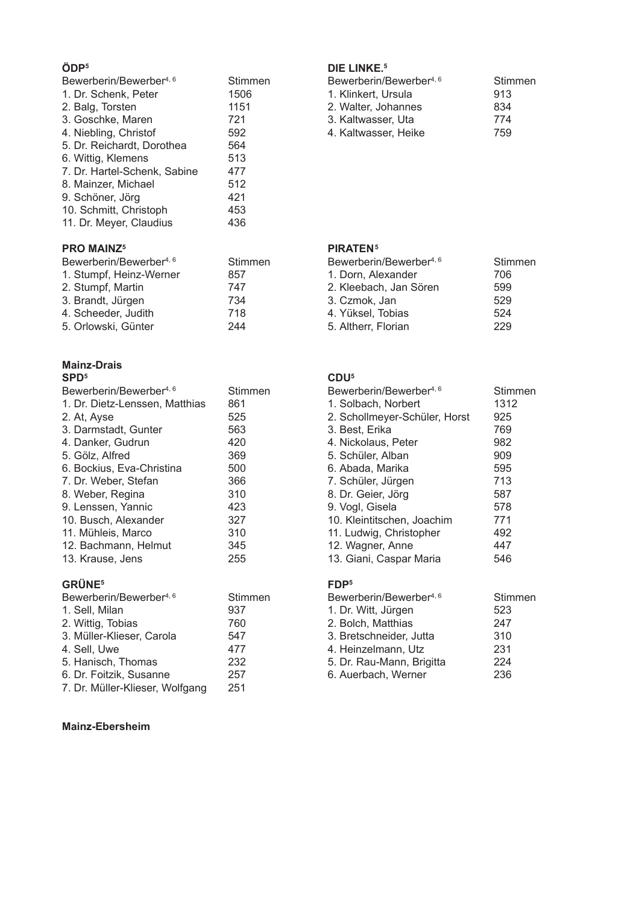### ÖDP[5]

| Bewerberin/Bewerber[4, 6] | Stimmen |
|---|---|
| 1. Dr. Schenk, Peter | 1506 |
| 2. Balg, Torsten | 1151 |
| 3. Goschke, Maren | 721 |
| 4. Niebling, Christof | 592 |
| 5. Dr. Reichardt, Dorothea | 564 |
| 6. Wittig, Klemens | 513 |
| 7. Dr. Hartel-Schenk, Sabine | 477 |
| 8. Mainzer, Michael | 512 |
| 9. Schöner, Jörg | 421 |
| 10. Schmitt, Christoph | 453 |
| 11. Dr. Meyer, Claudius | 436 |

### DIE LINKE.[5]

| Bewerberin/Bewerber[4, 6] | Stimmen |
|---|---|
| 1. Klinkert, Ursula | 913 |
| 2. Walter, Johannes | 834 |
| 3. Kaltwasser, Uta | 774 |
| 4. Kaltwasser, Heike | 759 |

### PRO MAINZ[5]

| Bewerberin/Bewerber[4, 6] | Stimmen |
|---|---|
| 1. Stumpf, Heinz-Werner | 857 |
| 2. Stumpf, Martin | 747 |
| 3. Brandt, Jürgen | 734 |
| 4. Scheeder, Judith | 718 |
| 5. Orlowski, Günter | 244 |

### PIRATEN[5]

| Bewerberin/Bewerber[4, 6] | Stimmen |
|---|---|
| 1. Dorn, Alexander | 706 |
| 2. Kleebach, Jan Sören | 599 |
| 3. Czmok, Jan | 529 |
| 4. Yüksel, Tobias | 524 |
| 5. Altherr, Florian | 229 |

## Mainz-Drais

### SPD[5]

| Bewerberin/Bewerber[4, 6] | Stimmen |
|---|---|
| 1. Dr. Dietz-Lenssen, Matthias | 861 |
| 2. At, Ayse | 525 |
| 3. Darmstadt, Gunter | 563 |
| 4. Danker, Gudrun | 420 |
| 5. Gölz, Alfred | 369 |
| 6. Bockius, Eva-Christina | 500 |
| 7. Dr. Weber, Stefan | 366 |
| 8. Weber, Regina | 310 |
| 9. Lenssen, Yannic | 423 |
| 10. Busch, Alexander | 327 |
| 11. Mühleis, Marco | 310 |
| 12. Bachmann, Helmut | 345 |
| 13. Krause, Jens | 255 |

### CDU[5]

| Bewerberin/Bewerber[4, 6] | Stimmen |
|---|---|
| 1. Solbach, Norbert | 1312 |
| 2. Schollmeyer-Schüler, Horst | 925 |
| 3. Best, Erika | 769 |
| 4. Nickolaus, Peter | 982 |
| 5. Schüler, Alban | 909 |
| 6. Abada, Marika | 595 |
| 7. Schüler, Jürgen | 713 |
| 8. Dr. Geier, Jörg | 587 |
| 9. Vogl, Gisela | 578 |
| 10. Kleintitschen, Joachim | 771 |
| 11. Ludwig, Christopher | 492 |
| 12. Wagner, Anne | 447 |
| 13. Giani, Caspar Maria | 546 |

### GRÜNE[5]

| Bewerberin/Bewerber[4, 6] | Stimmen |
|---|---|
| 1. Sell, Milan | 937 |
| 2. Wittig, Tobias | 760 |
| 3. Müller-Klieser, Carola | 547 |
| 4. Sell, Uwe | 477 |
| 5. Hanisch, Thomas | 232 |
| 6. Dr. Foitzik, Susanne | 257 |
| 7. Dr. Müller-Klieser, Wolfgang | 251 |

### FDP[5]

| Bewerberin/Bewerber[4, 6] | Stimmen |
|---|---|
| 1. Dr. Witt, Jürgen | 523 |
| 2. Bolch, Matthias | 247 |
| 3. Bretschneider, Jutta | 310 |
| 4. Heinzelmann, Utz | 231 |
| 5. Dr. Rau-Mann, Brigitta | 224 |
| 6. Auerbach, Werner | 236 |

## Mainz-Ebersheim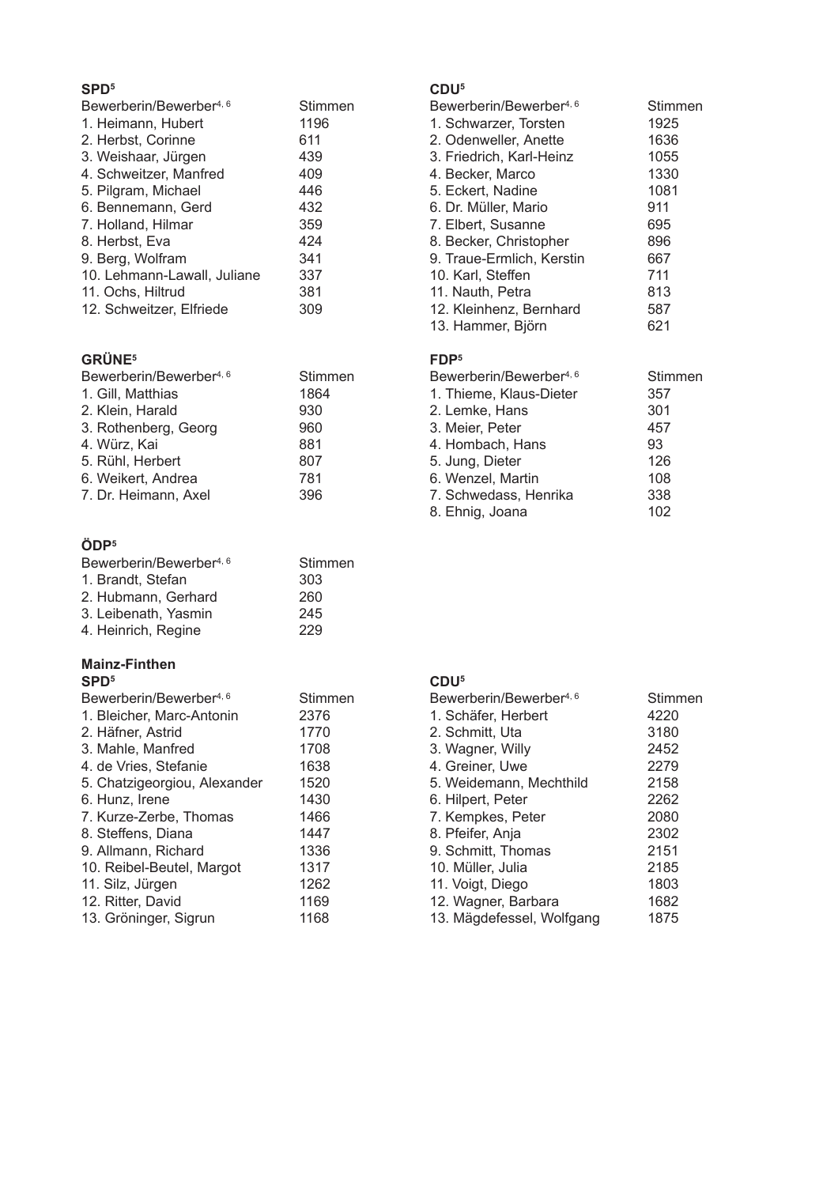**SPD**[5]

| Bewerberin/Bewerber[4, 6] | Stimmen |
|---|---|
| 1. Heimann, Hubert | 1196 |
| 2. Herbst, Corinne | 611 |
| 3. Weishaar, Jürgen | 439 |
| 4. Schweitzer, Manfred | 409 |
| 5. Pilgram, Michael | 446 |
| 6. Bennemann, Gerd | 432 |
| 7. Holland, Hilmar | 359 |
| 8. Herbst, Eva | 424 |
| 9. Berg, Wolfram | 341 |
| 10. Lehmann-Lawall, Juliane | 337 |
| 11. Ochs, Hiltrud | 381 |
| 12. Schweitzer, Elfriede | 309 |

**CDU**[5]

| Bewerberin/Bewerber[4, 6] | Stimmen |
|---|---|
| 1. Schwarzer, Torsten | 1925 |
| 2. Odenweller, Anette | 1636 |
| 3. Friedrich, Karl-Heinz | 1055 |
| 4. Becker, Marco | 1330 |
| 5. Eckert, Nadine | 1081 |
| 6. Dr. Müller, Mario | 911 |
| 7. Elbert, Susanne | 695 |
| 8. Becker, Christopher | 896 |
| 9. Traue-Ermlich, Kerstin | 667 |
| 10. Karl, Steffen | 711 |
| 11. Nauth, Petra | 813 |
| 12. Kleinhenz, Bernhard | 587 |
| 13. Hammer, Björn | 621 |

**GRÜNE**[5]

| Bewerberin/Bewerber[4, 6] | Stimmen |
|---|---|
| 1. Gill, Matthias | 1864 |
| 2. Klein, Harald | 930 |
| 3. Rothenberg, Georg | 960 |
| 4. Würz, Kai | 881 |
| 5. Rühl, Herbert | 807 |
| 6. Weikert, Andrea | 781 |
| 7. Dr. Heimann, Axel | 396 |

**FDP**[5]

| Bewerberin/Bewerber[4, 6] | Stimmen |
|---|---|
| 1. Thieme, Klaus-Dieter | 357 |
| 2. Lemke, Hans | 301 |
| 3. Meier, Peter | 457 |
| 4. Hombach, Hans | 93 |
| 5. Jung, Dieter | 126 |
| 6. Wenzel, Martin | 108 |
| 7. Schwedass, Henrika | 338 |
| 8. Ehnig, Joana | 102 |

**ÖDP**[5]

| Bewerberin/Bewerber[4, 6] | Stimmen |
|---|---|
| 1. Brandt, Stefan | 303 |
| 2. Hubmann, Gerhard | 260 |
| 3. Leibenath, Yasmin | 245 |
| 4. Heinrich, Regine | 229 |

## Mainz-Finthen

**SPD**[5]

| Bewerberin/Bewerber[4, 6] | Stimmen |
|---|---|
| 1. Bleicher, Marc-Antonin | 2376 |
| 2. Häfner, Astrid | 1770 |
| 3. Mahle, Manfred | 1708 |
| 4. de Vries, Stefanie | 1638 |
| 5. Chatzigeorgiou, Alexander | 1520 |
| 6. Hunz, Irene | 1430 |
| 7. Kurze-Zerbe, Thomas | 1466 |
| 8. Steffens, Diana | 1447 |
| 9. Allmann, Richard | 1336 |
| 10. Reibel-Beutel, Margot | 1317 |
| 11. Silz, Jürgen | 1262 |
| 12. Ritter, David | 1169 |
| 13. Gröninger, Sigrun | 1168 |

**CDU**[5]

| Bewerberin/Bewerber[4, 6] | Stimmen |
|---|---|
| 1. Schäfer, Herbert | 4220 |
| 2. Schmitt, Uta | 3180 |
| 3. Wagner, Willy | 2452 |
| 4. Greiner, Uwe | 2279 |
| 5. Weidemann, Mechthild | 2158 |
| 6. Hilpert, Peter | 2262 |
| 7. Kempkes, Peter | 2080 |
| 8. Pfeifer, Anja | 2302 |
| 9. Schmitt, Thomas | 2151 |
| 10. Müller, Julia | 2185 |
| 11. Voigt, Diego | 1803 |
| 12. Wagner, Barbara | 1682 |
| 13. Mägdefessel, Wolfgang | 1875 |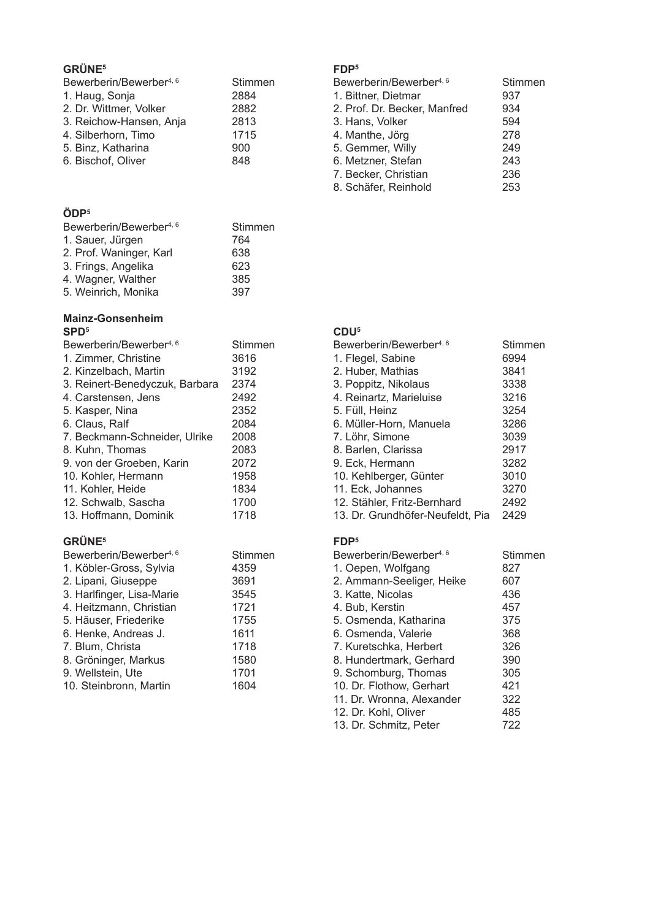**GRÜNE[5]**

| Bewerberin/Bewerber[4, 6] | Stimmen |
|---|---|
| 1. Haug, Sonja | 2884 |
| 2. Dr. Wittmer, Volker | 2882 |
| 3. Reichow-Hansen, Anja | 2813 |
| 4. Silberhorn, Timo | 1715 |
| 5. Binz, Katharina | 900 |
| 6. Bischof, Oliver | 848 |

**FDP[5]**

| Bewerberin/Bewerber[4, 6] | Stimmen |
|---|---|
| 1. Bittner, Dietmar | 937 |
| 2. Prof. Dr. Becker, Manfred | 934 |
| 3. Hans, Volker | 594 |
| 4. Manthe, Jörg | 278 |
| 5. Gemmer, Willy | 249 |
| 6. Metzner, Stefan | 243 |
| 7. Becker, Christian | 236 |
| 8. Schäfer, Reinhold | 253 |

**ÖDP[5]**

| Bewerberin/Bewerber[4, 6] | Stimmen |
|---|---|
| 1. Sauer, Jürgen | 764 |
| 2. Prof. Waninger, Karl | 638 |
| 3. Frings, Angelika | 623 |
| 4. Wagner, Walther | 385 |
| 5. Weinrich, Monika | 397 |

## Mainz-Gonsenheim

**SPD[5]**

| Bewerberin/Bewerber[4, 6] | Stimmen |
|---|---|
| 1. Zimmer, Christine | 3616 |
| 2. Kinzelbach, Martin | 3192 |
| 3. Reinert-Benedyczuk, Barbara | 2374 |
| 4. Carstensen, Jens | 2492 |
| 5. Kasper, Nina | 2352 |
| 6. Claus, Ralf | 2084 |
| 7. Beckmann-Schneider, Ulrike | 2008 |
| 8. Kuhn, Thomas | 2083 |
| 9. von der Groeben, Karin | 2072 |
| 10. Kohler, Hermann | 1958 |
| 11. Kohler, Heide | 1834 |
| 12. Schwalb, Sascha | 1700 |
| 13. Hoffmann, Dominik | 1718 |

**CDU[5]**

| Bewerberin/Bewerber[4, 6] | Stimmen |
|---|---|
| 1. Flegel, Sabine | 6994 |
| 2. Huber, Mathias | 3841 |
| 3. Poppitz, Nikolaus | 3338 |
| 4. Reinartz, Marieluise | 3216 |
| 5. Füll, Heinz | 3254 |
| 6. Müller-Horn, Manuela | 3286 |
| 7. Löhr, Simone | 3039 |
| 8. Barlen, Clarissa | 2917 |
| 9. Eck, Hermann | 3282 |
| 10. Kehlberger, Günter | 3010 |
| 11. Eck, Johannes | 3270 |
| 12. Stähler, Fritz-Bernhard | 2492 |
| 13. Dr. Grundhöfer-Neufeldt, Pia | 2429 |

**GRÜNE[5]**

| Bewerberin/Bewerber[4, 6] | Stimmen |
|---|---|
| 1. Köbler-Gross, Sylvia | 4359 |
| 2. Lipani, Giuseppe | 3691 |
| 3. Harlfinger, Lisa-Marie | 3545 |
| 4. Heitzmann, Christian | 1721 |
| 5. Häuser, Friederike | 1755 |
| 6. Henke, Andreas J. | 1611 |
| 7. Blum, Christa | 1718 |
| 8. Gröninger, Markus | 1580 |
| 9. Wellstein, Ute | 1701 |
| 10. Steinbronn, Martin | 1604 |

**FDP[5]**

| Bewerberin/Bewerber[4, 6] | Stimmen |
|---|---|
| 1. Oepen, Wolfgang | 827 |
| 2. Ammann-Seeliger, Heike | 607 |
| 3. Katte, Nicolas | 436 |
| 4. Bub, Kerstin | 457 |
| 5. Osmenda, Katharina | 375 |
| 6. Osmenda, Valerie | 368 |
| 7. Kuretschka, Herbert | 326 |
| 8. Hundertmark, Gerhard | 390 |
| 9. Schomburg, Thomas | 305 |
| 10. Dr. Flothow, Gerhart | 421 |
| 11. Dr. Wronna, Alexander | 322 |
| 12. Dr. Kohl, Oliver | 485 |
| 13. Dr. Schmitz, Peter | 722 |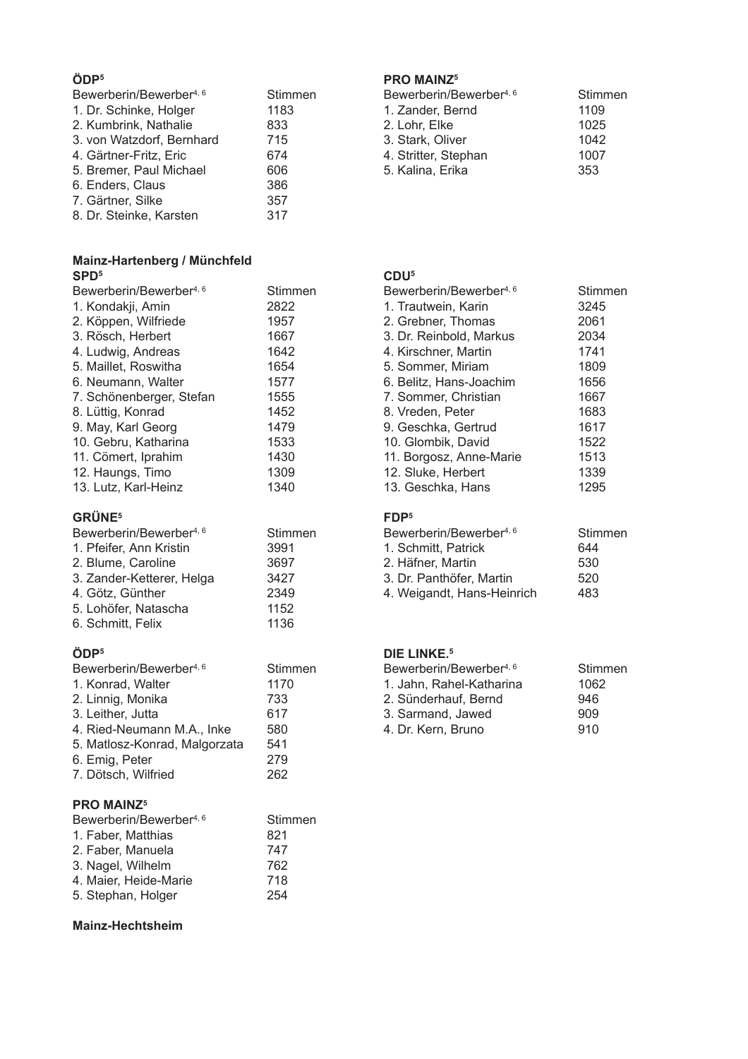#### ÖDP[5]

| Bewerberin/Bewerber[4, 6] | Stimmen |
|---|---|
| 1. Dr. Schinke, Holger | 1183 |
| 2. Kumbrink, Nathalie | 833 |
| 3. von Watzdorf, Bernhard | 715 |
| 4. Gärtner-Fritz, Eric | 674 |
| 5. Bremer, Paul Michael | 606 |
| 6. Enders, Claus | 386 |
| 7. Gärtner, Silke | 357 |
| 8. Dr. Steinke, Karsten | 317 |

#### PRO MAINZ[5]

| Bewerberin/Bewerber[4, 6] | Stimmen |
|---|---|
| 1. Zander, Bernd | 1109 |
| 2. Lohr, Elke | 1025 |
| 3. Stark, Oliver | 1042 |
| 4. Stritter, Stephan | 1007 |
| 5. Kalina, Erika | 353 |

### Mainz-Hartenberg / Münchfeld

#### SPD[5]

| Bewerberin/Bewerber[4, 6] | Stimmen |
|---|---|
| 1. Kondakji, Amin | 2822 |
| 2. Köppen, Wilfriede | 1957 |
| 3. Rösch, Herbert | 1667 |
| 4. Ludwig, Andreas | 1642 |
| 5. Maillet, Roswitha | 1654 |
| 6. Neumann, Walter | 1577 |
| 7. Schönenberger, Stefan | 1555 |
| 8. Lüttig, Konrad | 1452 |
| 9. May, Karl Georg | 1479 |
| 10. Gebru, Katharina | 1533 |
| 11. Cömert, Iprahim | 1430 |
| 12. Haungs, Timo | 1309 |
| 13. Lutz, Karl-Heinz | 1340 |

#### CDU[5]

| Bewerberin/Bewerber[4, 6] | Stimmen |
|---|---|
| 1. Trautwein, Karin | 3245 |
| 2. Grebner, Thomas | 2061 |
| 3. Dr. Reinbold, Markus | 2034 |
| 4. Kirschner, Martin | 1741 |
| 5. Sommer, Miriam | 1809 |
| 6. Belitz, Hans-Joachim | 1656 |
| 7. Sommer, Christian | 1667 |
| 8. Vreden, Peter | 1683 |
| 9. Geschka, Gertrud | 1617 |
| 10. Glombik, David | 1522 |
| 11. Borgosz, Anne-Marie | 1513 |
| 12. Sluke, Herbert | 1339 |
| 13. Geschka, Hans | 1295 |

#### GRÜNE[5]

| Bewerberin/Bewerber[4, 6] | Stimmen |
|---|---|
| 1. Pfeifer, Ann Kristin | 3991 |
| 2. Blume, Caroline | 3697 |
| 3. Zander-Ketterer, Helga | 3427 |
| 4. Götz, Günther | 2349 |
| 5. Lohöfer, Natascha | 1152 |
| 6. Schmitt, Felix | 1136 |

#### FDP[5]

| Bewerberin/Bewerber[4, 6] | Stimmen |
|---|---|
| 1. Schmitt, Patrick | 644 |
| 2. Häfner, Martin | 530 |
| 3. Dr. Panthöfer, Martin | 520 |
| 4. Weigandt, Hans-Heinrich | 483 |

#### ÖDP[5]

| Bewerberin/Bewerber[4, 6] | Stimmen |
|---|---|
| 1. Konrad, Walter | 1170 |
| 2. Linnig, Monika | 733 |
| 3. Leither, Jutta | 617 |
| 4. Ried-Neumann M.A., Inke | 580 |
| 5. Matlosz-Konrad, Malgorzata | 541 |
| 6. Emig, Peter | 279 |
| 7. Dötsch, Wilfried | 262 |

#### DIE LINKE.[5]

| Bewerberin/Bewerber[4, 6] | Stimmen |
|---|---|
| 1. Jahn, Rahel-Katharina | 1062 |
| 2. Sünderhauf, Bernd | 946 |
| 3. Sarmand, Jawed | 909 |
| 4. Dr. Kern, Bruno | 910 |

#### PRO MAINZ[5]

| Bewerberin/Bewerber[4, 6] | Stimmen |
|---|---|
| 1. Faber, Matthias | 821 |
| 2. Faber, Manuela | 747 |
| 3. Nagel, Wilhelm | 762 |
| 4. Maier, Heide-Marie | 718 |
| 5. Stephan, Holger | 254 |

### Mainz-Hechtsheim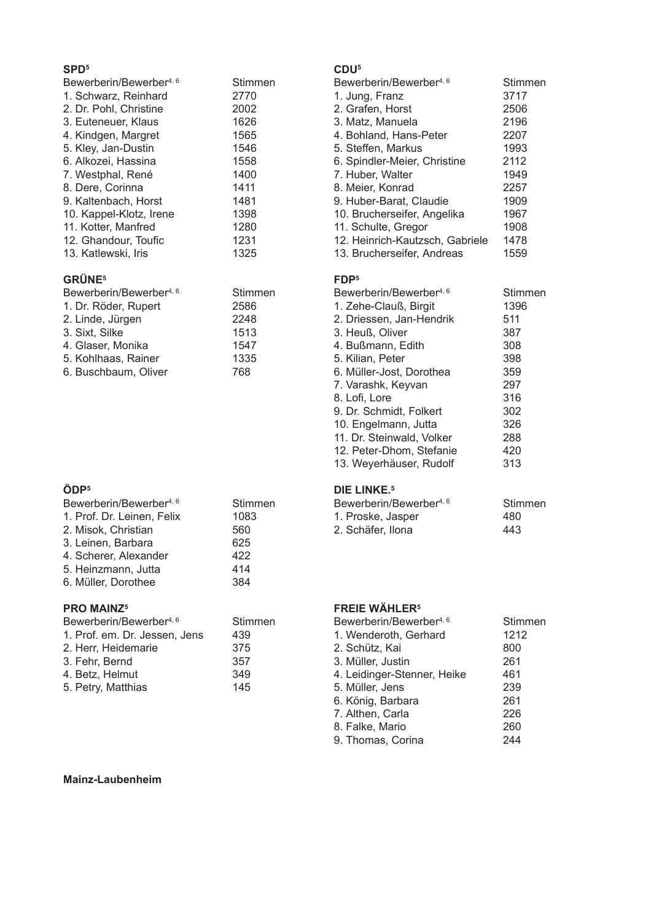### SPD[5]

| Bewerberin/Bewerber[4, 6] | Stimmen |
|---|---|
| 1. Schwarz, Reinhard | 2770 |
| 2. Dr. Pohl, Christine | 2002 |
| 3. Euteneuer, Klaus | 1626 |
| 4. Kindgen, Margret | 1565 |
| 5. Kley, Jan-Dustin | 1546 |
| 6. Alkozei, Hassina | 1558 |
| 7. Westphal, René | 1400 |
| 8. Dere, Corinna | 1411 |
| 9. Kaltenbach, Horst | 1481 |
| 10. Kappel-Klotz, Irene | 1398 |
| 11. Kotter, Manfred | 1280 |
| 12. Ghandour, Toufic | 1231 |
| 13. Katlewski, Iris | 1325 |

### CDU[5]

| Bewerberin/Bewerber[4, 6] | Stimmen |
|---|---|
| 1. Jung, Franz | 3717 |
| 2. Grafen, Horst | 2506 |
| 3. Matz, Manuela | 2196 |
| 4. Bohland, Hans-Peter | 2207 |
| 5. Steffen, Markus | 1993 |
| 6. Spindler-Meier, Christine | 2112 |
| 7. Huber, Walter | 1949 |
| 8. Meier, Konrad | 2257 |
| 9. Huber-Barat, Claudie | 1909 |
| 10. Brucherseifer, Angelika | 1967 |
| 11. Schulte, Gregor | 1908 |
| 12. Heinrich-Kautzsch, Gabriele | 1478 |
| 13. Brucherseifer, Andreas | 1559 |

### GRÜNE[5]

| Bewerberin/Bewerber[4, 6] | Stimmen |
|---|---|
| 1. Dr. Röder, Rupert | 2586 |
| 2. Linde, Jürgen | 2248 |
| 3. Sixt, Silke | 1513 |
| 4. Glaser, Monika | 1547 |
| 5. Kohlhaas, Rainer | 1335 |
| 6. Buschbaum, Oliver | 768 |

### FDP[5]

| Bewerberin/Bewerber[4, 6] | Stimmen |
|---|---|
| 1. Zehe-Clauß, Birgit | 1396 |
| 2. Driessen, Jan-Hendrik | 511 |
| 3. Heuß, Oliver | 387 |
| 4. Bußmann, Edith | 308 |
| 5. Kilian, Peter | 398 |
| 6. Müller-Jost, Dorothea | 359 |
| 7. Varashk, Keyvan | 297 |
| 8. Lofi, Lore | 316 |
| 9. Dr. Schmidt, Folkert | 302 |
| 10. Engelmann, Jutta | 326 |
| 11. Dr. Steinwald, Volker | 288 |
| 12. Peter-Dhom, Stefanie | 420 |
| 13. Weyerhäuser, Rudolf | 313 |

### ÖDP[5]

| Bewerberin/Bewerber[4, 6] | Stimmen |
|---|---|
| 1. Prof. Dr. Leinen, Felix | 1083 |
| 2. Misok, Christian | 560 |
| 3. Leinen, Barbara | 625 |
| 4. Scherer, Alexander | 422 |
| 5. Heinzmann, Jutta | 414 |
| 6. Müller, Dorothee | 384 |

### DIE LINKE.[5]

| Bewerberin/Bewerber[4, 6] | Stimmen |
|---|---|
| 1. Proske, Jasper | 480 |
| 2. Schäfer, Ilona | 443 |

### PRO MAINZ[5]

| Bewerberin/Bewerber[4, 6] | Stimmen |
|---|---|
| 1. Prof. em. Dr. Jessen, Jens | 439 |
| 2. Herr, Heidemarie | 375 |
| 3. Fehr, Bernd | 357 |
| 4. Betz, Helmut | 349 |
| 5. Petry, Matthias | 145 |

### FREIE WÄHLER[5]

| Bewerberin/Bewerber[4, 6] | Stimmen |
|---|---|
| 1. Wenderoth, Gerhard | 1212 |
| 2. Schütz, Kai | 800 |
| 3. Müller, Justin | 261 |
| 4. Leidinger-Stenner, Heike | 461 |
| 5. Müller, Jens | 239 |
| 6. König, Barbara | 261 |
| 7. Althen, Carla | 226 |
| 8. Falke, Mario | 260 |
| 9. Thomas, Corina | 244 |

**Mainz-Laubenheim**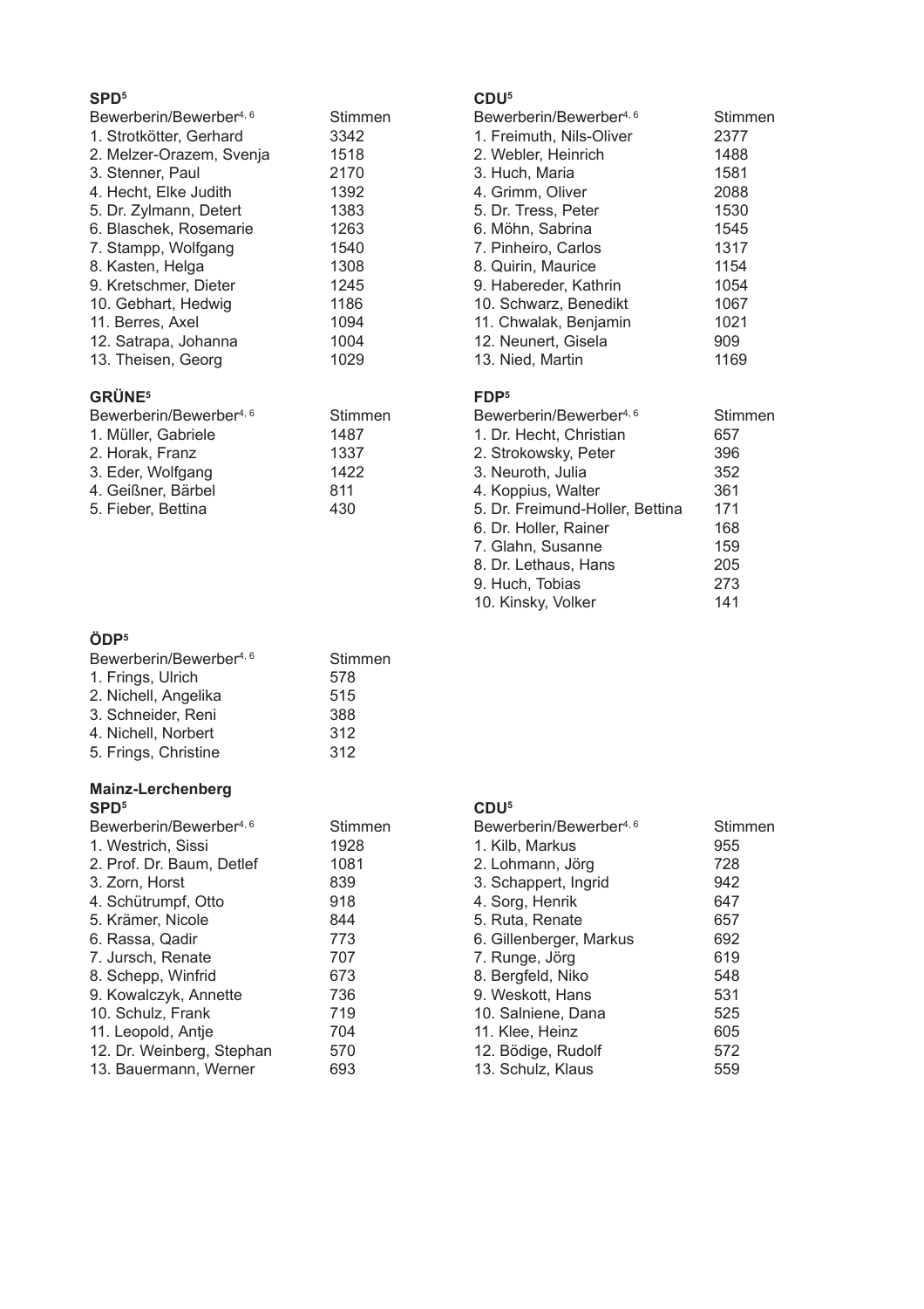### SPD[5]

| Bewerberin/Bewerber[4, 6] | Stimmen |
|---|---|
| 1. Strotkötter, Gerhard | 3342 |
| 2. Melzer-Orazem, Svenja | 1518 |
| 3. Stenner, Paul | 2170 |
| 4. Hecht, Elke Judith | 1392 |
| 5. Dr. Zylmann, Detert | 1383 |
| 6. Blaschek, Rosemarie | 1263 |
| 7. Stampp, Wolfgang | 1540 |
| 8. Kasten, Helga | 1308 |
| 9. Kretschmer, Dieter | 1245 |
| 10. Gebhart, Hedwig | 1186 |
| 11. Berres, Axel | 1094 |
| 12. Satrapa, Johanna | 1004 |
| 13. Theisen, Georg | 1029 |

### CDU[5]

| Bewerberin/Bewerber[4, 6] | Stimmen |
|---|---|
| 1. Freimuth, Nils-Oliver | 2377 |
| 2. Webler, Heinrich | 1488 |
| 3. Huch, Maria | 1581 |
| 4. Grimm, Oliver | 2088 |
| 5. Dr. Tress, Peter | 1530 |
| 6. Möhn, Sabrina | 1545 |
| 7. Pinheiro, Carlos | 1317 |
| 8. Quirin, Maurice | 1154 |
| 9. Habereder, Kathrin | 1054 |
| 10. Schwarz, Benedikt | 1067 |
| 11. Chwalak, Benjamin | 1021 |
| 12. Neunert, Gisela | 909 |
| 13. Nied, Martin | 1169 |

### GRÜNE[5]

| Bewerberin/Bewerber[4, 6] | Stimmen |
|---|---|
| 1. Müller, Gabriele | 1487 |
| 2. Horak, Franz | 1337 |
| 3. Eder, Wolfgang | 1422 |
| 4. Geißner, Bärbel | 811 |
| 5. Fieber, Bettina | 430 |

### FDP[5]

| Bewerberin/Bewerber[4, 6] | Stimmen |
|---|---|
| 1. Dr. Hecht, Christian | 657 |
| 2. Strokowsky, Peter | 396 |
| 3. Neuroth, Julia | 352 |
| 4. Koppius, Walter | 361 |
| 5. Dr. Freimund-Holler, Bettina | 171 |
| 6. Dr. Holler, Rainer | 168 |
| 7. Glahn, Susanne | 159 |
| 8. Dr. Lethaus, Hans | 205 |
| 9. Huch, Tobias | 273 |
| 10. Kinsky, Volker | 141 |

### ÖDP[5]

| Bewerberin/Bewerber[4, 6] | Stimmen |
|---|---|
| 1. Frings, Ulrich | 578 |
| 2. Nichell, Angelika | 515 |
| 3. Schneider, Reni | 388 |
| 4. Nichell, Norbert | 312 |
| 5. Frings, Christine | 312 |

## Mainz-Lerchenberg

### SPD[5]

| Bewerberin/Bewerber[4, 6] | Stimmen |
|---|---|
| 1. Westrich, Sissi | 1928 |
| 2. Prof. Dr. Baum, Detlef | 1081 |
| 3. Zorn, Horst | 839 |
| 4. Schütrumpf, Otto | 918 |
| 5. Krämer, Nicole | 844 |
| 6. Rassa, Qadir | 773 |
| 7. Jursch, Renate | 707 |
| 8. Schepp, Winfrid | 673 |
| 9. Kowalczyk, Annette | 736 |
| 10. Schulz, Frank | 719 |
| 11. Leopold, Antje | 704 |
| 12. Dr. Weinberg, Stephan | 570 |
| 13. Bauermann, Werner | 693 |

### CDU[5]

| Bewerberin/Bewerber[4, 6] | Stimmen |
|---|---|
| 1. Kilb, Markus | 955 |
| 2. Lohmann, Jörg | 728 |
| 3. Schappert, Ingrid | 942 |
| 4. Sorg, Henrik | 647 |
| 5. Ruta, Renate | 657 |
| 6. Gillenberger, Markus | 692 |
| 7. Runge, Jörg | 619 |
| 8. Bergfeld, Niko | 548 |
| 9. Weskott, Hans | 531 |
| 10. Salniene, Dana | 525 |
| 11. Klee, Heinz | 605 |
| 12. Bödige, Rudolf | 572 |
| 13. Schulz, Klaus | 559 |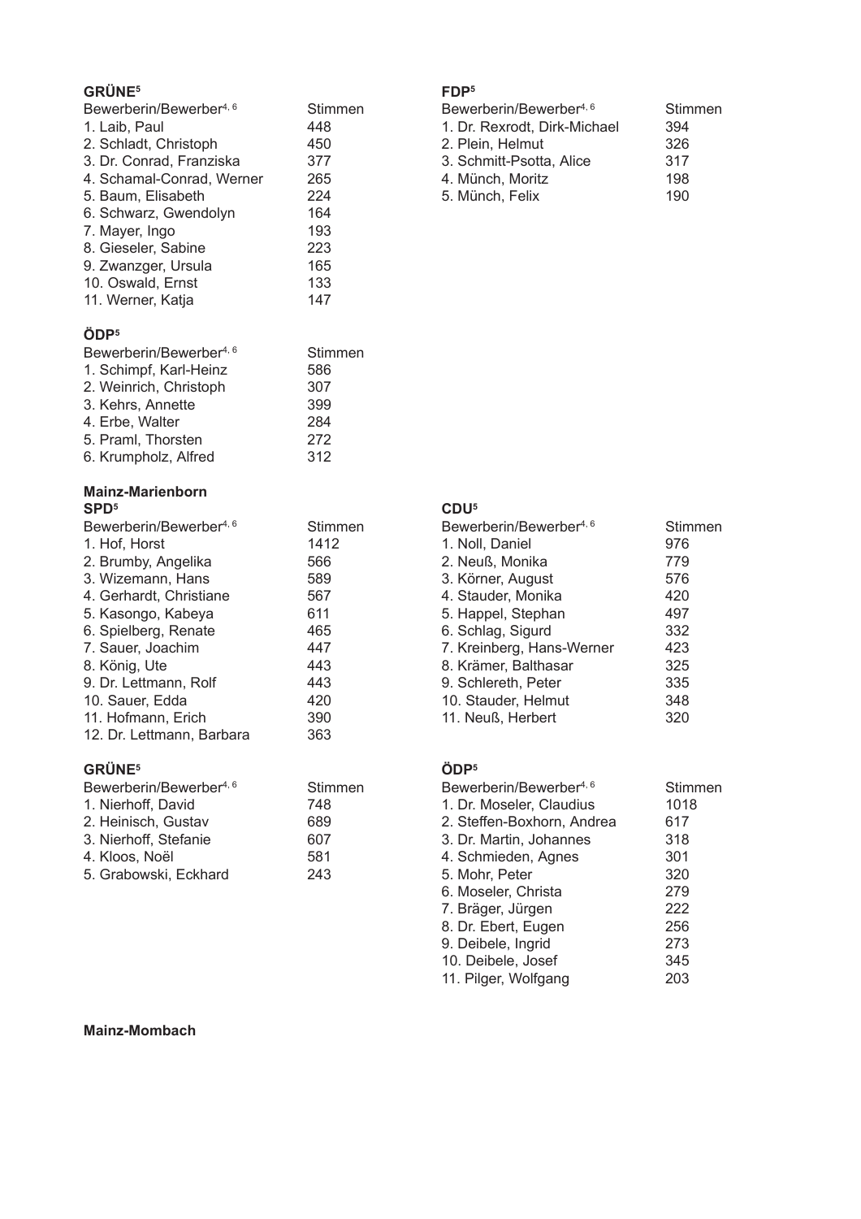**GRÜNE**[5]

| Bewerberin/Bewerber[4, 6] | Stimmen |
|---|---|
| 1. Laib, Paul | 448 |
| 2. Schladt, Christoph | 450 |
| 3. Dr. Conrad, Franziska | 377 |
| 4. Schamal-Conrad, Werner | 265 |
| 5. Baum, Elisabeth | 224 |
| 6. Schwarz, Gwendolyn | 164 |
| 7. Mayer, Ingo | 193 |
| 8. Gieseler, Sabine | 223 |
| 9. Zwanzger, Ursula | 165 |
| 10. Oswald, Ernst | 133 |
| 11. Werner, Katja | 147 |

**FDP**[5]

| Bewerberin/Bewerber[4, 6] | Stimmen |
|---|---|
| 1. Dr. Rexrodt, Dirk-Michael | 394 |
| 2. Plein, Helmut | 326 |
| 3. Schmitt-Psotta, Alice | 317 |
| 4. Münch, Moritz | 198 |
| 5. Münch, Felix | 190 |

**ÖDP**[5]

| Bewerberin/Bewerber[4, 6] | Stimmen |
|---|---|
| 1. Schimpf, Karl-Heinz | 586 |
| 2. Weinrich, Christoph | 307 |
| 3. Kehrs, Annette | 399 |
| 4. Erbe, Walter | 284 |
| 5. Praml, Thorsten | 272 |
| 6. Krumpholz, Alfred | 312 |

**Mainz-Marienborn**

**SPD**[5]

| Bewerberin/Bewerber[4, 6] | Stimmen |
|---|---|
| 1. Hof, Horst | 1412 |
| 2. Brumby, Angelika | 566 |
| 3. Wizemann, Hans | 589 |
| 4. Gerhardt, Christiane | 567 |
| 5. Kasongo, Kabeya | 611 |
| 6. Spielberg, Renate | 465 |
| 7. Sauer, Joachim | 447 |
| 8. König, Ute | 443 |
| 9. Dr. Lettmann, Rolf | 443 |
| 10. Sauer, Edda | 420 |
| 11. Hofmann, Erich | 390 |
| 12. Dr. Lettmann, Barbara | 363 |

**CDU**[5]

| Bewerberin/Bewerber[4, 6] | Stimmen |
|---|---|
| 1. Noll, Daniel | 976 |
| 2. Neuß, Monika | 779 |
| 3. Körner, August | 576 |
| 4. Stauder, Monika | 420 |
| 5. Happel, Stephan | 497 |
| 6. Schlag, Sigurd | 332 |
| 7. Kreinberg, Hans-Werner | 423 |
| 8. Krämer, Balthasar | 325 |
| 9. Schlereth, Peter | 335 |
| 10. Stauder, Helmut | 348 |
| 11. Neuß, Herbert | 320 |

**GRÜNE**[5]

| Bewerberin/Bewerber[4, 6] | Stimmen |
|---|---|
| 1. Nierhoff, David | 748 |
| 2. Heinisch, Gustav | 689 |
| 3. Nierhoff, Stefanie | 607 |
| 4. Kloos, Noël | 581 |
| 5. Grabowski, Eckhard | 243 |

**ÖDP**[5]

| Bewerberin/Bewerber[4, 6] | Stimmen |
|---|---|
| 1. Dr. Moseler, Claudius | 1018 |
| 2. Steffen-Boxhorn, Andrea | 617 |
| 3. Dr. Martin, Johannes | 318 |
| 4. Schmieden, Agnes | 301 |
| 5. Mohr, Peter | 320 |
| 6. Moseler, Christa | 279 |
| 7. Bräger, Jürgen | 222 |
| 8. Dr. Ebert, Eugen | 256 |
| 9. Deibele, Ingrid | 273 |
| 10. Deibele, Josef | 345 |
| 11. Pilger, Wolfgang | 203 |

**Mainz-Mombach**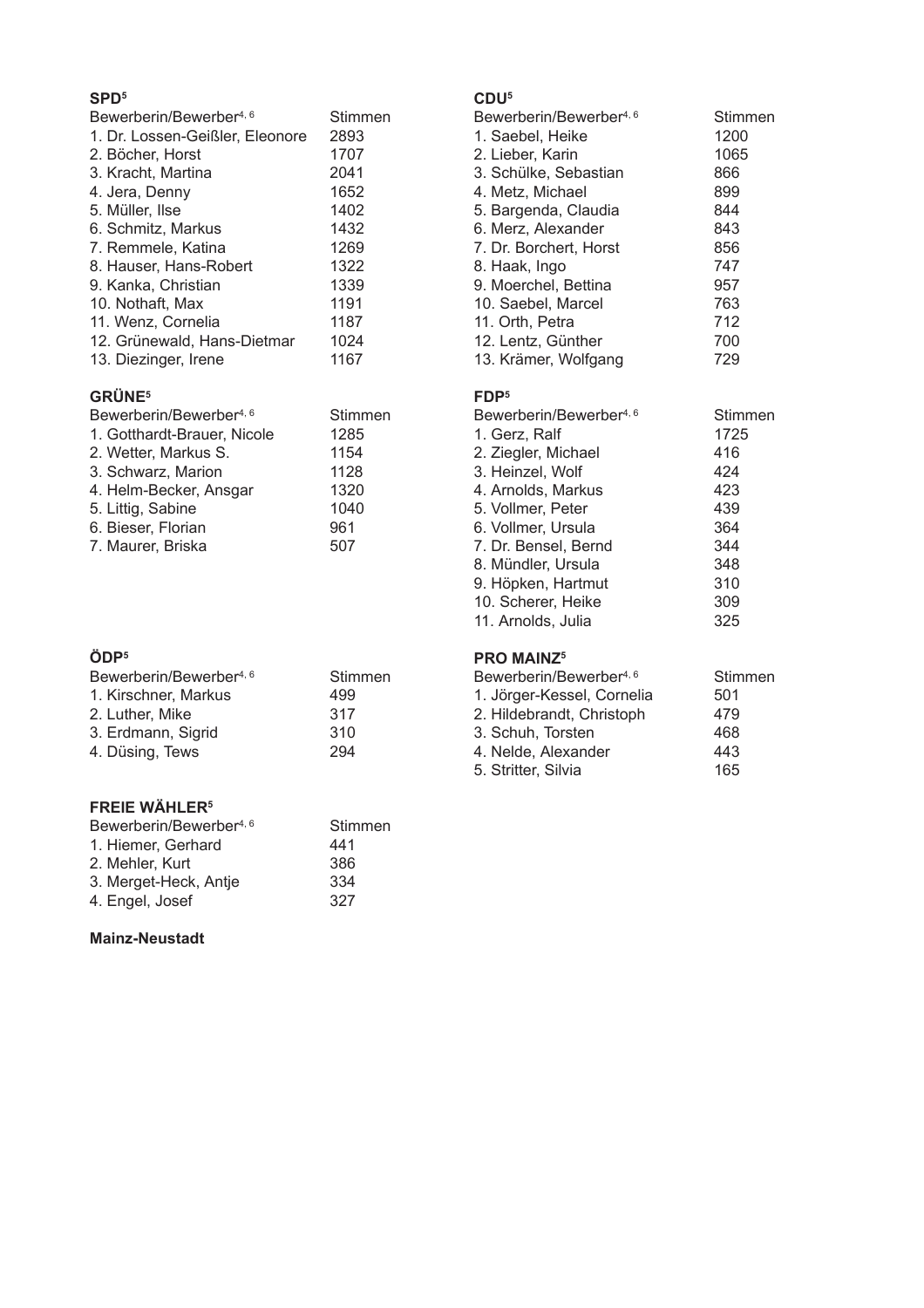### SPD[5]

| Bewerberin/Bewerber[4, 6] | Stimmen |
|---|---|
| 1. Dr. Lossen-Geißler, Eleonore | 2893 |
| 2. Böcher, Horst | 1707 |
| 3. Kracht, Martina | 2041 |
| 4. Jera, Denny | 1652 |
| 5. Müller, Ilse | 1402 |
| 6. Schmitz, Markus | 1432 |
| 7. Remmele, Katina | 1269 |
| 8. Hauser, Hans-Robert | 1322 |
| 9. Kanka, Christian | 1339 |
| 10. Nothaft, Max | 1191 |
| 11. Wenz, Cornelia | 1187 |
| 12. Grünewald, Hans-Dietmar | 1024 |
| 13. Diezinger, Irene | 1167 |

### CDU[5]

| Bewerberin/Bewerber[4, 6] | Stimmen |
|---|---|
| 1. Saebel, Heike | 1200 |
| 2. Lieber, Karin | 1065 |
| 3. Schülke, Sebastian | 866 |
| 4. Metz, Michael | 899 |
| 5. Bargenda, Claudia | 844 |
| 6. Merz, Alexander | 843 |
| 7. Dr. Borchert, Horst | 856 |
| 8. Haak, Ingo | 747 |
| 9. Moerchel, Bettina | 957 |
| 10. Saebel, Marcel | 763 |
| 11. Orth, Petra | 712 |
| 12. Lentz, Günther | 700 |
| 13. Krämer, Wolfgang | 729 |

### GRÜNE[5]

| Bewerberin/Bewerber[4, 6] | Stimmen |
|---|---|
| 1. Gotthardt-Brauer, Nicole | 1285 |
| 2. Wetter, Markus S. | 1154 |
| 3. Schwarz, Marion | 1128 |
| 4. Helm-Becker, Ansgar | 1320 |
| 5. Littig, Sabine | 1040 |
| 6. Bieser, Florian | 961 |
| 7. Maurer, Briska | 507 |

### FDP[5]

| Bewerberin/Bewerber[4, 6] | Stimmen |
|---|---|
| 1. Gerz, Ralf | 1725 |
| 2. Ziegler, Michael | 416 |
| 3. Heinzel, Wolf | 424 |
| 4. Arnolds, Markus | 423 |
| 5. Vollmer, Peter | 439 |
| 6. Vollmer, Ursula | 364 |
| 7. Dr. Bensel, Bernd | 344 |
| 8. Mündler, Ursula | 348 |
| 9. Höpken, Hartmut | 310 |
| 10. Scherer, Heike | 309 |
| 11. Arnolds, Julia | 325 |

### ÖDP[5]

| Bewerberin/Bewerber[4, 6] | Stimmen |
|---|---|
| 1. Kirschner, Markus | 499 |
| 2. Luther, Mike | 317 |
| 3. Erdmann, Sigrid | 310 |
| 4. Düsing, Tews | 294 |

### PRO MAINZ[5]

| Bewerberin/Bewerber[4, 6] | Stimmen |
|---|---|
| 1. Jörger-Kessel, Cornelia | 501 |
| 2. Hildebrandt, Christoph | 479 |
| 3. Schuh, Torsten | 468 |
| 4. Nelde, Alexander | 443 |
| 5. Stritter, Silvia | 165 |

### FREIE WÄHLER[5]

| Bewerberin/Bewerber[4, 6] | Stimmen |
|---|---|
| 1. Hiemer, Gerhard | 441 |
| 2. Mehler, Kurt | 386 |
| 3. Merget-Heck, Antje | 334 |
| 4. Engel, Josef | 327 |

**Mainz-Neustadt**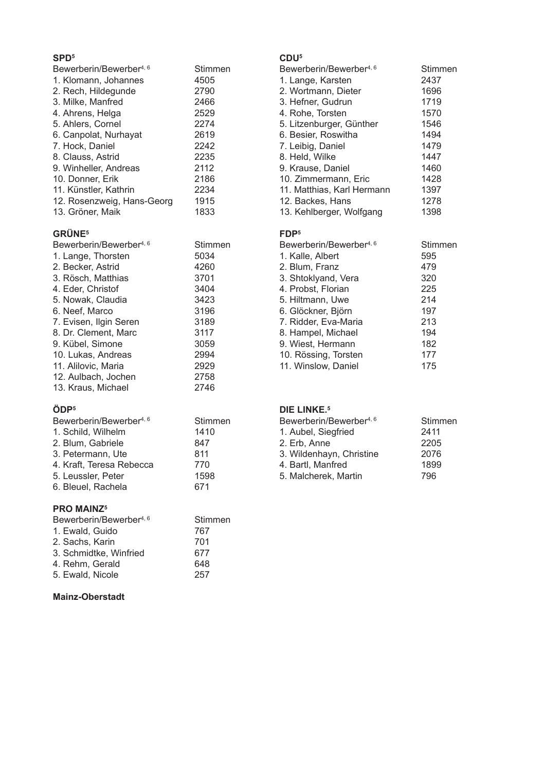**SPD[5]**

| Bewerberin/Bewerber[4, 6] | Stimmen |
| --- | --- |
| 1. Klomann, Johannes | 4505 |
| 2. Rech, Hildegunde | 2790 |
| 3. Milke, Manfred | 2466 |
| 4. Ahrens, Helga | 2529 |
| 5. Ahlers, Cornel | 2274 |
| 6. Canpolat, Nurhayat | 2619 |
| 7. Hock, Daniel | 2242 |
| 8. Clauss, Astrid | 2235 |
| 9. Winheller, Andreas | 2112 |
| 10. Donner, Erik | 2186 |
| 11. Künstler, Kathrin | 2234 |
| 12. Rosenzweig, Hans-Georg | 1915 |
| 13. Gröner, Maik | 1833 |

**CDU[5]**

| Bewerberin/Bewerber[4, 6] | Stimmen |
| --- | --- |
| 1. Lange, Karsten | 2437 |
| 2. Wortmann, Dieter | 1696 |
| 3. Hefner, Gudrun | 1719 |
| 4. Rohe, Torsten | 1570 |
| 5. Litzenburger, Günther | 1546 |
| 6. Besier, Roswitha | 1494 |
| 7. Leibig, Daniel | 1479 |
| 8. Held, Wilke | 1447 |
| 9. Krause, Daniel | 1460 |
| 10. Zimmermann, Eric | 1428 |
| 11. Matthias, Karl Hermann | 1397 |
| 12. Backes, Hans | 1278 |
| 13. Kehlberger, Wolfgang | 1398 |

**GRÜNE[5]**

| Bewerberin/Bewerber[4, 6] | Stimmen |
| --- | --- |
| 1. Lange, Thorsten | 5034 |
| 2. Becker, Astrid | 4260 |
| 3. Rösch, Matthias | 3701 |
| 4. Eder, Christof | 3404 |
| 5. Nowak, Claudia | 3423 |
| 6. Neef, Marco | 3196 |
| 7. Evisen, Ilgin Seren | 3189 |
| 8. Dr. Clement, Marc | 3117 |
| 9. Kübel, Simone | 3059 |
| 10. Lukas, Andreas | 2994 |
| 11. Alilovic, Maria | 2929 |
| 12. Aulbach, Jochen | 2758 |
| 13. Kraus, Michael | 2746 |

**FDP[5]**

| Bewerberin/Bewerber[4, 6] | Stimmen |
| --- | --- |
| 1. Kalle, Albert | 595 |
| 2. Blum, Franz | 479 |
| 3. Shtoklyand, Vera | 320 |
| 4. Probst, Florian | 225 |
| 5. Hiltmann, Uwe | 214 |
| 6. Glöckner, Björn | 197 |
| 7. Ridder, Eva-Maria | 213 |
| 8. Hampel, Michael | 194 |
| 9. Wiest, Hermann | 182 |
| 10. Rössing, Torsten | 177 |
| 11. Winslow, Daniel | 175 |

**ÖDP[5]**

| Bewerberin/Bewerber[4, 6] | Stimmen |
| --- | --- |
| 1. Schild, Wilhelm | 1410 |
| 2. Blum, Gabriele | 847 |
| 3. Petermann, Ute | 811 |
| 4. Kraft, Teresa Rebecca | 770 |
| 5. Leussler, Peter | 1598 |
| 6. Bleuel, Rachela | 671 |

**DIE LINKE.[5]**

| Bewerberin/Bewerber[4, 6] | Stimmen |
| --- | --- |
| 1. Aubel, Siegfried | 2411 |
| 2. Erb, Anne | 2205 |
| 3. Wildenhayn, Christine | 2076 |
| 4. Bartl, Manfred | 1899 |
| 5. Malcherek, Martin | 796 |

**PRO MAINZ[5]**

| Bewerberin/Bewerber[4, 6] | Stimmen |
| --- | --- |
| 1. Ewald, Guido | 767 |
| 2. Sachs, Karin | 701 |
| 3. Schmidtke, Winfried | 677 |
| 4. Rehm, Gerald | 648 |
| 5. Ewald, Nicole | 257 |

**Mainz-Oberstadt**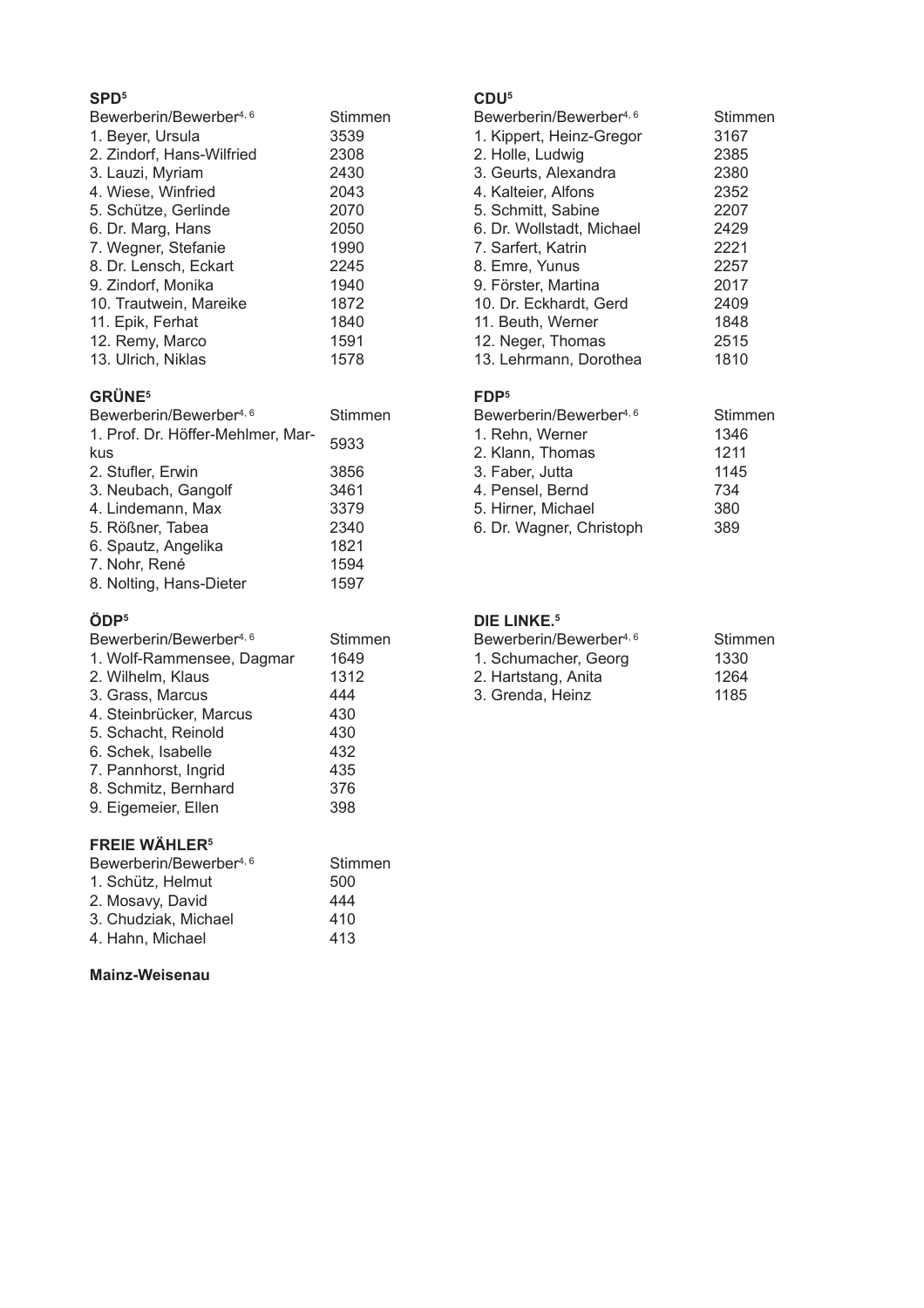### SPD[5]

| Bewerberin/Bewerber[4, 6] | Stimmen |
|---|---|
| 1. Beyer, Ursula | 3539 |
| 2. Zindorf, Hans-Wilfried | 2308 |
| 3. Lauzi, Myriam | 2430 |
| 4. Wiese, Winfried | 2043 |
| 5. Schütze, Gerlinde | 2070 |
| 6. Dr. Marg, Hans | 2050 |
| 7. Wegner, Stefanie | 1990 |
| 8. Dr. Lensch, Eckart | 2245 |
| 9. Zindorf, Monika | 1940 |
| 10. Trautwein, Mareike | 1872 |
| 11. Epik, Ferhat | 1840 |
| 12. Remy, Marco | 1591 |
| 13. Ulrich, Niklas | 1578 |

### CDU[5]

| Bewerberin/Bewerber[4, 6] | Stimmen |
|---|---|
| 1. Kippert, Heinz-Gregor | 3167 |
| 2. Holle, Ludwig | 2385 |
| 3. Geurts, Alexandra | 2380 |
| 4. Kalteier, Alfons | 2352 |
| 5. Schmitt, Sabine | 2207 |
| 6. Dr. Wollstadt, Michael | 2429 |
| 7. Sarfert, Katrin | 2221 |
| 8. Emre, Yunus | 2257 |
| 9. Förster, Martina | 2017 |
| 10. Dr. Eckhardt, Gerd | 2409 |
| 11. Beuth, Werner | 1848 |
| 12. Neger, Thomas | 2515 |
| 13. Lehrmann, Dorothea | 1810 |

### GRÜNE[5]

| Bewerberin/Bewerber[4, 6] | Stimmen |
|---|---|
| 1. Prof. Dr. Höffer-Mehlmer, Markus | 5933 |
| 2. Stufler, Erwin | 3856 |
| 3. Neubach, Gangolf | 3461 |
| 4. Lindemann, Max | 3379 |
| 5. Rößner, Tabea | 2340 |
| 6. Spautz, Angelika | 1821 |
| 7. Nohr, René | 1594 |
| 8. Nolting, Hans-Dieter | 1597 |

### FDP[5]

| Bewerberin/Bewerber[4, 6] | Stimmen |
|---|---|
| 1. Rehn, Werner | 1346 |
| 2. Klann, Thomas | 1211 |
| 3. Faber, Jutta | 1145 |
| 4. Pensel, Bernd | 734 |
| 5. Hirner, Michael | 380 |
| 6. Dr. Wagner, Christoph | 389 |

### ÖDP[5]

| Bewerberin/Bewerber[4, 6] | Stimmen |
|---|---|
| 1. Wolf-Rammensee, Dagmar | 1649 |
| 2. Wilhelm, Klaus | 1312 |
| 3. Grass, Marcus | 444 |
| 4. Steinbrücker, Marcus | 430 |
| 5. Schacht, Reinold | 430 |
| 6. Schek, Isabelle | 432 |
| 7. Pannhorst, Ingrid | 435 |
| 8. Schmitz, Bernhard | 376 |
| 9. Eigemeier, Ellen | 398 |

### DIE LINKE.[5]

| Bewerberin/Bewerber[4, 6] | Stimmen |
|---|---|
| 1. Schumacher, Georg | 1330 |
| 2. Hartstang, Anita | 1264 |
| 3. Grenda, Heinz | 1185 |

### FREIE WÄHLER[5]

| Bewerberin/Bewerber[4, 6] | Stimmen |
|---|---|
| 1. Schütz, Helmut | 500 |
| 2. Mosavy, David | 444 |
| 3. Chudziak, Michael | 410 |
| 4. Hahn, Michael | 413 |

**Mainz-Weisenau**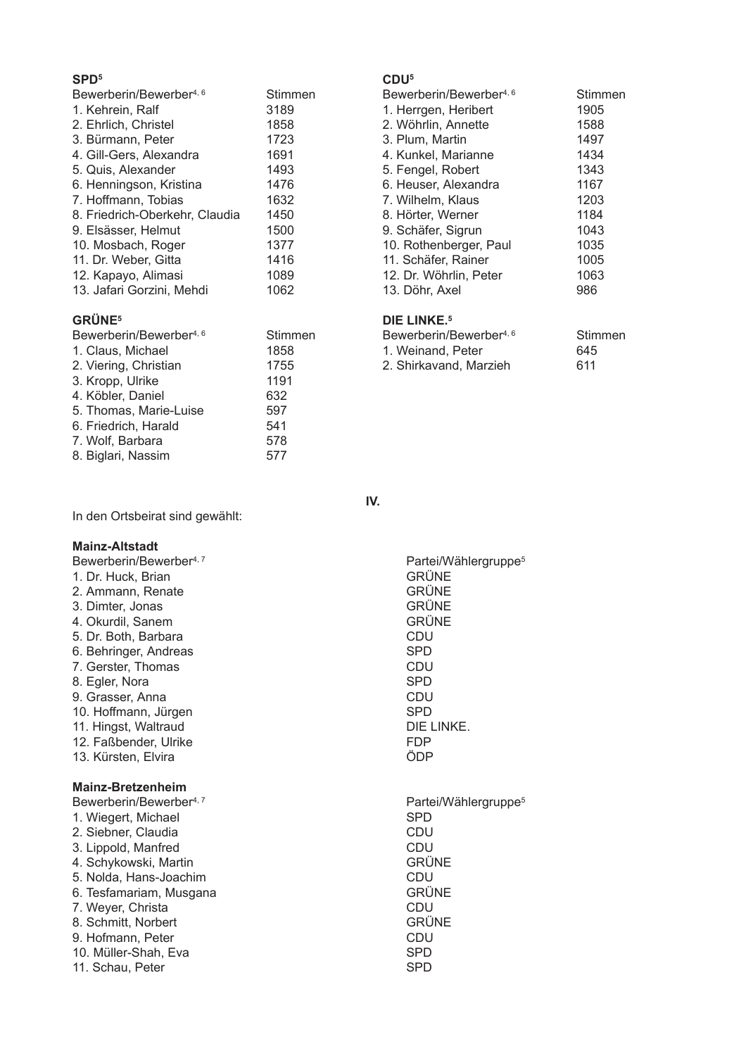### SPD[5]

| Bewerberin/Bewerber[4, 6] | Stimmen |
|---|---|
| 1. Kehrein, Ralf | 3189 |
| 2. Ehrlich, Christel | 1858 |
| 3. Bürmann, Peter | 1723 |
| 4. Gill-Gers, Alexandra | 1691 |
| 5. Quis, Alexander | 1493 |
| 6. Henningson, Kristina | 1476 |
| 7. Hoffmann, Tobias | 1632 |
| 8. Friedrich-Oberkehr, Claudia | 1450 |
| 9. Elsässer, Helmut | 1500 |
| 10. Mosbach, Roger | 1377 |
| 11. Dr. Weber, Gitta | 1416 |
| 12. Kapayo, Alimasi | 1089 |
| 13. Jafari Gorzini, Mehdi | 1062 |

### CDU[5]

| Bewerberin/Bewerber[4, 6] | Stimmen |
|---|---|
| 1. Herrgen, Heribert | 1905 |
| 2. Wöhrlin, Annette | 1588 |
| 3. Plum, Martin | 1497 |
| 4. Kunkel, Marianne | 1434 |
| 5. Fengel, Robert | 1343 |
| 6. Heuser, Alexandra | 1167 |
| 7. Wilhelm, Klaus | 1203 |
| 8. Hörter, Werner | 1184 |
| 9. Schäfer, Sigrun | 1043 |
| 10. Rothenberger, Paul | 1035 |
| 11. Schäfer, Rainer | 1005 |
| 12. Dr. Wöhrlin, Peter | 1063 |
| 13. Döhr, Axel | 986 |

### GRÜNE[5]

| Bewerberin/Bewerber[4, 6] | Stimmen |
|---|---|
| 1. Claus, Michael | 1858 |
| 2. Viering, Christian | 1755 |
| 3. Kropp, Ulrike | 1191 |
| 4. Köbler, Daniel | 632 |
| 5. Thomas, Marie-Luise | 597 |
| 6. Friedrich, Harald | 541 |
| 7. Wolf, Barbara | 578 |
| 8. Biglari, Nassim | 577 |

### DIE LINKE.[5]

| Bewerberin/Bewerber[4, 6] | Stimmen |
|---|---|
| 1. Weinand, Peter | 645 |
| 2. Shirkavand, Marzieh | 611 |

## IV.

In den Ortsbeirat sind gewählt:

### Mainz-Altstadt

| Bewerberin/Bewerber[4, 7] | Partei/Wählergruppe[5] |
|---|---|
| 1. Dr. Huck, Brian | GRÜNE |
| 2. Ammann, Renate | GRÜNE |
| 3. Dimter, Jonas | GRÜNE |
| 4. Okurdil, Sanem | GRÜNE |
| 5. Dr. Both, Barbara | CDU |
| 6. Behringer, Andreas | SPD |
| 7. Gerster, Thomas | CDU |
| 8. Egler, Nora | SPD |
| 9. Grasser, Anna | CDU |
| 10. Hoffmann, Jürgen | SPD |
| 11. Hingst, Waltraud | DIE LINKE. |
| 12. Faßbender, Ulrike | FDP |
| 13. Kürsten, Elvira | ÖDP |

### Mainz-Bretzenheim

| Bewerberin/Bewerber[4, 7] | Partei/Wählergruppe[5] |
|---|---|
| 1. Wiegert, Michael | SPD |
| 2. Siebner, Claudia | CDU |
| 3. Lippold, Manfred | CDU |
| 4. Schykowski, Martin | GRÜNE |
| 5. Nolda, Hans-Joachim | CDU |
| 6. Tesfamariam, Musgana | GRÜNE |
| 7. Weyer, Christa | CDU |
| 8. Schmitt, Norbert | GRÜNE |
| 9. Hofmann, Peter | CDU |
| 10. Müller-Shah, Eva | SPD |
| 11. Schau, Peter | SPD |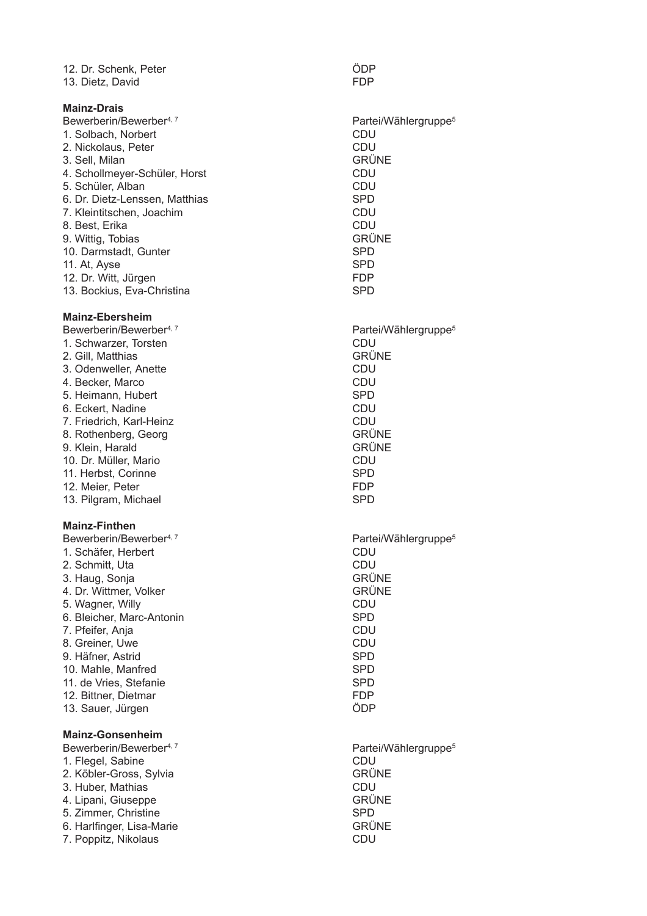| | |
|---|---|
| 12. Dr. Schenk, Peter | ÖDP |
| 13. Dietz, David | FDP |

**Mainz-Drais**

| Bewerberin/Bewerber[4, 7] | Partei/Wählergruppe[5] |
|---|---|
| 1. Solbach, Norbert | CDU |
| 2. Nickolaus, Peter | CDU |
| 3. Sell, Milan | GRÜNE |
| 4. Schollmeyer-Schüler, Horst | CDU |
| 5. Schüler, Alban | CDU |
| 6. Dr. Dietz-Lenssen, Matthias | SPD |
| 7. Kleintitschen, Joachim | CDU |
| 8. Best, Erika | CDU |
| 9. Wittig, Tobias | GRÜNE |
| 10. Darmstadt, Gunter | SPD |
| 11. At, Ayse | SPD |
| 12. Dr. Witt, Jürgen | FDP |
| 13. Bockius, Eva-Christina | SPD |

**Mainz-Ebersheim**

| Bewerberin/Bewerber[4, 7] | Partei/Wählergruppe[5] |
|---|---|
| 1. Schwarzer, Torsten | CDU |
| 2. Gill, Matthias | GRÜNE |
| 3. Odenweller, Anette | CDU |
| 4. Becker, Marco | CDU |
| 5. Heimann, Hubert | SPD |
| 6. Eckert, Nadine | CDU |
| 7. Friedrich, Karl-Heinz | CDU |
| 8. Rothenberg, Georg | GRÜNE |
| 9. Klein, Harald | GRÜNE |
| 10. Dr. Müller, Mario | CDU |
| 11. Herbst, Corinne | SPD |
| 12. Meier, Peter | FDP |
| 13. Pilgram, Michael | SPD |

**Mainz-Finthen**

| Bewerberin/Bewerber[4, 7] | Partei/Wählergruppe[5] |
|---|---|
| 1. Schäfer, Herbert | CDU |
| 2. Schmitt, Uta | CDU |
| 3. Haug, Sonja | GRÜNE |
| 4. Dr. Wittmer, Volker | GRÜNE |
| 5. Wagner, Willy | CDU |
| 6. Bleicher, Marc-Antonin | SPD |
| 7. Pfeifer, Anja | CDU |
| 8. Greiner, Uwe | CDU |
| 9. Häfner, Astrid | SPD |
| 10. Mahle, Manfred | SPD |
| 11. de Vries, Stefanie | SPD |
| 12. Bittner, Dietmar | FDP |
| 13. Sauer, Jürgen | ÖDP |

**Mainz-Gonsenheim**

| Bewerberin/Bewerber[4, 7] | Partei/Wählergruppe[5] |
|---|---|
| 1. Flegel, Sabine | CDU |
| 2. Köbler-Gross, Sylvia | GRÜNE |
| 3. Huber, Mathias | CDU |
| 4. Lipani, Giuseppe | GRÜNE |
| 5. Zimmer, Christine | SPD |
| 6. Harlfinger, Lisa-Marie | GRÜNE |
| 7. Poppitz, Nikolaus | CDU |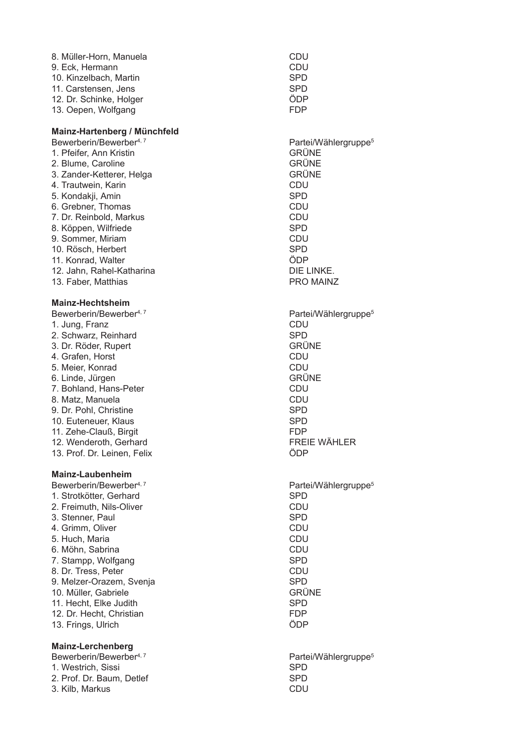| | |
|---|---|
| 8. Müller-Horn, Manuela | CDU |
| 9. Eck, Hermann | CDU |
| 10. Kinzelbach, Martin | SPD |
| 11. Carstensen, Jens | SPD |
| 12. Dr. Schinke, Holger | ÖDP |
| 13. Oepen, Wolfgang | FDP |

**Mainz-Hartenberg / Münchfeld**

| Bewerberin/Bewerber[4, 7] | Partei/Wählergruppe[5] |
|---|---|
| 1. Pfeifer, Ann Kristin | GRÜNE |
| 2. Blume, Caroline | GRÜNE |
| 3. Zander-Ketterer, Helga | GRÜNE |
| 4. Trautwein, Karin | CDU |
| 5. Kondakji, Amin | SPD |
| 6. Grebner, Thomas | CDU |
| 7. Dr. Reinbold, Markus | CDU |
| 8. Köppen, Wilfriede | SPD |
| 9. Sommer, Miriam | CDU |
| 10. Rösch, Herbert | SPD |
| 11. Konrad, Walter | ÖDP |
| 12. Jahn, Rahel-Katharina | DIE LINKE. |
| 13. Faber, Matthias | PRO MAINZ |

**Mainz-Hechtsheim**

| Bewerberin/Bewerber[4, 7] | Partei/Wählergruppe[5] |
|---|---|
| 1. Jung, Franz | CDU |
| 2. Schwarz, Reinhard | SPD |
| 3. Dr. Röder, Rupert | GRÜNE |
| 4. Grafen, Horst | CDU |
| 5. Meier, Konrad | CDU |
| 6. Linde, Jürgen | GRÜNE |
| 7. Bohland, Hans-Peter | CDU |
| 8. Matz, Manuela | CDU |
| 9. Dr. Pohl, Christine | SPD |
| 10. Euteneuer, Klaus | SPD |
| 11. Zehe-Clauß, Birgit | FDP |
| 12. Wenderoth, Gerhard | FREIE WÄHLER |
| 13. Prof. Dr. Leinen, Felix | ÖDP |

**Mainz-Laubenheim**

| Bewerberin/Bewerber[4, 7] | Partei/Wählergruppe[5] |
|---|---|
| 1. Strotkötter, Gerhard | SPD |
| 2. Freimuth, Nils-Oliver | CDU |
| 3. Stenner, Paul | SPD |
| 4. Grimm, Oliver | CDU |
| 5. Huch, Maria | CDU |
| 6. Möhn, Sabrina | CDU |
| 7. Stampp, Wolfgang | SPD |
| 8. Dr. Tress, Peter | CDU |
| 9. Melzer-Orazem, Svenja | SPD |
| 10. Müller, Gabriele | GRÜNE |
| 11. Hecht, Elke Judith | SPD |
| 12. Dr. Hecht, Christian | FDP |
| 13. Frings, Ulrich | ÖDP |

**Mainz-Lerchenberg**

| Bewerberin/Bewerber[4, 7] | Partei/Wählergruppe[5] |
|---|---|
| 1. Westrich, Sissi | SPD |
| 2. Prof. Dr. Baum, Detlef | SPD |
| 3. Kilb, Markus | CDU |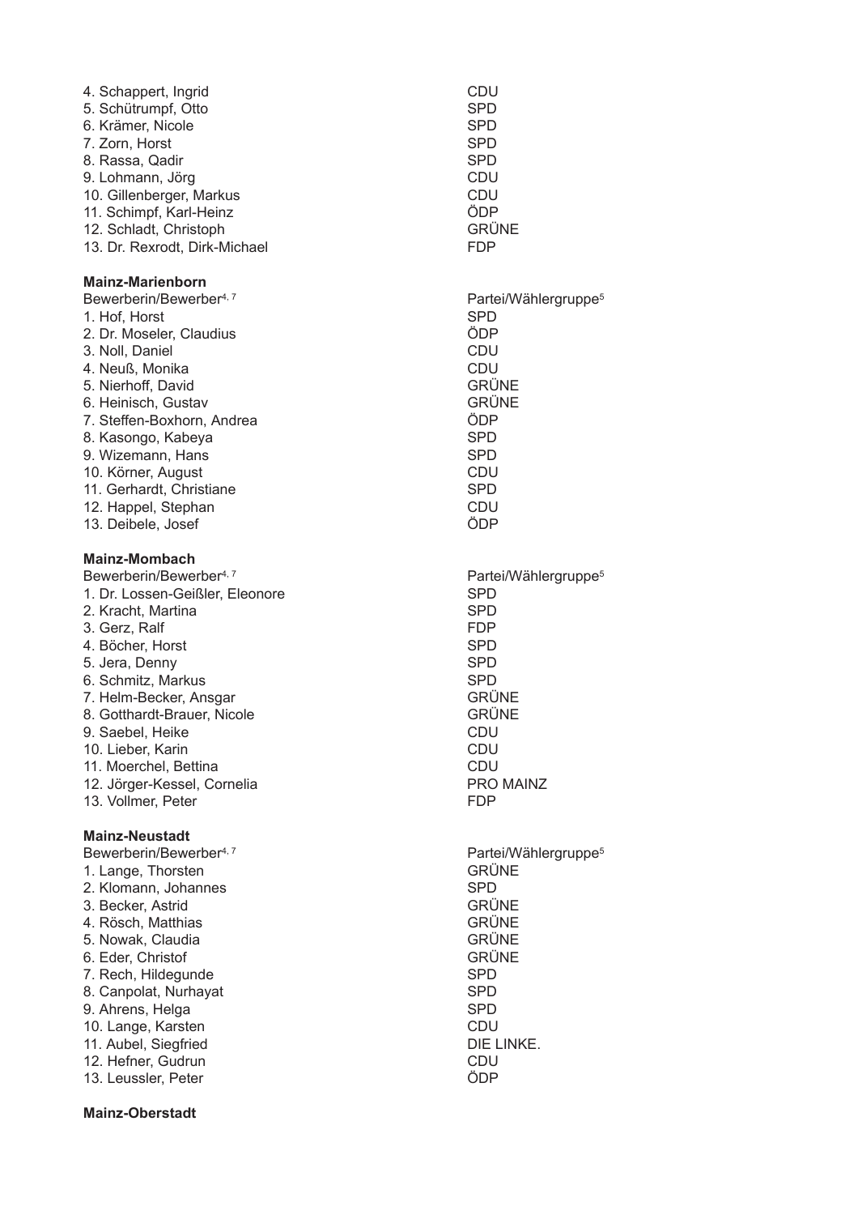| | |
|---|---|
| 4. Schappert, Ingrid | CDU |
| 5. Schütrumpf, Otto | SPD |
| 6. Krämer, Nicole | SPD |
| 7. Zorn, Horst | SPD |
| 8. Rassa, Qadir | SPD |
| 9. Lohmann, Jörg | CDU |
| 10. Gillenberger, Markus | CDU |
| 11. Schimpf, Karl-Heinz | ÖDP |
| 12. Schladt, Christoph | GRÜNE |
| 13. Dr. Rexrodt, Dirk-Michael | FDP |

**Mainz-Marienborn**

| Bewerberin/Bewerber[4, 7] | Partei/Wählergruppe[5] |
|---|---|
| 1. Hof, Horst | SPD |
| 2. Dr. Moseler, Claudius | ÖDP |
| 3. Noll, Daniel | CDU |
| 4. Neuß, Monika | CDU |
| 5. Nierhoff, David | GRÜNE |
| 6. Heinisch, Gustav | GRÜNE |
| 7. Steffen-Boxhorn, Andrea | ÖDP |
| 8. Kasongo, Kabeya | SPD |
| 9. Wizemann, Hans | SPD |
| 10. Körner, August | CDU |
| 11. Gerhardt, Christiane | SPD |
| 12. Happel, Stephan | CDU |
| 13. Deibele, Josef | ÖDP |

**Mainz-Mombach**

| Bewerberin/Bewerber[4, 7] | Partei/Wählergruppe[5] |
|---|---|
| 1. Dr. Lossen-Geißler, Eleonore | SPD |
| 2. Kracht, Martina | SPD |
| 3. Gerz, Ralf | FDP |
| 4. Böcher, Horst | SPD |
| 5. Jera, Denny | SPD |
| 6. Schmitz, Markus | SPD |
| 7. Helm-Becker, Ansgar | GRÜNE |
| 8. Gotthardt-Brauer, Nicole | GRÜNE |
| 9. Saebel, Heike | CDU |
| 10. Lieber, Karin | CDU |
| 11. Moerchel, Bettina | CDU |
| 12. Jörger-Kessel, Cornelia | PRO MAINZ |
| 13. Vollmer, Peter | FDP |

**Mainz-Neustadt**

| Bewerberin/Bewerber[4, 7] | Partei/Wählergruppe[5] |
|---|---|
| 1. Lange, Thorsten | GRÜNE |
| 2. Klomann, Johannes | SPD |
| 3. Becker, Astrid | GRÜNE |
| 4. Rösch, Matthias | GRÜNE |
| 5. Nowak, Claudia | GRÜNE |
| 6. Eder, Christof | GRÜNE |
| 7. Rech, Hildegunde | SPD |
| 8. Canpolat, Nurhayat | SPD |
| 9. Ahrens, Helga | SPD |
| 10. Lange, Karsten | CDU |
| 11. Aubel, Siegfried | DIE LINKE. |
| 12. Hefner, Gudrun | CDU |
| 13. Leussler, Peter | ÖDP |

**Mainz-Oberstadt**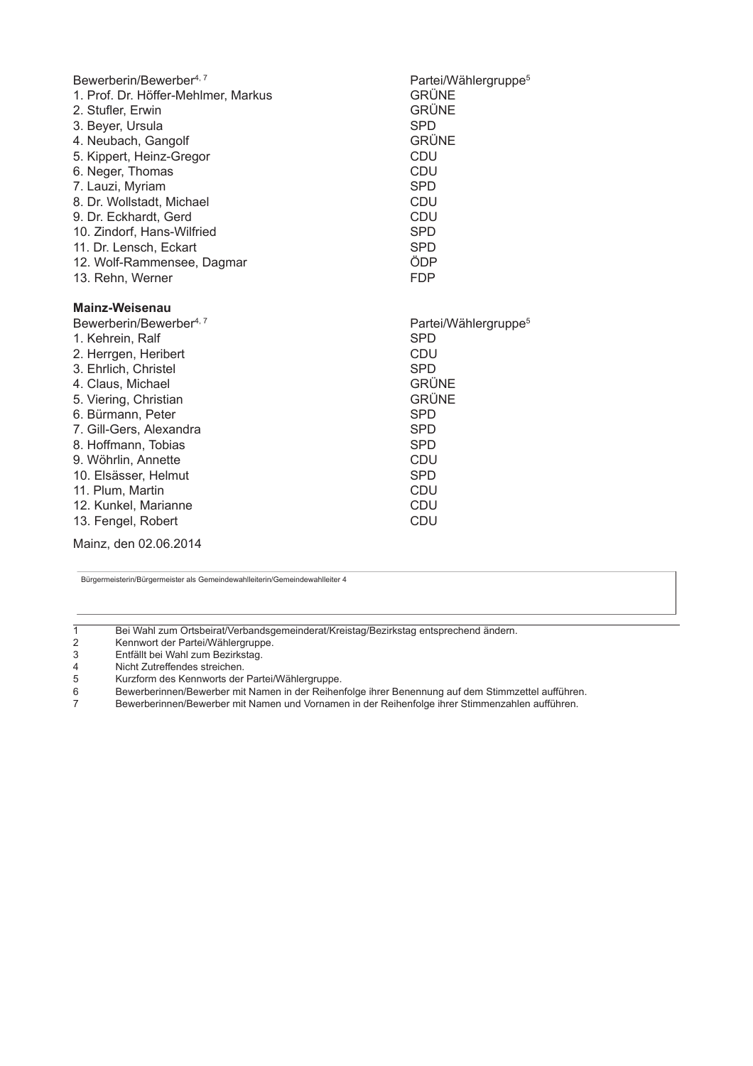| Bewerberin/Bewerber[4, 7] | Partei/Wählergruppe[5] |
|---|---|
| 1. Prof. Dr. Höffer-Mehlmer, Markus | GRÜNE |
| 2. Stufler, Erwin | GRÜNE |
| 3. Beyer, Ursula | SPD |
| 4. Neubach, Gangolf | GRÜNE |
| 5. Kippert, Heinz-Gregor | CDU |
| 6. Neger, Thomas | CDU |
| 7. Lauzi, Myriam | SPD |
| 8. Dr. Wollstadt, Michael | CDU |
| 9. Dr. Eckhardt, Gerd | CDU |
| 10. Zindorf, Hans-Wilfried | SPD |
| 11. Dr. Lensch, Eckart | SPD |
| 12. Wolf-Rammensee, Dagmar | ÖDP |
| 13. Rehn, Werner | FDP |

**Mainz-Weisenau**

| Bewerberin/Bewerber[4, 7] | Partei/Wählergruppe[5] |
|---|---|
| 1. Kehrein, Ralf | SPD |
| 2. Herrgen, Heribert | CDU |
| 3. Ehrlich, Christel | SPD |
| 4. Claus, Michael | GRÜNE |
| 5. Viering, Christian | GRÜNE |
| 6. Bürmann, Peter | SPD |
| 7. Gill-Gers, Alexandra | SPD |
| 8. Hoffmann, Tobias | SPD |
| 9. Wöhrlin, Annette | CDU |
| 10. Elsässer, Helmut | SPD |
| 11. Plum, Martin | CDU |
| 12. Kunkel, Marianne | CDU |
| 13. Fengel, Robert | CDU |

Mainz, den 02.06.2014

Bürgermeisterin/Bürgermeister als Gemeindewahlleiterin/Gemeindewahlleiter 4

1 Bei Wahl zum Ortsbeirat/Verbandsgemeinderat/Kreistag/Bezirkstag entsprechend ändern.
2 Kennwort der Partei/Wählergruppe.
3 Entfällt bei Wahl zum Bezirkstag.
4 Nicht Zutreffendes streichen.
5 Kurzform des Kennworts der Partei/Wählergruppe.
6 Bewerberinnen/Bewerber mit Namen in der Reihenfolge ihrer Benennung auf dem Stimmzettel aufführen.
7 Bewerberinnen/Bewerber mit Namen und Vornamen in der Reihenfolge ihrer Stimmenzahlen aufführen.